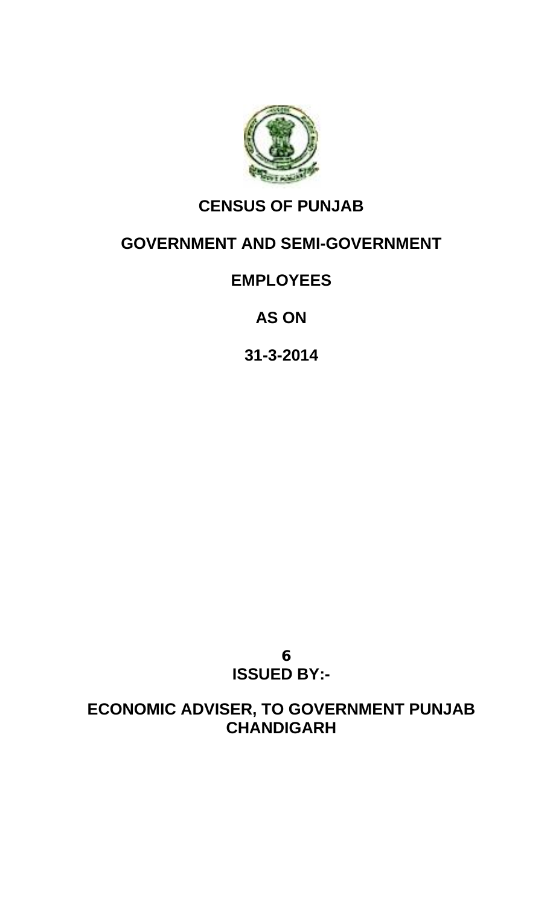# CENSUS OF PUNJAB

## GOVERNMENT AND SEMI-GOVERNMENT

## EMPLOYEES

## AS ON

## 31-3-2014

**6**

**ISSUED BY:-**

**ECONOMIC ADVISER, TO GOVERNMENT PUNJAB CHANDIGARH**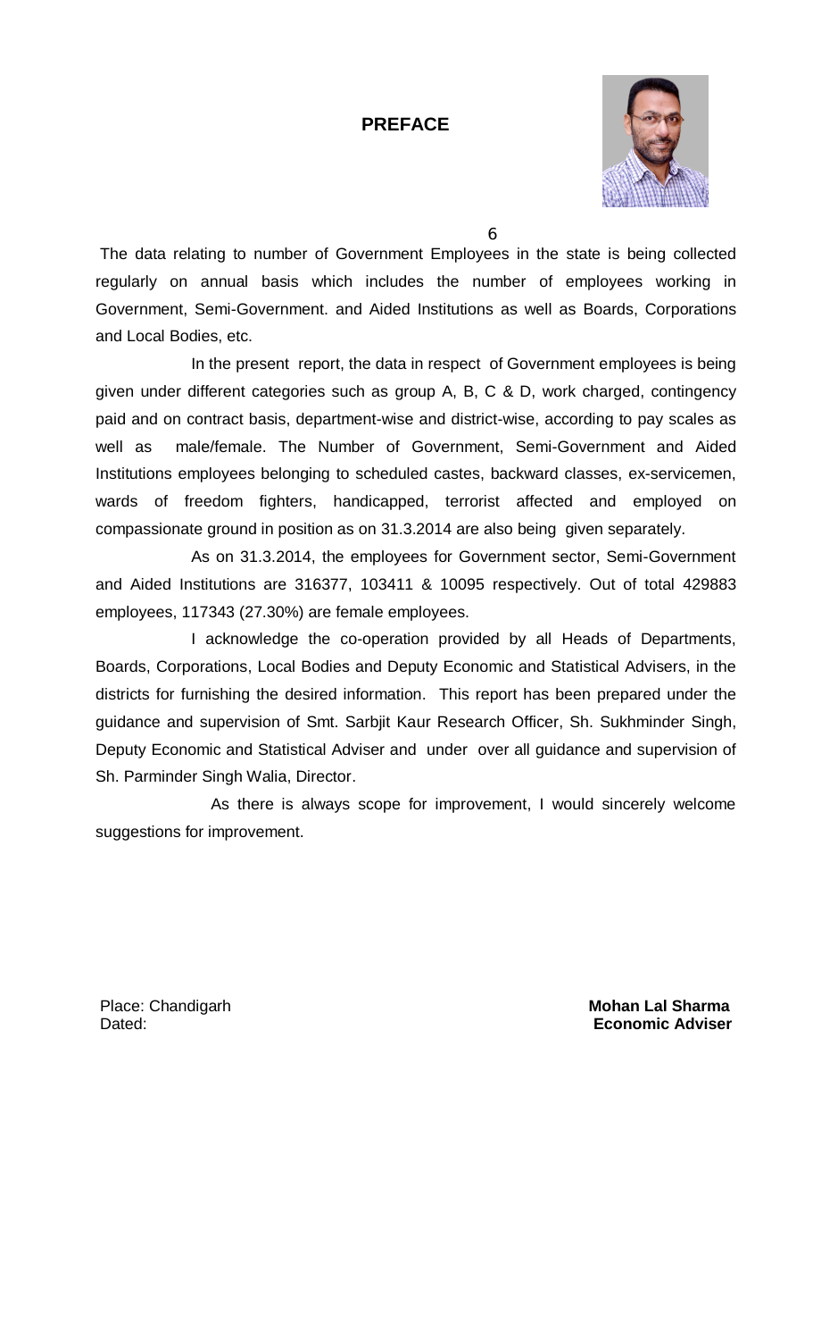# PREFACE

The data relating to number of Government Employees in the state is being collected regularly on annual basis which includes the number of employees working in Government, Semi-Government. and Aided Institutions as well as Boards, Corporations and Local Bodies, etc.

In the present report, the data in respect of Government employees is being given under different categories such as group A, B, C & D, work charged, contingency paid and on contract basis, department-wise and district-wise, according to pay scales as well as male/female. The Number of Government, Semi-Government and Aided Institutions employees belonging to scheduled castes, backward classes, ex-servicemen, wards of freedom fighters, handicapped, terrorist affected and employed on compassionate ground in position as on 31.3.2014 are also being given separately.

As on 31.3.2014, the employees for Government sector, Semi-Government and Aided Institutions are 316377, 103411 & 10095 respectively. Out of total 429883 employees, 117343 (27.30%) are female employees.

I acknowledge the co-operation provided by all Heads of Departments, Boards, Corporations, Local Bodies and Deputy Economic and Statistical Advisers, in the districts for furnishing the desired information. This report has been prepared under the guidance and supervision of Smt. Sarbjit Kaur Research Officer, Sh. Sukhminder Singh, Deputy Economic and Statistical Adviser and under over all guidance and supervision of Sh. Parminder Singh Walia, Director.

As there is always scope for improvement, I would sincerely welcome suggestions for improvement.

Place: Chandigarh
Dated:

**Mohan Lal Sharma**
**Economic Adviser**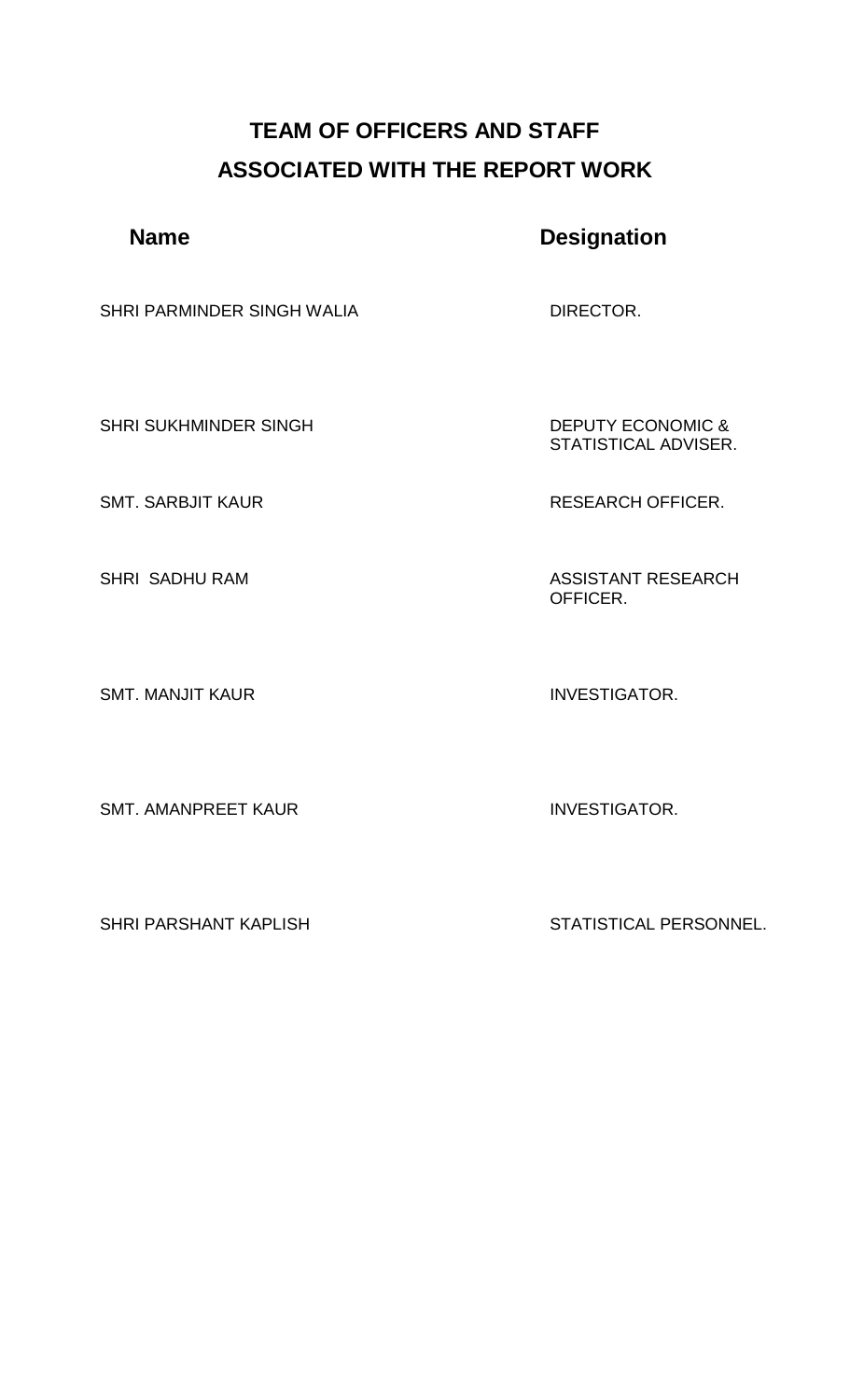# TEAM OF OFFICERS AND STAFF
# ASSOCIATED WITH THE REPORT WORK

| Name | Designation |
|---|---|
| SHRI PARMINDER SINGH WALIA | DIRECTOR. |
| SHRI SUKHMINDER SINGH | DEPUTY ECONOMIC & STATISTICAL ADVISER. |
| SMT. SARBJIT KAUR | RESEARCH OFFICER. |
| SHRI SADHU RAM | ASSISTANT RESEARCH OFFICER. |
| SMT. MANJIT KAUR | INVESTIGATOR. |
| SMT. AMANPREET KAUR | INVESTIGATOR. |
| SHRI PARSHANT KAPLISH | STATISTICAL PERSONNEL. |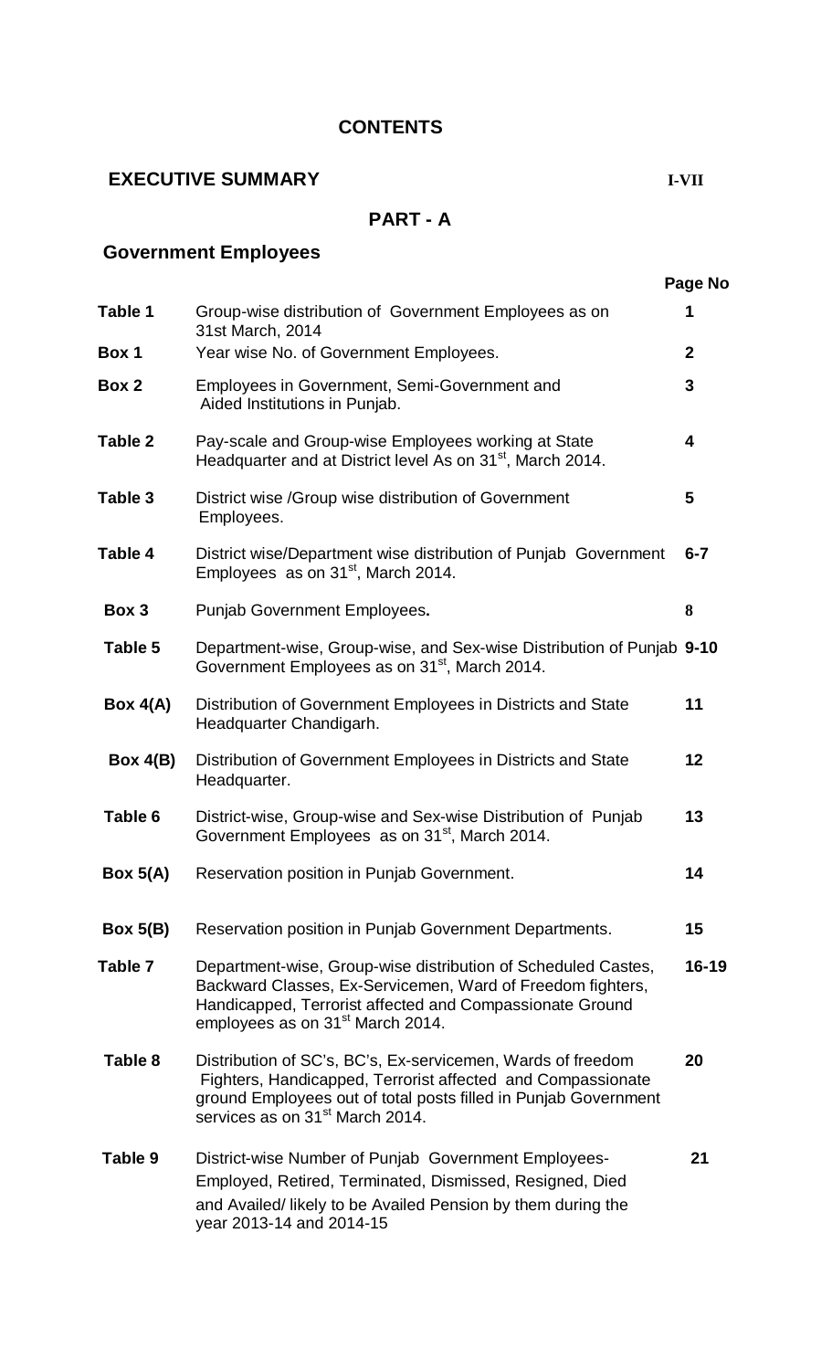# CONTENTS

**EXECUTIVE SUMMARY** I-VII

## PART - A

### Government Employees

| | | Page No |
|---|---|---|
| **Table 1** | Group-wise distribution of Government Employees as on 31st March, 2014 | **1** |
| **Box 1** | Year wise No. of Government Employees. | **2** |
| **Box 2** | Employees in Government, Semi-Government and Aided Institutions in Punjab. | **3** |
| **Table 2** | Pay-scale and Group-wise Employees working at State Headquarter and at District level As on 31st, March 2014. | **4** |
| **Table 3** | District wise /Group wise distribution of Government Employees. | **5** |
| **Table 4** | District wise/Department wise distribution of Punjab Government Employees as on 31st, March 2014. | **6-7** |
| **Box 3** | Punjab Government Employees**.** | **8** |
| **Table 5** | Department-wise, Group-wise, and Sex-wise Distribution of Punjab Government Employees as on 31st, March 2014. | **9-10** |
| **Box 4(A)** | Distribution of Government Employees in Districts and State Headquarter Chandigarh. | **11** |
| **Box 4(B)** | Distribution of Government Employees in Districts and State Headquarter. | **12** |
| **Table 6** | District-wise, Group-wise and Sex-wise Distribution of Punjab Government Employees as on 31st, March 2014. | **13** |
| **Box 5(A)** | Reservation position in Punjab Government. | **14** |
| **Box 5(B)** | Reservation position in Punjab Government Departments. | **15** |
| **Table 7** | Department-wise, Group-wise distribution of Scheduled Castes, Backward Classes, Ex-Servicemen, Ward of Freedom fighters, Handicapped, Terrorist affected and Compassionate Ground employees as on 31st March 2014. | **16-19** |
| **Table 8** | Distribution of SC's, BC's, Ex-servicemen, Wards of freedom Fighters, Handicapped, Terrorist affected and Compassionate ground Employees out of total posts filled in Punjab Government services as on 31st March 2014. | **20** |
| **Table 9** | District-wise Number of Punjab Government Employees-Employed, Retired, Terminated, Dismissed, Resigned, Died and Availed/ likely to be Availed Pension by them during the year 2013-14 and 2014-15 | **21** |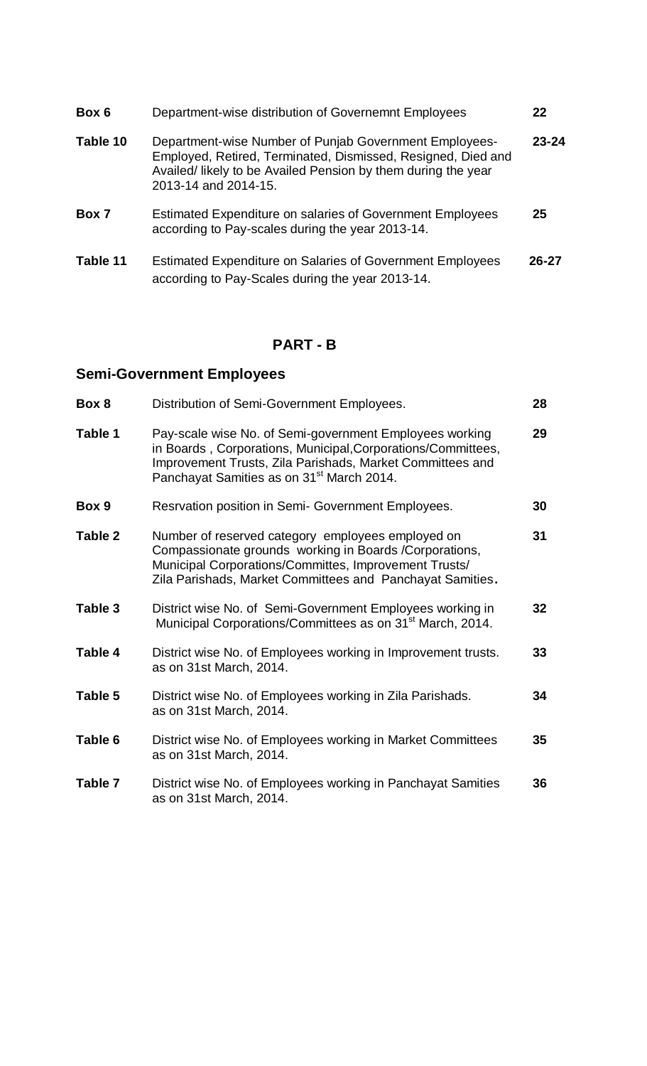| | | |
|---|---|---|
| **Box 6** | Department-wise distribution of Governemnt Employees | **22** |
| **Table 10** | Department-wise Number of Punjab Government Employees- Employed, Retired, Terminated, Dismissed, Resigned, Died and Availed/ likely to be Availed Pension by them during the year 2013-14 and 2014-15. | **23-24** |
| **Box 7** | Estimated Expenditure on salaries of Government Employees according to Pay-scales during the year 2013-14. | **25** |
| **Table 11** | Estimated Expenditure on Salaries of Government Employees according to Pay-Scales during the year 2013-14. | **26-27** |

## PART - B

### Semi-Government Employees

| | | |
|---|---|---|
| **Box 8** | Distribution of Semi-Government Employees. | **28** |
| **Table 1** | Pay-scale wise No. of Semi-government Employees working in Boards , Corporations, Municipal,Corporations/Committees, Improvement Trusts, Zila Parishads, Market Committees and Panchayat Samities as on 31st March 2014. | **29** |
| **Box 9** | Resrvation position in Semi- Government Employees. | **30** |
| **Table 2** | Number of reserved category employees employed on Compassionate grounds working in Boards /Corporations, Municipal Corporations/Committes, Improvement Trusts/ Zila Parishads, Market Committees and Panchayat Samities**.** | **31** |
| **Table 3** | District wise No. of Semi-Government Employees working in Municipal Corporations/Committees as on 31st March, 2014. | **32** |
| **Table 4** | District wise No. of Employees working in Improvement trusts. as on 31st March, 2014. | **33** |
| **Table 5** | District wise No. of Employees working in Zila Parishads. as on 31st March, 2014. | **34** |
| **Table 6** | District wise No. of Employees working in Market Committees as on 31st March, 2014. | **35** |
| **Table 7** | District wise No. of Employees working in Panchayat Samities as on 31st March, 2014. | **36** |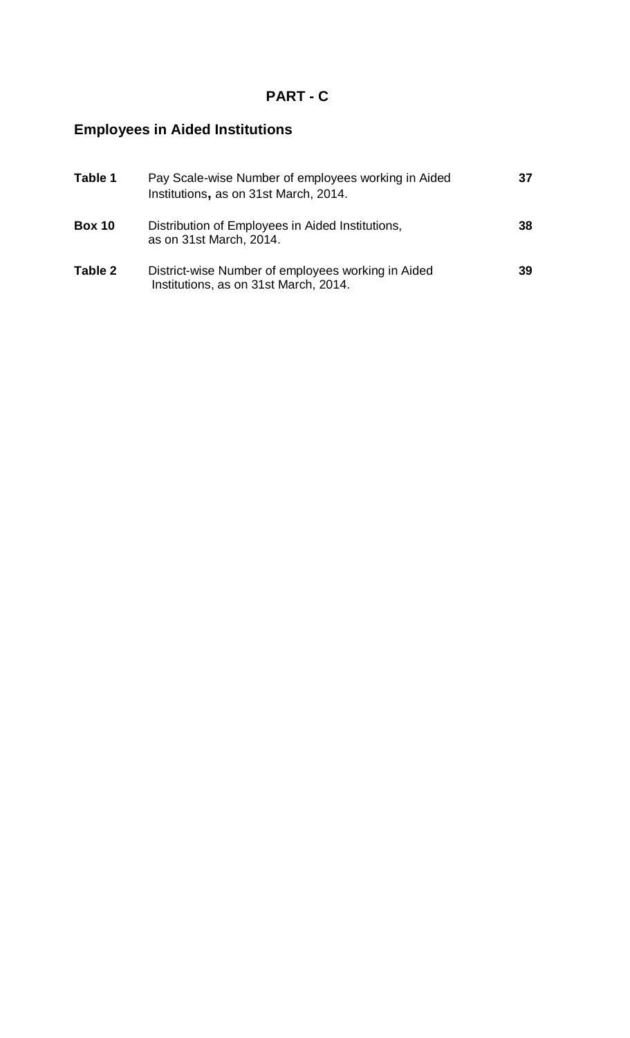# PART - C

## Employees in Aided Institutions

| | | |
|---|---|---|
| **Table 1** | Pay Scale-wise Number of employees working in Aided Institutions, as on 31st March, 2014. | **37** |
| **Box 10** | Distribution of Employees in Aided Institutions, as on 31st March, 2014. | **38** |
| **Table 2** | District-wise Number of employees working in Aided Institutions, as on 31st March, 2014. | **39** |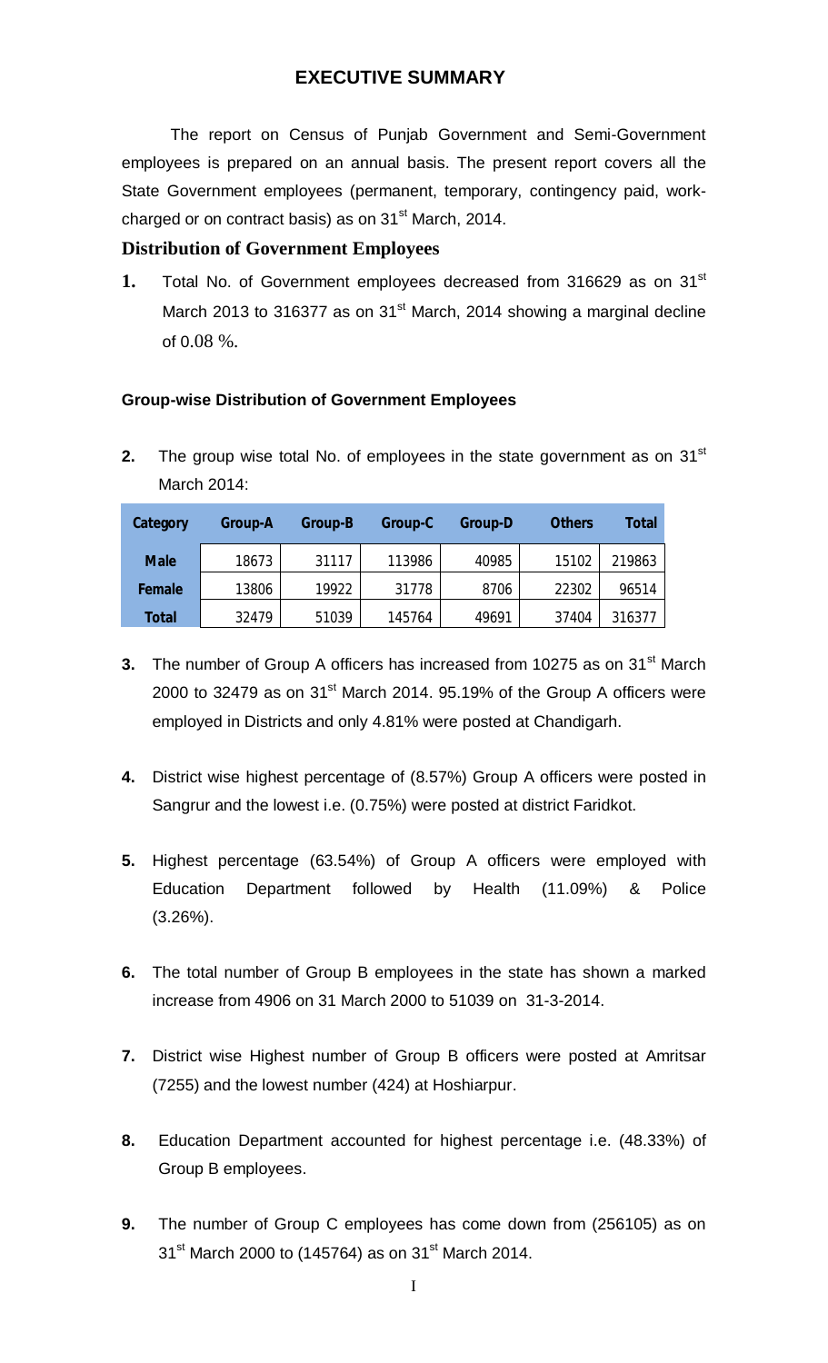# EXECUTIVE SUMMARY

The report on Census of Punjab Government and Semi-Government employees is prepared on an annual basis. The present report covers all the State Government employees (permanent, temporary, contingency paid, work-charged or on contract basis) as on 31st March, 2014.

### Distribution of Government Employees

1. Total No. of Government employees decreased from 316629 as on 31st March 2013 to 316377 as on 31st March, 2014 showing a marginal decline of 0.08 %.

#### Group-wise Distribution of Government Employees

2. The group wise total No. of employees in the state government as on 31st March 2014:

| Category | Group-A | Group-B | Group-C | Group-D | Others | Total |
|---|---|---|---|---|---|---|
| Male | 18673 | 31117 | 113986 | 40985 | 15102 | 219863 |
| Female | 13806 | 19922 | 31778 | 8706 | 22302 | 96514 |
| Total | 32479 | 51039 | 145764 | 49691 | 37404 | 316377 |

3. The number of Group A officers has increased from 10275 as on 31st March 2000 to 32479 as on 31st March 2014. 95.19% of the Group A officers were employed in Districts and only 4.81% were posted at Chandigarh.

4. District wise highest percentage of (8.57%) Group A officers were posted in Sangrur and the lowest i.e. (0.75%) were posted at district Faridkot.

5. Highest percentage (63.54%) of Group A officers were employed with Education Department followed by Health (11.09%) & Police (3.26%).

6. The total number of Group B employees in the state has shown a marked increase from 4906 on 31 March 2000 to 51039 on 31-3-2014.

7. District wise Highest number of Group B officers were posted at Amritsar (7255) and the lowest number (424) at Hoshiarpur.

8. Education Department accounted for highest percentage i.e. (48.33%) of Group B employees.

9. The number of Group C employees has come down from (256105) as on 31st March 2000 to (145764) as on 31st March 2014.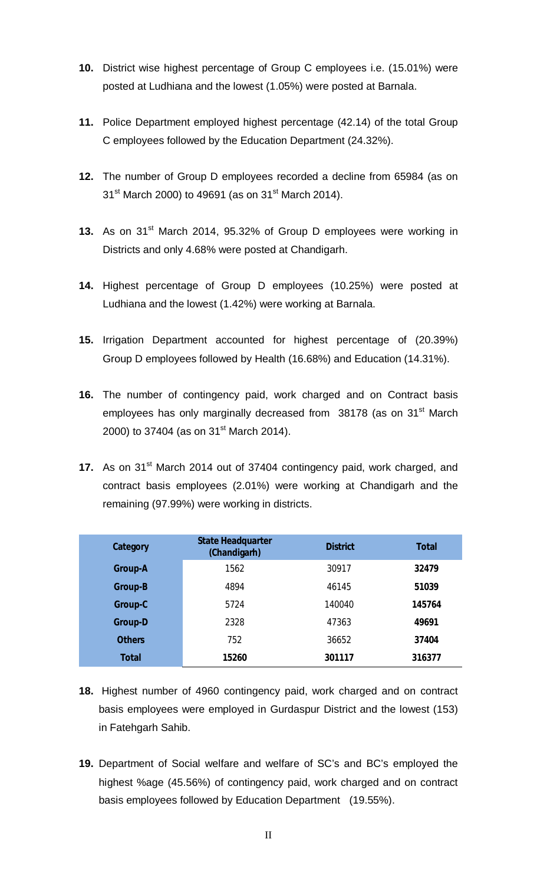**10.** District wise highest percentage of Group C employees i.e. (15.01%) were posted at Ludhiana and the lowest (1.05%) were posted at Barnala.

**11.** Police Department employed highest percentage (42.14) of the total Group C employees followed by the Education Department (24.32%).

**12.** The number of Group D employees recorded a decline from 65984 (as on 31st March 2000) to 49691 (as on 31st March 2014).

**13.** As on 31st March 2014, 95.32% of Group D employees were working in Districts and only 4.68% were posted at Chandigarh.

**14.** Highest percentage of Group D employees (10.25%) were posted at Ludhiana and the lowest (1.42%) were working at Barnala.

**15.** Irrigation Department accounted for highest percentage of (20.39%) Group D employees followed by Health (16.68%) and Education (14.31%).

**16.** The number of contingency paid, work charged and on Contract basis employees has only marginally decreased from 38178 (as on 31st March 2000) to 37404 (as on 31st March 2014).

**17.** As on 31st March 2014 out of 37404 contingency paid, work charged, and contract basis employees (2.01%) were working at Chandigarh and the remaining (97.99%) were working in districts.

| Category | State Headquarter (Chandigarh) | District | Total |
|---|---|---|---|
| Group-A | 1562 | 30917 | **32479** |
| Group-B | 4894 | 46145 | **51039** |
| Group-C | 5724 | 140040 | **145764** |
| Group-D | 2328 | 47363 | **49691** |
| Others | 752 | 36652 | **37404** |
| **Total** | **15260** | **301117** | **316377** |

**18.** Highest number of 4960 contingency paid, work charged and on contract basis employees were employed in Gurdaspur District and the lowest (153) in Fatehgarh Sahib.

**19.** Department of Social welfare and welfare of SC's and BC's employed the highest %age (45.56%) of contingency paid, work charged and on contract basis employees followed by Education Department (19.55%).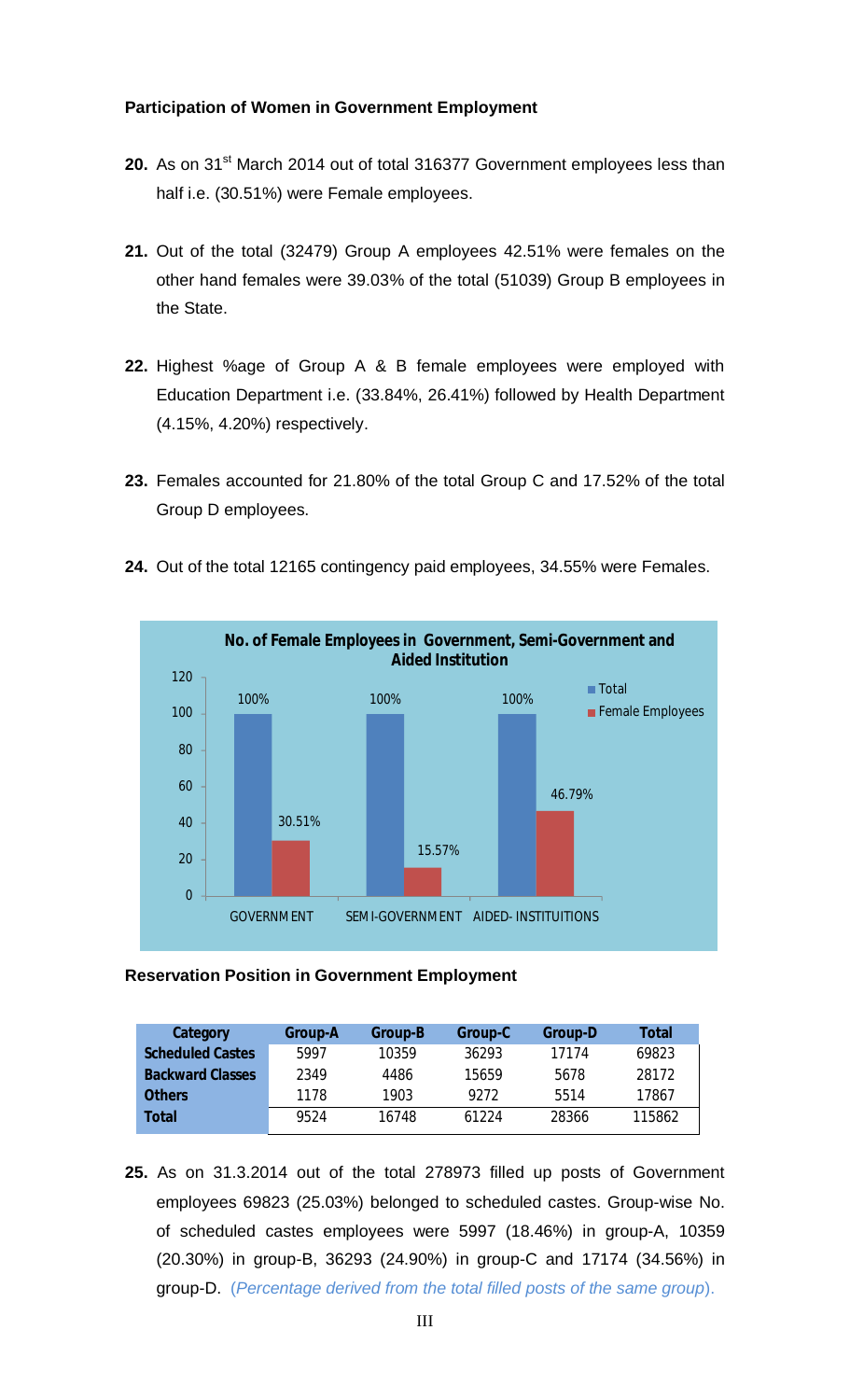**Participation of Women in Government Employment**

**20.** As on 31st March 2014 out of total 316377 Government employees less than half i.e. (30.51%) were Female employees.

**21.** Out of the total (32479) Group A employees 42.51% were females on the other hand females were 39.03% of the total (51039) Group B employees in the State.

**22.** Highest %age of Group A & B female employees were employed with Education Department i.e. (33.84%, 26.41%) followed by Health Department (4.15%, 4.20%) respectively.

**23.** Females accounted for 21.80% of the total Group C and 17.52% of the total Group D employees.

**24.** Out of the total 12165 contingency paid employees, 34.55% were Females.

**No. of Female Employees in Government, Semi-Government and Aided Institution**

| | Total | Female Employees |
|---|---|---|
| GOVERNMENT | 100% | 30.51% |
| SEMI-GOVERNMENT | 100% | 15.57% |
| AIDED- INSTITUITIONS | 100% | 46.79% |

**Reservation Position in Government Employment**

| Category | Group-A | Group-B | Group-C | Group-D | Total |
|---|---|---|---|---|---|
| Scheduled Castes | 5997 | 10359 | 36293 | 17174 | 69823 |
| Backward Classes | 2349 | 4486 | 15659 | 5678 | 28172 |
| Others | 1178 | 1903 | 9272 | 5514 | 17867 |
| Total | 9524 | 16748 | 61224 | 28366 | 115862 |

**25.** As on 31.3.2014 out of the total 278973 filled up posts of Government employees 69823 (25.03%) belonged to scheduled castes. Group-wise No. of scheduled castes employees were 5997 (18.46%) in group-A, 10359 (20.30%) in group-B, 36293 (24.90%) in group-C and 17174 (34.56%) in group-D. (*Percentage derived from the total filled posts of the same group*).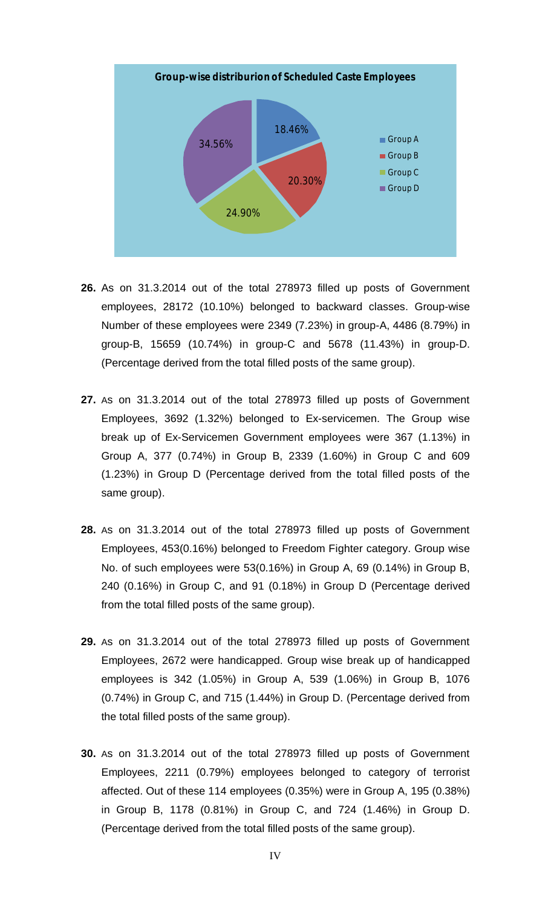**Group-wise distriburion of Scheduled Caste Employees**

| Group | Percentage |
|---|---|
| Group A | 18.46% |
| Group B | 20.30% |
| Group C | 24.90% |
| Group D | 34.56% |

**26.** As on 31.3.2014 out of the total 278973 filled up posts of Government employees, 28172 (10.10%) belonged to backward classes. Group-wise Number of these employees were 2349 (7.23%) in group-A, 4486 (8.79%) in group-B, 15659 (10.74%) in group-C and 5678 (11.43%) in group-D. (Percentage derived from the total filled posts of the same group).

**27.** As on 31.3.2014 out of the total 278973 filled up posts of Government Employees, 3692 (1.32%) belonged to Ex-servicemen. The Group wise break up of Ex-Servicemen Government employees were 367 (1.13%) in Group A, 377 (0.74%) in Group B, 2339 (1.60%) in Group C and 609 (1.23%) in Group D (Percentage derived from the total filled posts of the same group).

**28.** As on 31.3.2014 out of the total 278973 filled up posts of Government Employees, 453(0.16%) belonged to Freedom Fighter category. Group wise No. of such employees were 53(0.16%) in Group A, 69 (0.14%) in Group B, 240 (0.16%) in Group C, and 91 (0.18%) in Group D (Percentage derived from the total filled posts of the same group).

**29.** As on 31.3.2014 out of the total 278973 filled up posts of Government Employees, 2672 were handicapped. Group wise break up of handicapped employees is 342 (1.05%) in Group A, 539 (1.06%) in Group B, 1076 (0.74%) in Group C, and 715 (1.44%) in Group D. (Percentage derived from the total filled posts of the same group).

**30.** As on 31.3.2014 out of the total 278973 filled up posts of Government Employees, 2211 (0.79%) employees belonged to category of terrorist affected. Out of these 114 employees (0.35%) were in Group A, 195 (0.38%) in Group B, 1178 (0.81%) in Group C, and 724 (1.46%) in Group D. (Percentage derived from the total filled posts of the same group).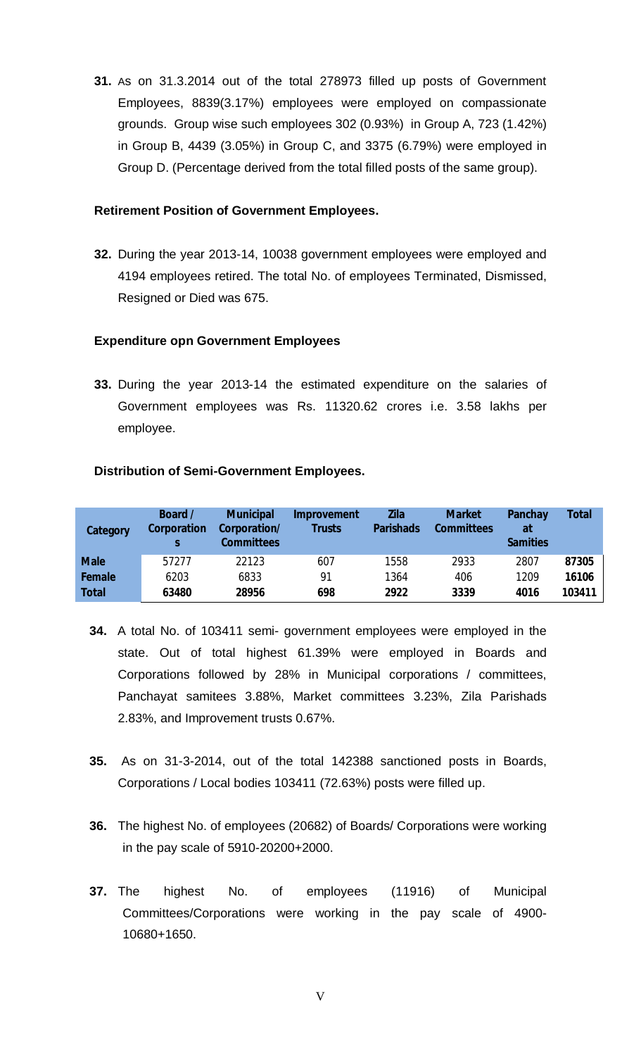**31.** As on 31.3.2014 out of the total 278973 filled up posts of Government Employees, 8839(3.17%) employees were employed on compassionate grounds. Group wise such employees 302 (0.93%) in Group A, 723 (1.42%) in Group B, 4439 (3.05%) in Group C, and 3375 (6.79%) were employed in Group D. (Percentage derived from the total filled posts of the same group).

**Retirement Position of Government Employees.**

**32.** During the year 2013-14, 10038 government employees were employed and 4194 employees retired. The total No. of employees Terminated, Dismissed, Resigned or Died was 675.

**Expenditure opn Government Employees**

**33.** During the year 2013-14 the estimated expenditure on the salaries of Government employees was Rs. 11320.62 crores i.e. 3.58 lakhs per employee.

**Distribution of Semi-Government Employees.**

| Category | Board / Corporations | Municipal Corporation/ Committees | Improvement Trusts | Zila Parishads | Market Committees | Panchayat Samities | Total |
|---|---|---|---|---|---|---|---|
| Male | 57277 | 22123 | 607 | 1558 | 2933 | 2807 | **87305** |
| Female | 6203 | 6833 | 91 | 1364 | 406 | 1209 | **16106** |
| Total | **63480** | **28956** | **698** | **2922** | **3339** | **4016** | **103411** |

**34.** A total No. of 103411 semi- government employees were employed in the state. Out of total highest 61.39% were employed in Boards and Corporations followed by 28% in Municipal corporations / committees, Panchayat samitees 3.88%, Market committees 3.23%, Zila Parishads 2.83%, and Improvement trusts 0.67%.

**35.** As on 31-3-2014, out of the total 142388 sanctioned posts in Boards, Corporations / Local bodies 103411 (72.63%) posts were filled up.

**36.** The highest No. of employees (20682) of Boards/ Corporations were working in the pay scale of 5910-20200+2000.

**37.** The highest No. of employees (11916) of Municipal Committees/Corporations were working in the pay scale of 4900-10680+1650.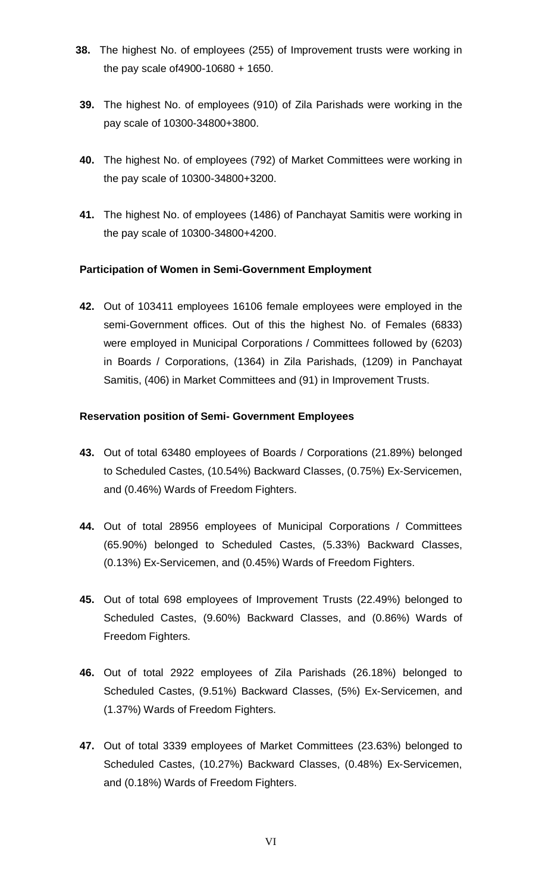**38.** The highest No. of employees (255) of Improvement trusts were working in the pay scale of4900-10680 + 1650.

**39.** The highest No. of employees (910) of Zila Parishads were working in the pay scale of 10300-34800+3800.

**40.** The highest No. of employees (792) of Market Committees were working in the pay scale of 10300-34800+3200.

**41.** The highest No. of employees (1486) of Panchayat Samitis were working in the pay scale of 10300-34800+4200.

**Participation of Women in Semi-Government Employment**

**42.** Out of 103411 employees 16106 female employees were employed in the semi-Government offices. Out of this the highest No. of Females (6833) were employed in Municipal Corporations / Committees followed by (6203) in Boards / Corporations, (1364) in Zila Parishads, (1209) in Panchayat Samitis, (406) in Market Committees and (91) in Improvement Trusts.

**Reservation position of Semi- Government Employees**

**43.** Out of total 63480 employees of Boards / Corporations (21.89%) belonged to Scheduled Castes, (10.54%) Backward Classes, (0.75%) Ex-Servicemen, and (0.46%) Wards of Freedom Fighters.

**44.** Out of total 28956 employees of Municipal Corporations / Committees (65.90%) belonged to Scheduled Castes, (5.33%) Backward Classes, (0.13%) Ex-Servicemen, and (0.45%) Wards of Freedom Fighters.

**45.** Out of total 698 employees of Improvement Trusts (22.49%) belonged to Scheduled Castes, (9.60%) Backward Classes, and (0.86%) Wards of Freedom Fighters.

**46.** Out of total 2922 employees of Zila Parishads (26.18%) belonged to Scheduled Castes, (9.51%) Backward Classes, (5%) Ex-Servicemen, and (1.37%) Wards of Freedom Fighters.

**47.** Out of total 3339 employees of Market Committees (23.63%) belonged to Scheduled Castes, (10.27%) Backward Classes, (0.48%) Ex-Servicemen, and (0.18%) Wards of Freedom Fighters.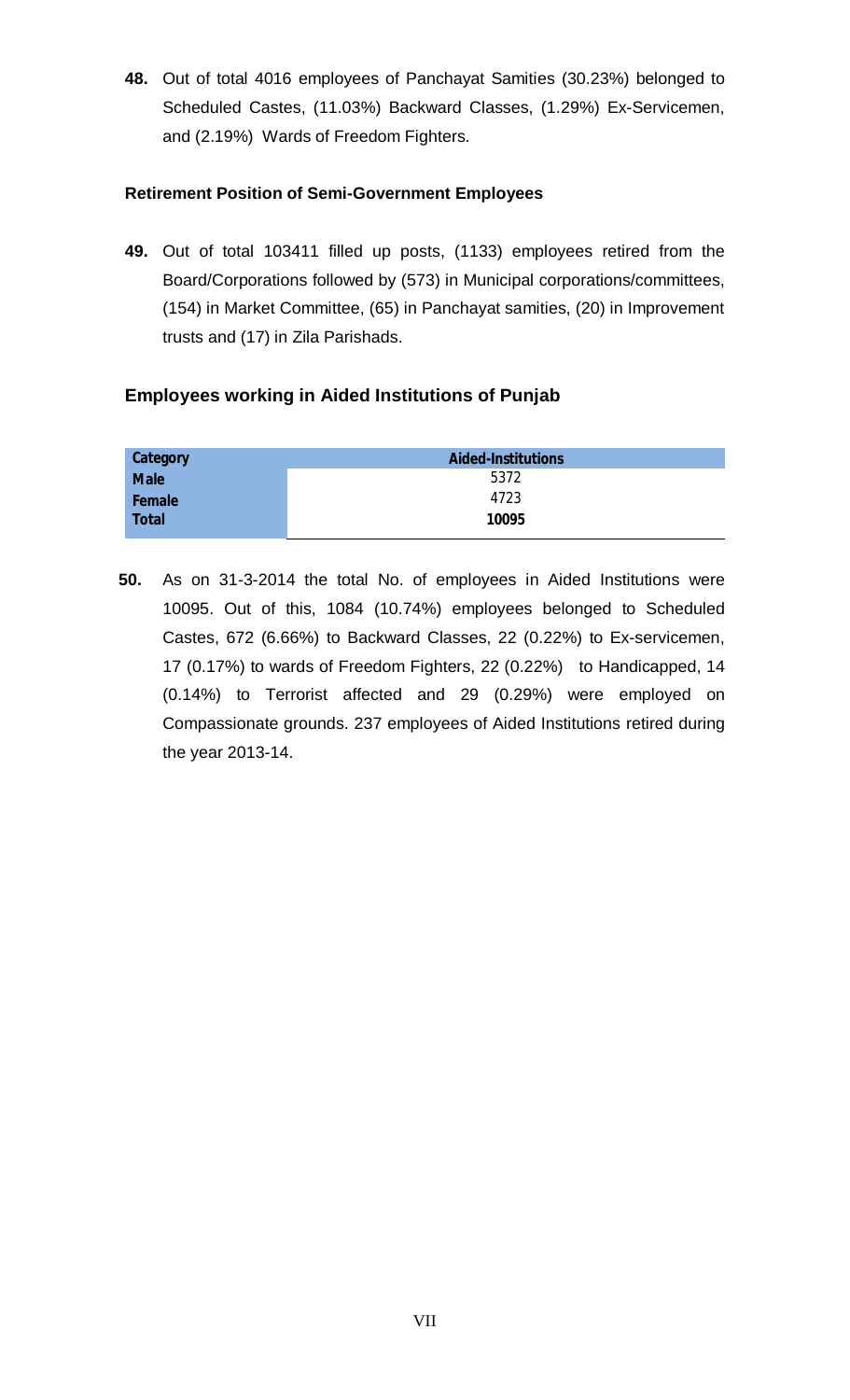**48.** Out of total 4016 employees of Panchayat Samities (30.23%) belonged to Scheduled Castes, (11.03%) Backward Classes, (1.29%) Ex-Servicemen, and (2.19%) Wards of Freedom Fighters.

#### Retirement Position of Semi-Government Employees

**49.** Out of total 103411 filled up posts, (1133) employees retired from the Board/Corporations followed by (573) in Municipal corporations/committees, (154) in Market Committee, (65) in Panchayat samities, (20) in Improvement trusts and (17) in Zila Parishads.

### Employees working in Aided Institutions of Punjab

| Category | Aided-Institutions |
|---|---|
| Male | 5372 |
| Female | 4723 |
| Total | **10095** |

**50.** As on 31-3-2014 the total No. of employees in Aided Institutions were 10095. Out of this, 1084 (10.74%) employees belonged to Scheduled Castes, 672 (6.66%) to Backward Classes, 22 (0.22%) to Ex-servicemen, 17 (0.17%) to wards of Freedom Fighters, 22 (0.22%) to Handicapped, 14 (0.14%) to Terrorist affected and 29 (0.29%) were employed on Compassionate grounds. 237 employees of Aided Institutions retired during the year 2013-14.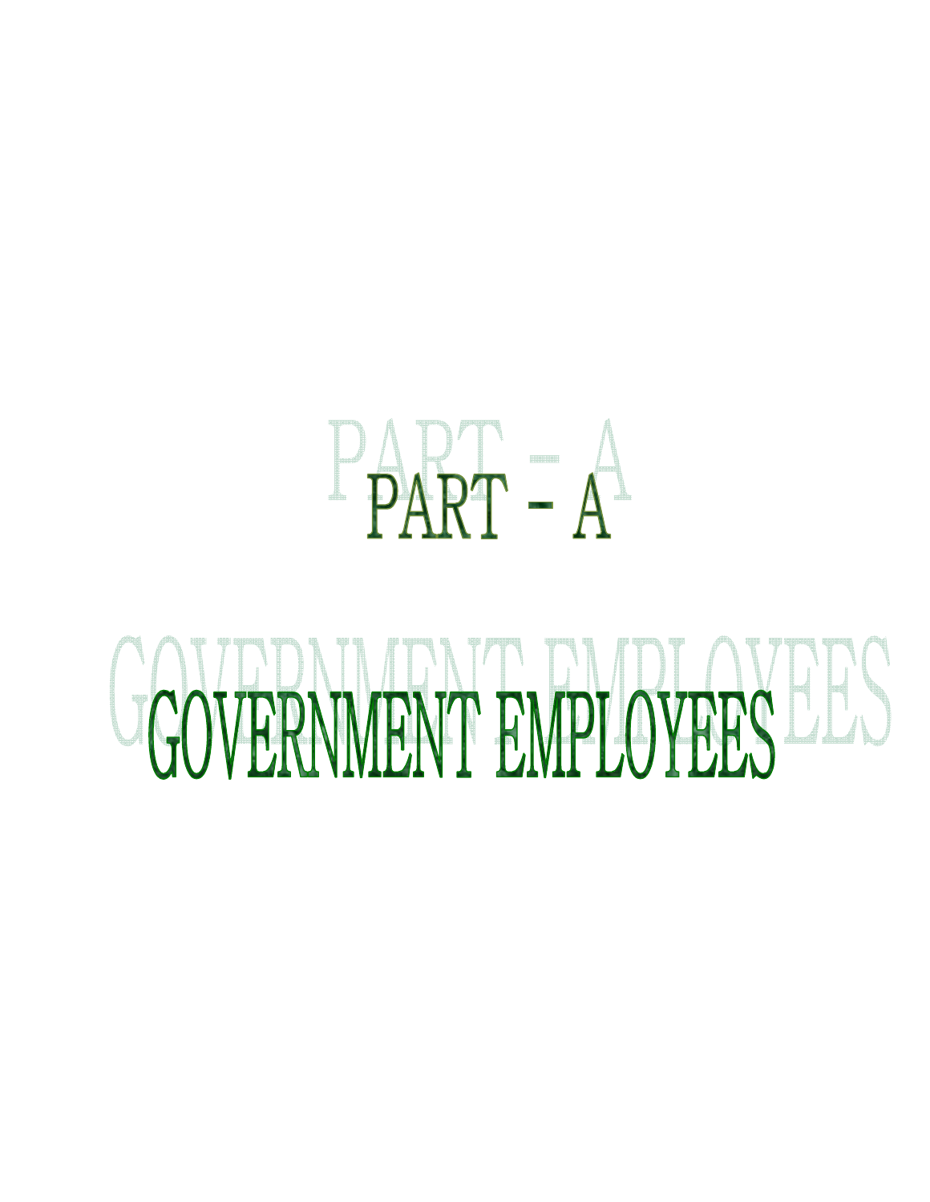# PART – A

# GOVERNMENT EMPLOYEES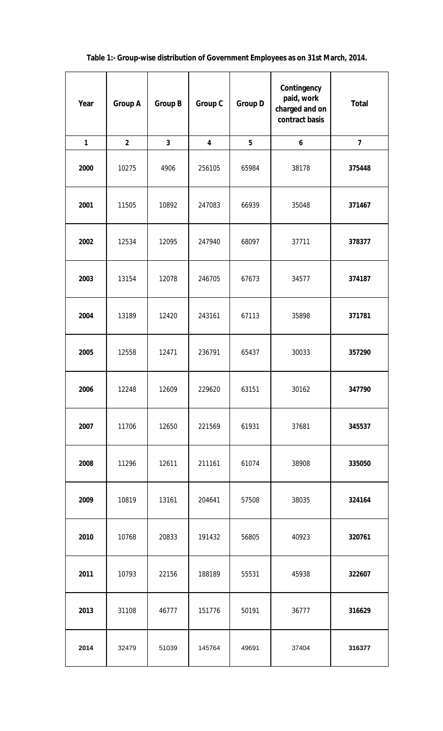**Table 1:- Group-wise distribution of Government Employees as on 31st March, 2014.**

| Year | Group A | Group B | Group C | Group D | Contingency paid, work charged and on contract basis | Total |
|---|---|---|---|---|---|---|
| 1 | 2 | 3 | 4 | 5 | 6 | 7 |
| **2000** | 10275 | 4906 | 256105 | 65984 | 38178 | **375448** |
| **2001** | 11505 | 10892 | 247083 | 66939 | 35048 | **371467** |
| **2002** | 12534 | 12095 | 247940 | 68097 | 37711 | **378377** |
| **2003** | 13154 | 12078 | 246705 | 67673 | 34577 | **374187** |
| **2004** | 13189 | 12420 | 243161 | 67113 | 35898 | **371781** |
| **2005** | 12558 | 12471 | 236791 | 65437 | 30033 | **357290** |
| **2006** | 12248 | 12609 | 229620 | 63151 | 30162 | **347790** |
| **2007** | 11706 | 12650 | 221569 | 61931 | 37681 | **345537** |
| **2008** | 11296 | 12611 | 211161 | 61074 | 38908 | **335050** |
| **2009** | 10819 | 13161 | 204641 | 57508 | 38035 | **324164** |
| **2010** | 10768 | 20833 | 191432 | 56805 | 40923 | **320761** |
| **2011** | 10793 | 22156 | 188189 | 55531 | 45938 | **322607** |
| **2013** | 31108 | 46777 | 151776 | 50191 | 36777 | **316629** |
| **2014** | 32479 | 51039 | 145764 | 49691 | 37404 | **316377** |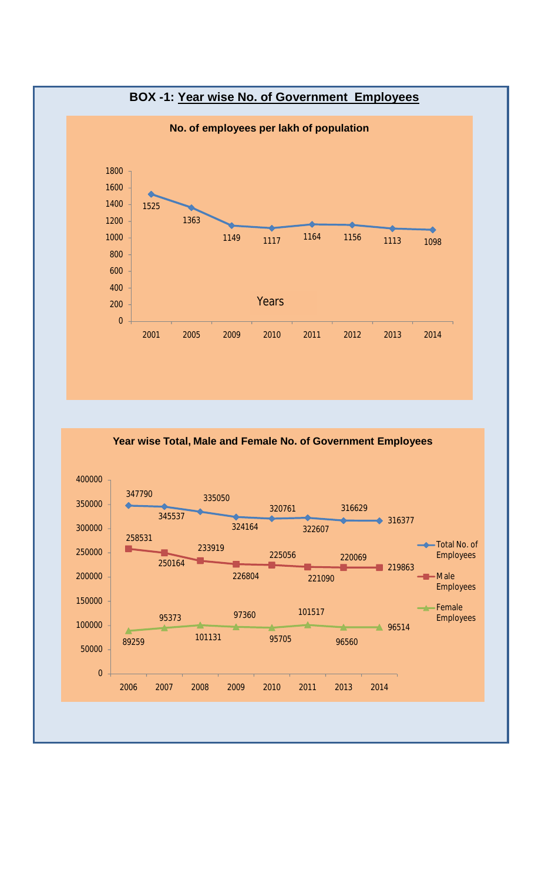## BOX -1: Year wise No. of Government Employees

**No. of employees per lakh of population**

| Years | 2001 | 2005 | 2009 | 2010 | 2011 | 2012 | 2013 | 2014 |
|---|---|---|---|---|---|---|---|---|
| No. of employees per lakh of population | 1525 | 1363 | 1149 | 1117 | 1164 | 1156 | 1113 | 1098 |

**Year wise Total, Male and Female No. of Government Employees**

| Year | Total No. of Employees | Male Employees | Female Employees |
|---|---|---|---|
| 2006 | 347790 | 258531 | 89259 |
| 2007 | 345537 | 250164 | 95373 |
| 2008 | 335050 | 233919 | 101131 |
| 2009 | 324164 | 226804 | 97360 |
| 2010 | 320761 | 225056 | 95705 |
| 2011 | 322607 | 221090 | 101517 |
| 2013 | 316629 | 220069 | 96560 |
| 2014 | 316377 | 219863 | 96514 |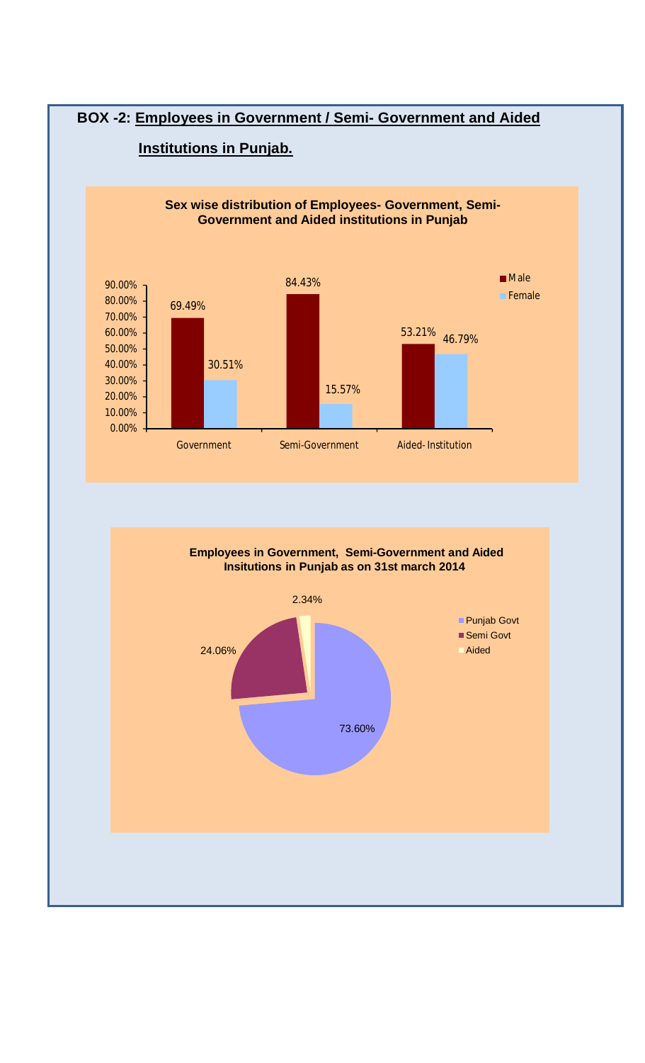## BOX -2: Employees in Government / Semi- Government and Aided Institutions in Punjab.

**Sex wise distribution of Employees- Government, Semi-Government and Aided institutions in Punjab**

| | Male | Female |
|---|---|---|
| Government | 69.49% | 30.51% |
| Semi-Government | 84.43% | 15.57% |
| Aided- Institution | 53.21% | 46.79% |

**Employees in Government, Semi-Government and Aided Insitutions in Punjab as on 31st march 2014**

| Category | Share |
|---|---|
| Punjab Govt | 73.60% |
| Semi Govt | 24.06% |
| Aided | 2.34% |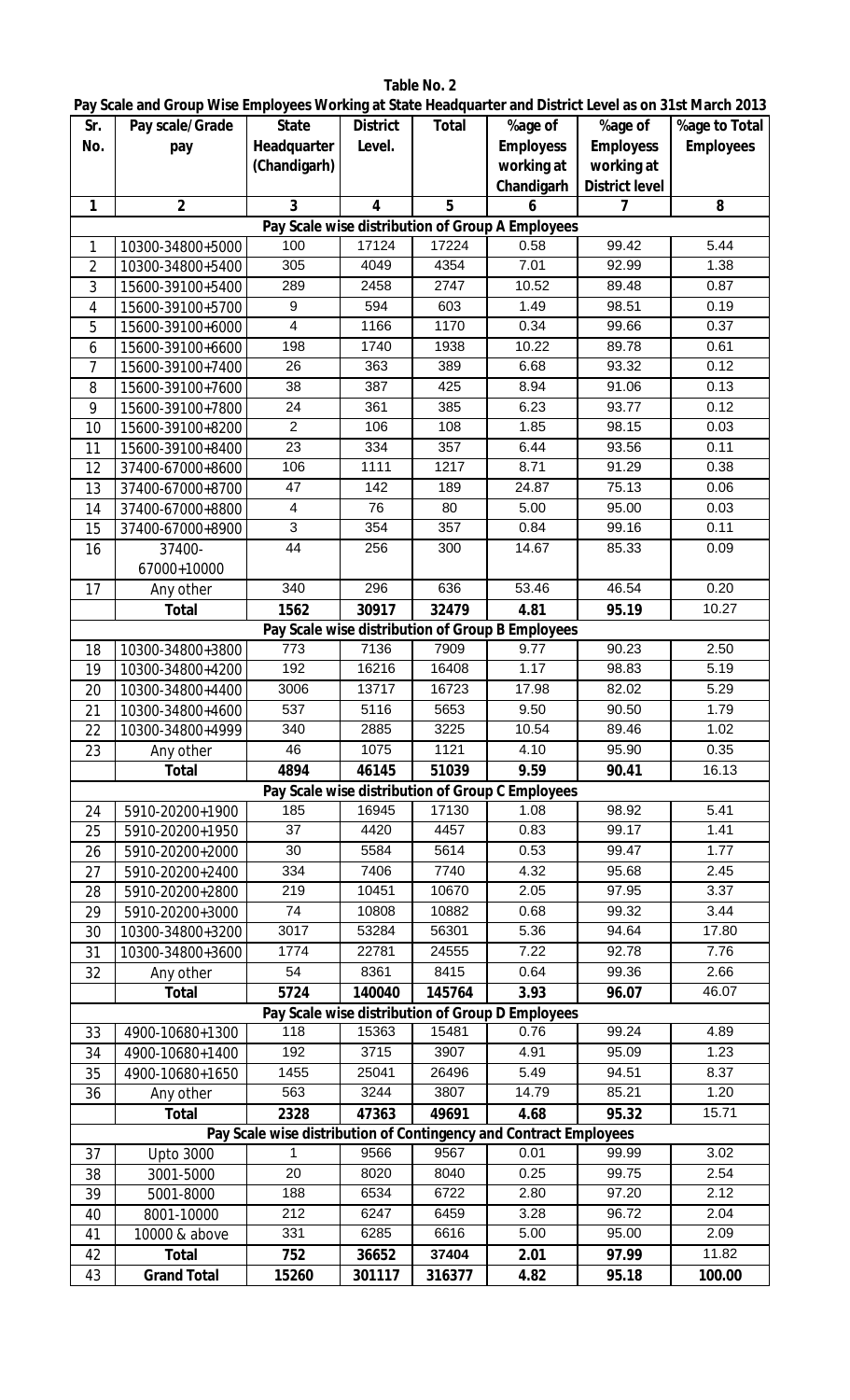**Table No. 2**

**Pay Scale and Group Wise Employees Working at State Headquarter and District Level as on 31st March 2013**

| Sr. No. | Pay scale/Grade pay | State Headquarter (Chandigarh) | District Level. | Total | %age of Employess working at Chandigarh | %age of Employess working at District level | %age to Total Employees |
|---|---|---|---|---|---|---|---|
| 1 | 2 | 3 | 4 | 5 | 6 | 7 | 8 |
| | **Pay Scale wise distribution of Group A Employees** | | | | | | |
| 1 | 10300-34800+5000 | 100 | 17124 | 17224 | 0.58 | 99.42 | 5.44 |
| 2 | 10300-34800+5400 | 305 | 4049 | 4354 | 7.01 | 92.99 | 1.38 |
| 3 | 15600-39100+5400 | 289 | 2458 | 2747 | 10.52 | 89.48 | 0.87 |
| 4 | 15600-39100+5700 | 9 | 594 | 603 | 1.49 | 98.51 | 0.19 |
| 5 | 15600-39100+6000 | 4 | 1166 | 1170 | 0.34 | 99.66 | 0.37 |
| 6 | 15600-39100+6600 | 198 | 1740 | 1938 | 10.22 | 89.78 | 0.61 |
| 7 | 15600-39100+7400 | 26 | 363 | 389 | 6.68 | 93.32 | 0.12 |
| 8 | 15600-39100+7600 | 38 | 387 | 425 | 8.94 | 91.06 | 0.13 |
| 9 | 15600-39100+7800 | 24 | 361 | 385 | 6.23 | 93.77 | 0.12 |
| 10 | 15600-39100+8200 | 2 | 106 | 108 | 1.85 | 98.15 | 0.03 |
| 11 | 15600-39100+8400 | 23 | 334 | 357 | 6.44 | 93.56 | 0.11 |
| 12 | 37400-67000+8600 | 106 | 1111 | 1217 | 8.71 | 91.29 | 0.38 |
| 13 | 37400-67000+8700 | 47 | 142 | 189 | 24.87 | 75.13 | 0.06 |
| 14 | 37400-67000+8800 | 4 | 76 | 80 | 5.00 | 95.00 | 0.03 |
| 15 | 37400-67000+8900 | 3 | 354 | 357 | 0.84 | 99.16 | 0.11 |
| 16 | 37400-67000+10000 | 44 | 256 | 300 | 14.67 | 85.33 | 0.09 |
| 17 | Any other | 340 | 296 | 636 | 53.46 | 46.54 | 0.20 |
| | **Total** | **1562** | **30917** | **32479** | **4.81** | **95.19** | 10.27 |
| | **Pay Scale wise distribution of Group B Employees** | | | | | | |
| 18 | 10300-34800+3800 | 773 | 7136 | 7909 | 9.77 | 90.23 | 2.50 |
| 19 | 10300-34800+4200 | 192 | 16216 | 16408 | 1.17 | 98.83 | 5.19 |
| 20 | 10300-34800+4400 | 3006 | 13717 | 16723 | 17.98 | 82.02 | 5.29 |
| 21 | 10300-34800+4600 | 537 | 5116 | 5653 | 9.50 | 90.50 | 1.79 |
| 22 | 10300-34800+4999 | 340 | 2885 | 3225 | 10.54 | 89.46 | 1.02 |
| 23 | Any other | 46 | 1075 | 1121 | 4.10 | 95.90 | 0.35 |
| | **Total** | **4894** | **46145** | **51039** | **9.59** | **90.41** | 16.13 |
| | **Pay Scale wise distribution of Group C Employees** | | | | | | |
| 24 | 5910-20200+1900 | 185 | 16945 | 17130 | 1.08 | 98.92 | 5.41 |
| 25 | 5910-20200+1950 | 37 | 4420 | 4457 | 0.83 | 99.17 | 1.41 |
| 26 | 5910-20200+2000 | 30 | 5584 | 5614 | 0.53 | 99.47 | 1.77 |
| 27 | 5910-20200+2400 | 334 | 7406 | 7740 | 4.32 | 95.68 | 2.45 |
| 28 | 5910-20200+2800 | 219 | 10451 | 10670 | 2.05 | 97.95 | 3.37 |
| 29 | 5910-20200+3000 | 74 | 10808 | 10882 | 0.68 | 99.32 | 3.44 |
| 30 | 10300-34800+3200 | 3017 | 53284 | 56301 | 5.36 | 94.64 | 17.80 |
| 31 | 10300-34800+3600 | 1774 | 22781 | 24555 | 7.22 | 92.78 | 7.76 |
| 32 | Any other | 54 | 8361 | 8415 | 0.64 | 99.36 | 2.66 |
| | **Total** | **5724** | **140040** | **145764** | **3.93** | **96.07** | 46.07 |
| | **Pay Scale wise distribution of Group D Employees** | | | | | | |
| 33 | 4900-10680+1300 | 118 | 15363 | 15481 | 0.76 | 99.24 | 4.89 |
| 34 | 4900-10680+1400 | 192 | 3715 | 3907 | 4.91 | 95.09 | 1.23 |
| 35 | 4900-10680+1650 | 1455 | 25041 | 26496 | 5.49 | 94.51 | 8.37 |
| 36 | Any other | 563 | 3244 | 3807 | 14.79 | 85.21 | 1.20 |
| | **Total** | **2328** | **47363** | **49691** | **4.68** | **95.32** | 15.71 |
| | **Pay Scale wise distribution of Contingency and Contract Employees** | | | | | | |
| 37 | Upto 3000 | 1 | 9566 | 9567 | 0.01 | 99.99 | 3.02 |
| 38 | 3001-5000 | 20 | 8020 | 8040 | 0.25 | 99.75 | 2.54 |
| 39 | 5001-8000 | 188 | 6534 | 6722 | 2.80 | 97.20 | 2.12 |
| 40 | 8001-10000 | 212 | 6247 | 6459 | 3.28 | 96.72 | 2.04 |
| 41 | 10000 & above | 331 | 6285 | 6616 | 5.00 | 95.00 | 2.09 |
| 42 | **Total** | **752** | **36652** | **37404** | **2.01** | **97.99** | 11.82 |
| 43 | **Grand Total** | **15260** | **301117** | **316377** | **4.82** | **95.18** | **100.00** |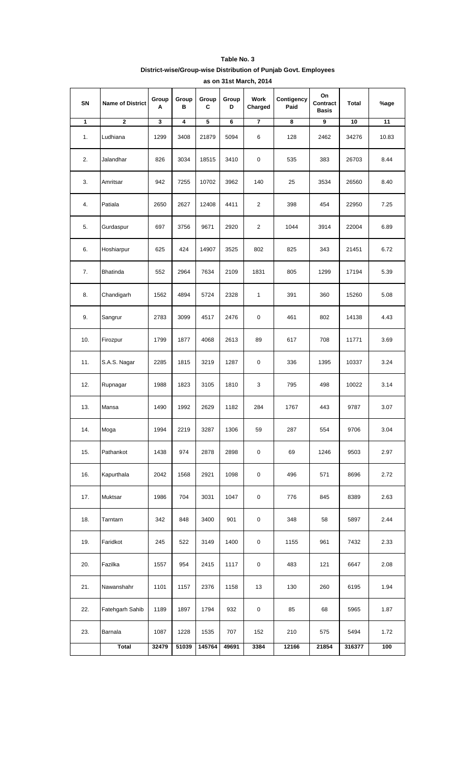**Table No. 3**

**District-wise/Group-wise Distribution of Punjab Govt. Employees**

**as on 31st March, 2014**

| SN | Name of District | Group A | Group B | Group C | Group D | Work Charged | Contigency Paid | On Contract Basis | Total | %age |
|---|---|---|---|---|---|---|---|---|---|---|
| 1 | 2 | 3 | 4 | 5 | 6 | 7 | 8 | 9 | 10 | 11 |
| 1. | Ludhiana | 1299 | 3408 | 21879 | 5094 | 6 | 128 | 2462 | 34276 | 10.83 |
| 2. | Jalandhar | 826 | 3034 | 18515 | 3410 | 0 | 535 | 383 | 26703 | 8.44 |
| 3. | Amritsar | 942 | 7255 | 10702 | 3962 | 140 | 25 | 3534 | 26560 | 8.40 |
| 4. | Patiala | 2650 | 2627 | 12408 | 4411 | 2 | 398 | 454 | 22950 | 7.25 |
| 5. | Gurdaspur | 697 | 3756 | 9671 | 2920 | 2 | 1044 | 3914 | 22004 | 6.89 |
| 6. | Hoshiarpur | 625 | 424 | 14907 | 3525 | 802 | 825 | 343 | 21451 | 6.72 |
| 7. | Bhatinda | 552 | 2964 | 7634 | 2109 | 1831 | 805 | 1299 | 17194 | 5.39 |
| 8. | Chandigarh | 1562 | 4894 | 5724 | 2328 | 1 | 391 | 360 | 15260 | 5.08 |
| 9. | Sangrur | 2783 | 3099 | 4517 | 2476 | 0 | 461 | 802 | 14138 | 4.43 |
| 10. | Firozpur | 1799 | 1877 | 4068 | 2613 | 89 | 617 | 708 | 11771 | 3.69 |
| 11. | S.A.S. Nagar | 2285 | 1815 | 3219 | 1287 | 0 | 336 | 1395 | 10337 | 3.24 |
| 12. | Rupnagar | 1988 | 1823 | 3105 | 1810 | 3 | 795 | 498 | 10022 | 3.14 |
| 13. | Mansa | 1490 | 1992 | 2629 | 1182 | 284 | 1767 | 443 | 9787 | 3.07 |
| 14. | Moga | 1994 | 2219 | 3287 | 1306 | 59 | 287 | 554 | 9706 | 3.04 |
| 15. | Pathankot | 1438 | 974 | 2878 | 2898 | 0 | 69 | 1246 | 9503 | 2.97 |
| 16. | Kapurthala | 2042 | 1568 | 2921 | 1098 | 0 | 496 | 571 | 8696 | 2.72 |
| 17. | Muktsar | 1986 | 704 | 3031 | 1047 | 0 | 776 | 845 | 8389 | 2.63 |
| 18. | Tarntarn | 342 | 848 | 3400 | 901 | 0 | 348 | 58 | 5897 | 2.44 |
| 19. | Faridkot | 245 | 522 | 3149 | 1400 | 0 | 1155 | 961 | 7432 | 2.33 |
| 20. | Fazilka | 1557 | 954 | 2415 | 1117 | 0 | 483 | 121 | 6647 | 2.08 |
| 21. | Nawanshahr | 1101 | 1157 | 2376 | 1158 | 13 | 130 | 260 | 6195 | 1.94 |
| 22. | Fatehgarh Sahib | 1189 | 1897 | 1794 | 932 | 0 | 85 | 68 | 5965 | 1.87 |
| 23. | Barnala | 1087 | 1228 | 1535 | 707 | 152 | 210 | 575 | 5494 | 1.72 |
| | **Total** | **32479** | **51039** | **145764** | **49691** | **3384** | **12166** | **21854** | **316377** | **100** |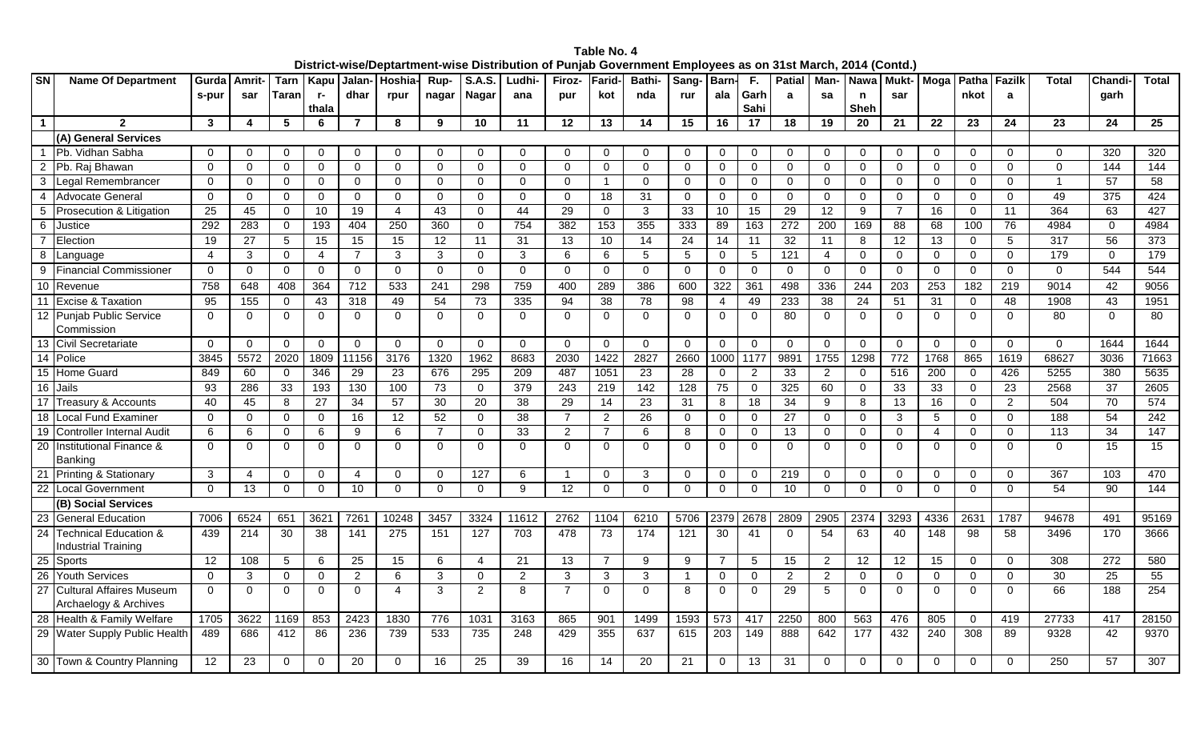**Table No. 4**

**District-wise/Deptartment-wise Distribution of Punjab Government Employees as on 31st March, 2014 (Contd.)**

| SN | Name Of Department | Gurdas-pur | Amrit-sar | Tarn Taran | Kapur-thala | Jalan-dhar | Hoshia-rpur | Rup-nagar | S.A.S. Nagar | Ludhi-ana | Firoz-pur | Farid-kot | Bathi-nda | Sang-rur | Barn-ala | F. Garh Sahi | Patiala | Man-sa | Nawan Sheh | Mukt-sar | Moga | Pathankot | Fazilka | Total | Chandi-garh | Total |
|---|---|---|---|---|---|---|---|---|---|---|---|---|---|---|---|---|---|---|---|---|---|---|---|---|---|---|
| 1 | 2 | 3 | 4 | 5 | 6 | 7 | 8 | 9 | 10 | 11 | 12 | 13 | 14 | 15 | 16 | 17 | 18 | 19 | 20 | 21 | 22 | 23 | 24 | 23 | 24 | 25 |
| | **(A) General Services** | | | | | | | | | | | | | | | | | | | | | | | | | |
| 1 | Pb. Vidhan Sabha | 0 | 0 | 0 | 0 | 0 | 0 | 0 | 0 | 0 | 0 | 0 | 0 | 0 | 0 | 0 | 0 | 0 | 0 | 0 | 0 | 0 | 0 | 0 | 320 | 320 |
| 2 | Pb. Raj Bhawan | 0 | 0 | 0 | 0 | 0 | 0 | 0 | 0 | 0 | 0 | 0 | 0 | 0 | 0 | 0 | 0 | 0 | 0 | 0 | 0 | 0 | 0 | 0 | 144 | 144 |
| 3 | Legal Remembrancer | 0 | 0 | 0 | 0 | 0 | 0 | 0 | 0 | 0 | 0 | 1 | 0 | 0 | 0 | 0 | 0 | 0 | 0 | 0 | 0 | 0 | 0 | 1 | 57 | 58 |
| 4 | Advocate General | 0 | 0 | 0 | 0 | 0 | 0 | 0 | 0 | 0 | 0 | 18 | 31 | 0 | 0 | 0 | 0 | 0 | 0 | 0 | 0 | 0 | 0 | 49 | 375 | 424 |
| 5 | Prosecution & Litigation | 25 | 45 | 0 | 10 | 19 | 4 | 43 | 0 | 44 | 29 | 0 | 3 | 33 | 10 | 15 | 29 | 12 | 9 | 7 | 16 | 0 | 11 | 364 | 63 | 427 |
| 6 | Justice | 292 | 283 | 0 | 193 | 404 | 250 | 360 | 0 | 754 | 382 | 153 | 355 | 333 | 89 | 163 | 272 | 200 | 169 | 88 | 68 | 100 | 76 | 4984 | 0 | 4984 |
| 7 | Election | 19 | 27 | 5 | 15 | 15 | 15 | 12 | 11 | 31 | 13 | 10 | 14 | 24 | 14 | 11 | 32 | 11 | 8 | 12 | 13 | 0 | 5 | 317 | 56 | 373 |
| 8 | Language | 4 | 3 | 0 | 4 | 7 | 3 | 3 | 0 | 3 | 6 | 6 | 5 | 5 | 0 | 5 | 121 | 4 | 0 | 0 | 0 | 0 | 0 | 179 | 0 | 179 |
| 9 | Financial Commissioner | 0 | 0 | 0 | 0 | 0 | 0 | 0 | 0 | 0 | 0 | 0 | 0 | 0 | 0 | 0 | 0 | 0 | 0 | 0 | 0 | 0 | 0 | 0 | 544 | 544 |
| 10 | Revenue | 758 | 648 | 408 | 364 | 712 | 533 | 241 | 298 | 759 | 400 | 289 | 386 | 600 | 322 | 361 | 498 | 336 | 244 | 203 | 253 | 182 | 219 | 9014 | 42 | 9056 |
| 11 | Excise & Taxation | 95 | 155 | 0 | 43 | 318 | 49 | 54 | 73 | 335 | 94 | 38 | 78 | 98 | 4 | 49 | 233 | 38 | 24 | 51 | 31 | 0 | 48 | 1908 | 43 | 1951 |
| 12 | Punjab Public Service Commission | 0 | 0 | 0 | 0 | 0 | 0 | 0 | 0 | 0 | 0 | 0 | 0 | 0 | 0 | 0 | 80 | 0 | 0 | 0 | 0 | 0 | 0 | 80 | 0 | 80 |
| 13 | Civil Secretariate | 0 | 0 | 0 | 0 | 0 | 0 | 0 | 0 | 0 | 0 | 0 | 0 | 0 | 0 | 0 | 0 | 0 | 0 | 0 | 0 | 0 | 0 | 0 | 1644 | 1644 |
| 14 | Police | 3845 | 5572 | 2020 | 1809 | 11156 | 3176 | 1320 | 1962 | 8683 | 2030 | 1422 | 2827 | 2660 | 1000 | 1177 | 9891 | 1755 | 1298 | 772 | 1768 | 865 | 1619 | 68627 | 3036 | 71663 |
| 15 | Home Guard | 849 | 60 | 0 | 346 | 29 | 23 | 676 | 295 | 209 | 487 | 1051 | 23 | 28 | 0 | 2 | 33 | 2 | 0 | 516 | 200 | 0 | 426 | 5255 | 380 | 5635 |
| 16 | Jails | 93 | 286 | 33 | 193 | 130 | 100 | 73 | 0 | 379 | 243 | 219 | 142 | 128 | 75 | 0 | 325 | 60 | 0 | 33 | 33 | 0 | 23 | 2568 | 37 | 2605 |
| 17 | Treasury & Accounts | 40 | 45 | 8 | 27 | 34 | 57 | 30 | 20 | 38 | 29 | 14 | 23 | 31 | 8 | 18 | 34 | 9 | 8 | 13 | 16 | 0 | 2 | 504 | 70 | 574 |
| 18 | Local Fund Examiner | 0 | 0 | 0 | 0 | 16 | 12 | 52 | 0 | 38 | 7 | 2 | 26 | 0 | 0 | 0 | 27 | 0 | 0 | 3 | 5 | 0 | 0 | 188 | 54 | 242 |
| 19 | Controller Internal Audit | 6 | 6 | 0 | 6 | 9 | 6 | 7 | 0 | 33 | 2 | 7 | 6 | 8 | 0 | 0 | 13 | 0 | 0 | 0 | 4 | 0 | 0 | 113 | 34 | 147 |
| 20 | Institutional Finance & Banking | 0 | 0 | 0 | 0 | 0 | 0 | 0 | 0 | 0 | 0 | 0 | 0 | 0 | 0 | 0 | 0 | 0 | 0 | 0 | 0 | 0 | 0 | 0 | 15 | 15 |
| 21 | Printing & Stationary | 3 | 4 | 0 | 0 | 4 | 0 | 0 | 127 | 6 | 1 | 0 | 3 | 0 | 0 | 0 | 219 | 0 | 0 | 0 | 0 | 0 | 0 | 367 | 103 | 470 |
| 22 | Local Government | 0 | 13 | 0 | 0 | 10 | 0 | 0 | 0 | 9 | 12 | 0 | 0 | 0 | 0 | 0 | 10 | 0 | 0 | 0 | 0 | 0 | 0 | 54 | 90 | 144 |
| | **(B) Social Services** | | | | | | | | | | | | | | | | | | | | | | | | | |
| 23 | General Education | 7006 | 6524 | 651 | 3621 | 7261 | 10248 | 3457 | 3324 | 11612 | 2762 | 1104 | 6210 | 5706 | 2379 | 2678 | 2809 | 2905 | 2374 | 3293 | 4336 | 2631 | 1787 | 94678 | 491 | 95169 |
| 24 | Technical Education & Industrial Training | 439 | 214 | 30 | 38 | 141 | 275 | 151 | 127 | 703 | 478 | 73 | 174 | 121 | 30 | 41 | 0 | 54 | 63 | 40 | 148 | 98 | 58 | 3496 | 170 | 3666 |
| 25 | Sports | 12 | 108 | 5 | 6 | 25 | 15 | 6 | 4 | 21 | 13 | 7 | 9 | 9 | 7 | 5 | 15 | 2 | 12 | 12 | 15 | 0 | 0 | 308 | 272 | 580 |
| 26 | Youth Services | 0 | 3 | 0 | 0 | 2 | 6 | 3 | 0 | 2 | 3 | 3 | 3 | 1 | 0 | 0 | 2 | 2 | 0 | 0 | 0 | 0 | 0 | 30 | 25 | 55 |
| 27 | Cultural Affaires Museum Archaelogy & Archives | 0 | 0 | 0 | 0 | 0 | 4 | 3 | 2 | 8 | 7 | 0 | 0 | 8 | 0 | 0 | 29 | 5 | 0 | 0 | 0 | 0 | 0 | 66 | 188 | 254 |
| 28 | Health & Family Welfare | 1705 | 3622 | 1169 | 853 | 2423 | 1830 | 776 | 1031 | 3163 | 865 | 901 | 1499 | 1593 | 573 | 417 | 2250 | 800 | 563 | 476 | 805 | 0 | 419 | 27733 | 417 | 28150 |
| 29 | Water Supply Public Health | 489 | 686 | 412 | 86 | 236 | 739 | 533 | 735 | 248 | 429 | 355 | 637 | 615 | 203 | 149 | 888 | 642 | 177 | 432 | 240 | 308 | 89 | 9328 | 42 | 9370 |
| 30 | Town & Country Planning | 12 | 23 | 0 | 0 | 20 | 0 | 16 | 25 | 39 | 16 | 14 | 20 | 21 | 0 | 13 | 31 | 0 | 0 | 0 | 0 | 0 | 0 | 250 | 57 | 307 |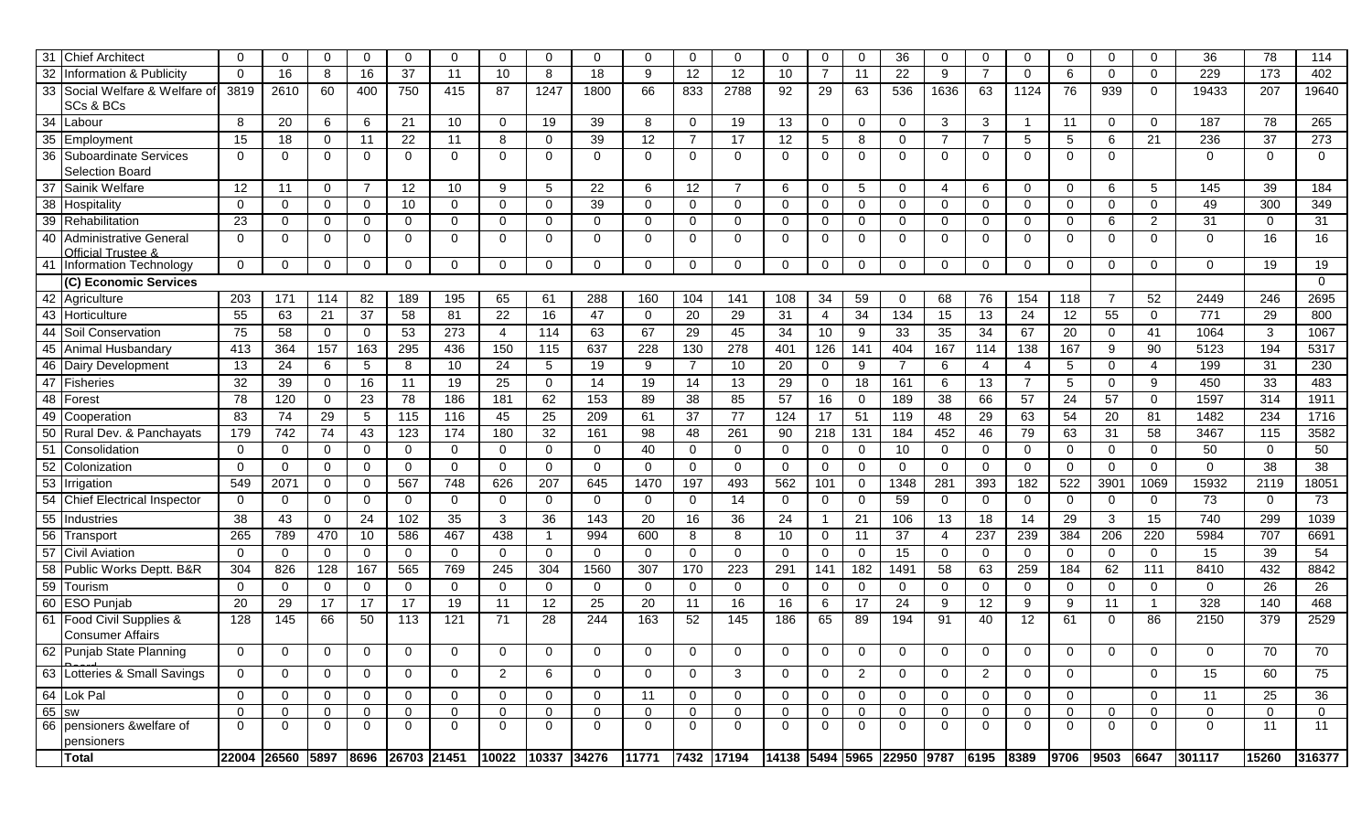| | | | | | | | | | | | | | | | | | | | | | | | | | | |
|---|---|---|---|---|---|---|---|---|---|---|---|---|---|---|---|---|---|---|---|---|---|---|---|---|---|---|
| 31 | Chief Architect | 0 | 0 | 0 | 0 | 0 | 0 | 0 | 0 | 0 | 0 | 0 | 0 | 0 | 0 | 0 | 36 | 0 | 0 | 0 | 0 | 0 | 0 | 36 | 78 | 114 |
| 32 | Information & Publicity | 0 | 16 | 8 | 16 | 37 | 11 | 10 | 8 | 18 | 9 | 12 | 12 | 10 | 7 | 11 | 22 | 9 | 7 | 0 | 6 | 0 | 0 | 229 | 173 | 402 |
| 33 | Social Welfare & Welfare of SCs & BCs | 3819 | 2610 | 60 | 400 | 750 | 415 | 87 | 1247 | 1800 | 66 | 833 | 2788 | 92 | 29 | 63 | 536 | 1636 | 63 | 1124 | 76 | 939 | 0 | 19433 | 207 | 19640 |
| 34 | Labour | 8 | 20 | 6 | 6 | 21 | 10 | 0 | 19 | 39 | 8 | 0 | 19 | 13 | 0 | 0 | 0 | 3 | 3 | 1 | 11 | 0 | 0 | 187 | 78 | 265 |
| 35 | Employment | 15 | 18 | 0 | 11 | 22 | 11 | 8 | 0 | 39 | 12 | 7 | 17 | 12 | 5 | 8 | 0 | 7 | 7 | 5 | 5 | 6 | 21 | 236 | 37 | 273 |
| 36 | Suboardinate Services Selection Board | 0 | 0 | 0 | 0 | 0 | 0 | 0 | 0 | 0 | 0 | 0 | 0 | 0 | 0 | 0 | 0 | 0 | 0 | 0 | 0 | 0 | | 0 | 0 | 0 |
| 37 | Sainik Welfare | 12 | 11 | 0 | 7 | 12 | 10 | 9 | 5 | 22 | 6 | 12 | 7 | 6 | 0 | 5 | 0 | 4 | 6 | 0 | 0 | 6 | 5 | 145 | 39 | 184 |
| 38 | Hospitality | 0 | 0 | 0 | 0 | 10 | 0 | 0 | 0 | 39 | 0 | 0 | 0 | 0 | 0 | 0 | 0 | 0 | 0 | 0 | 0 | 0 | 0 | 49 | 300 | 349 |
| 39 | Rehabilitation | 23 | 0 | 0 | 0 | 0 | 0 | 0 | 0 | 0 | 0 | 0 | 0 | 0 | 0 | 0 | 0 | 0 | 0 | 0 | 0 | 6 | 2 | 31 | 0 | 31 |
| 40 | Administrative General Official Trustee & | 0 | 0 | 0 | 0 | 0 | 0 | 0 | 0 | 0 | 0 | 0 | 0 | 0 | 0 | 0 | 0 | 0 | 0 | 0 | 0 | 0 | 0 | 0 | 16 | 16 |
| 41 | Information Technology | 0 | 0 | 0 | 0 | 0 | 0 | 0 | 0 | 0 | 0 | 0 | 0 | 0 | 0 | 0 | 0 | 0 | 0 | 0 | 0 | 0 | 0 | 0 | 19 | 19 |
| | **(C) Economic Services** | | | | | | | | | | | | | | | | | | | | | | | | | 0 |
| 42 | Agriculture | 203 | 171 | 114 | 82 | 189 | 195 | 65 | 61 | 288 | 160 | 104 | 141 | 108 | 34 | 59 | 0 | 68 | 76 | 154 | 118 | 7 | 52 | 2449 | 246 | 2695 |
| 43 | Horticulture | 55 | 63 | 21 | 37 | 58 | 81 | 22 | 16 | 47 | 0 | 20 | 29 | 31 | 4 | 34 | 134 | 15 | 13 | 24 | 12 | 55 | 0 | 771 | 29 | 800 |
| 44 | Soil Conservation | 75 | 58 | 0 | 0 | 53 | 273 | 4 | 114 | 63 | 67 | 29 | 45 | 34 | 10 | 9 | 33 | 35 | 34 | 67 | 20 | 0 | 41 | 1064 | 3 | 1067 |
| 45 | Animal Husbandary | 413 | 364 | 157 | 163 | 295 | 436 | 150 | 115 | 637 | 228 | 130 | 278 | 401 | 126 | 141 | 404 | 167 | 114 | 138 | 167 | 9 | 90 | 5123 | 194 | 5317 |
| 46 | Dairy Development | 13 | 24 | 6 | 5 | 8 | 10 | 24 | 5 | 19 | 9 | 7 | 10 | 20 | 0 | 9 | 7 | 6 | 4 | 4 | 5 | 0 | 4 | 199 | 31 | 230 |
| 47 | Fisheries | 32 | 39 | 0 | 16 | 11 | 19 | 25 | 0 | 14 | 19 | 14 | 13 | 29 | 0 | 18 | 161 | 6 | 13 | 7 | 5 | 0 | 9 | 450 | 33 | 483 |
| 48 | Forest | 78 | 120 | 0 | 23 | 78 | 186 | 181 | 62 | 153 | 89 | 38 | 85 | 57 | 16 | 0 | 189 | 38 | 66 | 57 | 24 | 57 | 0 | 1597 | 314 | 1911 |
| 49 | Cooperation | 83 | 74 | 29 | 5 | 115 | 116 | 45 | 25 | 209 | 61 | 37 | 77 | 124 | 17 | 51 | 119 | 48 | 29 | 63 | 54 | 20 | 81 | 1482 | 234 | 1716 |
| 50 | Rural Dev. & Panchayats | 179 | 742 | 74 | 43 | 123 | 174 | 180 | 32 | 161 | 98 | 48 | 261 | 90 | 218 | 131 | 184 | 452 | 46 | 79 | 63 | 31 | 58 | 3467 | 115 | 3582 |
| 51 | Consolidation | 0 | 0 | 0 | 0 | 0 | 0 | 0 | 0 | 0 | 40 | 0 | 0 | 0 | 0 | 0 | 10 | 0 | 0 | 0 | 0 | 0 | 0 | 50 | 0 | 50 |
| 52 | Colonization | 0 | 0 | 0 | 0 | 0 | 0 | 0 | 0 | 0 | 0 | 0 | 0 | 0 | 0 | 0 | 0 | 0 | 0 | 0 | 0 | 0 | 0 | 0 | 38 | 38 |
| 53 | Irrigation | 549 | 2071 | 0 | 0 | 567 | 748 | 626 | 207 | 645 | 1470 | 197 | 493 | 562 | 101 | 0 | 1348 | 281 | 393 | 182 | 522 | 3901 | 1069 | 15932 | 2119 | 18051 |
| 54 | Chief Electrical Inspector | 0 | 0 | 0 | 0 | 0 | 0 | 0 | 0 | 0 | 0 | 0 | 14 | 0 | 0 | 0 | 59 | 0 | 0 | 0 | 0 | 0 | 0 | 73 | 0 | 73 |
| 55 | Industries | 38 | 43 | 0 | 24 | 102 | 35 | 3 | 36 | 143 | 20 | 16 | 36 | 24 | 1 | 21 | 106 | 13 | 18 | 14 | 29 | 3 | 15 | 740 | 299 | 1039 |
| 56 | Transport | 265 | 789 | 470 | 10 | 586 | 467 | 438 | 1 | 994 | 600 | 8 | 8 | 10 | 0 | 11 | 37 | 4 | 237 | 239 | 384 | 206 | 220 | 5984 | 707 | 6691 |
| 57 | Civil Aviation | 0 | 0 | 0 | 0 | 0 | 0 | 0 | 0 | 0 | 0 | 0 | 0 | 0 | 0 | 0 | 15 | 0 | 0 | 0 | 0 | 0 | 0 | 15 | 39 | 54 |
| 58 | Public Works Deptt. B&R | 304 | 826 | 128 | 167 | 565 | 769 | 245 | 304 | 1560 | 307 | 170 | 223 | 291 | 141 | 182 | 1491 | 58 | 63 | 259 | 184 | 62 | 111 | 8410 | 432 | 8842 |
| 59 | Tourism | 0 | 0 | 0 | 0 | 0 | 0 | 0 | 0 | 0 | 0 | 0 | 0 | 0 | 0 | 0 | 0 | 0 | 0 | 0 | 0 | 0 | 0 | 0 | 26 | 26 |
| 60 | ESO Punjab | 20 | 29 | 17 | 17 | 17 | 19 | 11 | 12 | 25 | 20 | 11 | 16 | 16 | 6 | 17 | 24 | 9 | 12 | 9 | 9 | 11 | 1 | 328 | 140 | 468 |
| 61 | Food Civil Supplies & Consumer Affairs | 128 | 145 | 66 | 50 | 113 | 121 | 71 | 28 | 244 | 163 | 52 | 145 | 186 | 65 | 89 | 194 | 91 | 40 | 12 | 61 | 0 | 86 | 2150 | 379 | 2529 |
| 62 | Punjab State Planning Board | 0 | 0 | 0 | 0 | 0 | 0 | 0 | 0 | 0 | 0 | 0 | 0 | 0 | 0 | 0 | 0 | 0 | 0 | 0 | 0 | 0 | 0 | 0 | 70 | 70 |
| 63 | Lotteries & Small Savings | 0 | 0 | 0 | 0 | 0 | 0 | 2 | 6 | 0 | 0 | 0 | 3 | 0 | 0 | 2 | 0 | 0 | 2 | 0 | 0 | | 0 | 15 | 60 | 75 |
| 64 | Lok Pal | 0 | 0 | 0 | 0 | 0 | 0 | 0 | 0 | 0 | 11 | 0 | 0 | 0 | 0 | 0 | 0 | 0 | 0 | 0 | 0 | | 0 | 11 | 25 | 36 |
| 65 | sw | 0 | 0 | 0 | 0 | 0 | 0 | 0 | 0 | 0 | 0 | 0 | 0 | 0 | 0 | 0 | 0 | 0 | 0 | 0 | 0 | 0 | 0 | 0 | 0 | 0 |
| 66 | pensioners &welfare of pensioners | 0 | 0 | 0 | 0 | 0 | 0 | 0 | 0 | 0 | 0 | 0 | 0 | 0 | 0 | 0 | 0 | 0 | 0 | 0 | 0 | 0 | 0 | 0 | 11 | 11 |
| | **Total** | **22004** | **26560** | **5897** | **8696** | **26703** | **21451** | **10022** | **10337** | **34276** | **11771** | **7432** | **17194** | **14138** | **5494** | **5965** | **22950** | **9787** | **6195** | **8389** | **9706** | **9503** | **6647** | **301117** | **15260** | **316377** |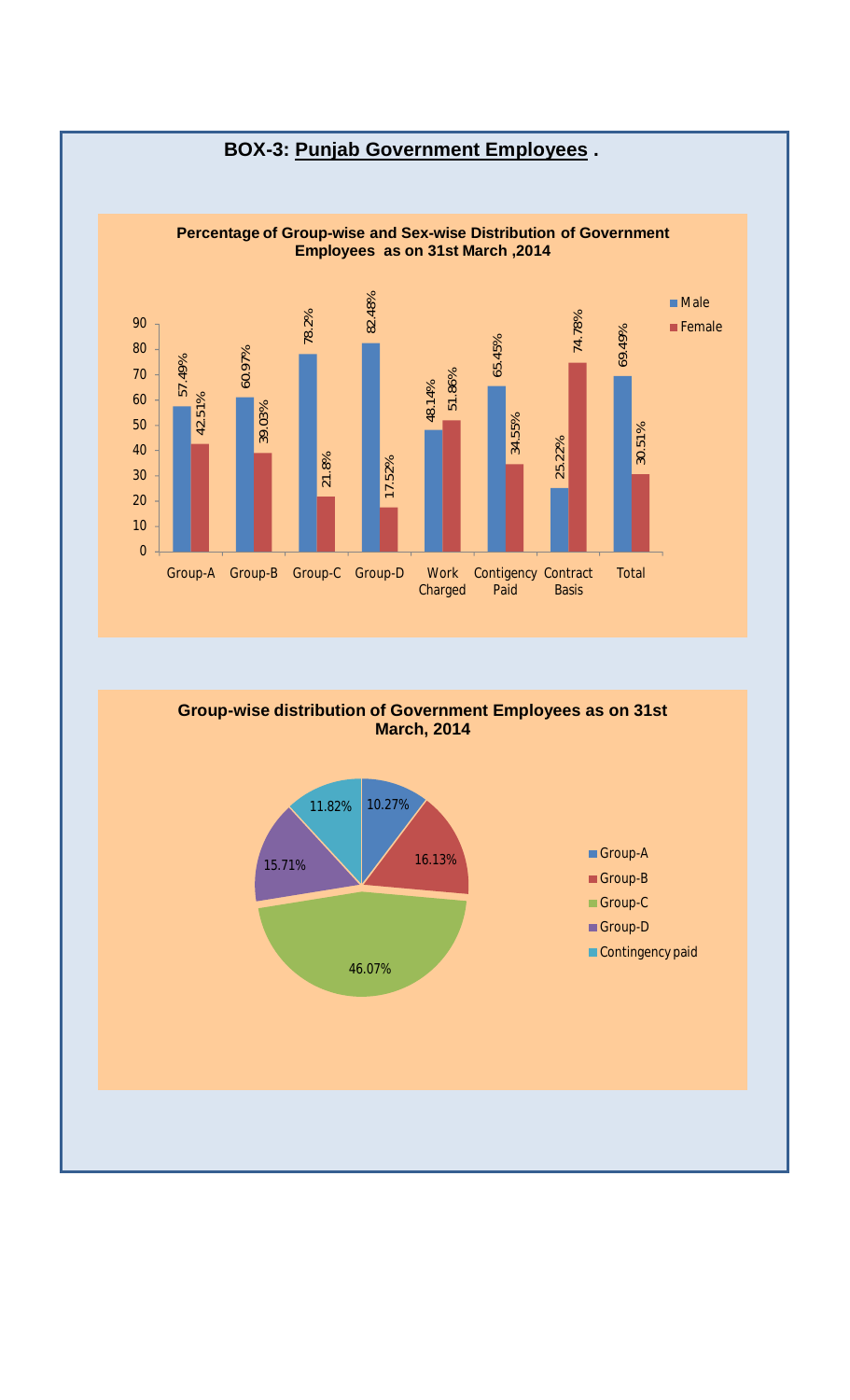# BOX-3: Punjab Government Employees .

**Percentage of Group-wise and Sex-wise Distribution of Government Employees as on 31st March ,2014**

| Group | Male | Female |
|---|---|---|
| Group-A | 57.49% | 42.51% |
| Group-B | 60.97% | 39.03% |
| Group-C | 78.2% | 21.8% |
| Group-D | 82.48% | 17.52% |
| Work Charged | 48.14% | 51.86% |
| Contigency Paid | 65.45% | 34.55% |
| Contract Basis | 25.22% | 74.78% |
| Total | 69.49% | 30.51% |

**Group-wise distribution of Government Employees as on 31st March, 2014**

| Group | Percentage |
|---|---|
| Group-A | 10.27% |
| Group-B | 16.13% |
| Group-C | 46.07% |
| Group-D | 15.71% |
| Contingency paid | 11.82% |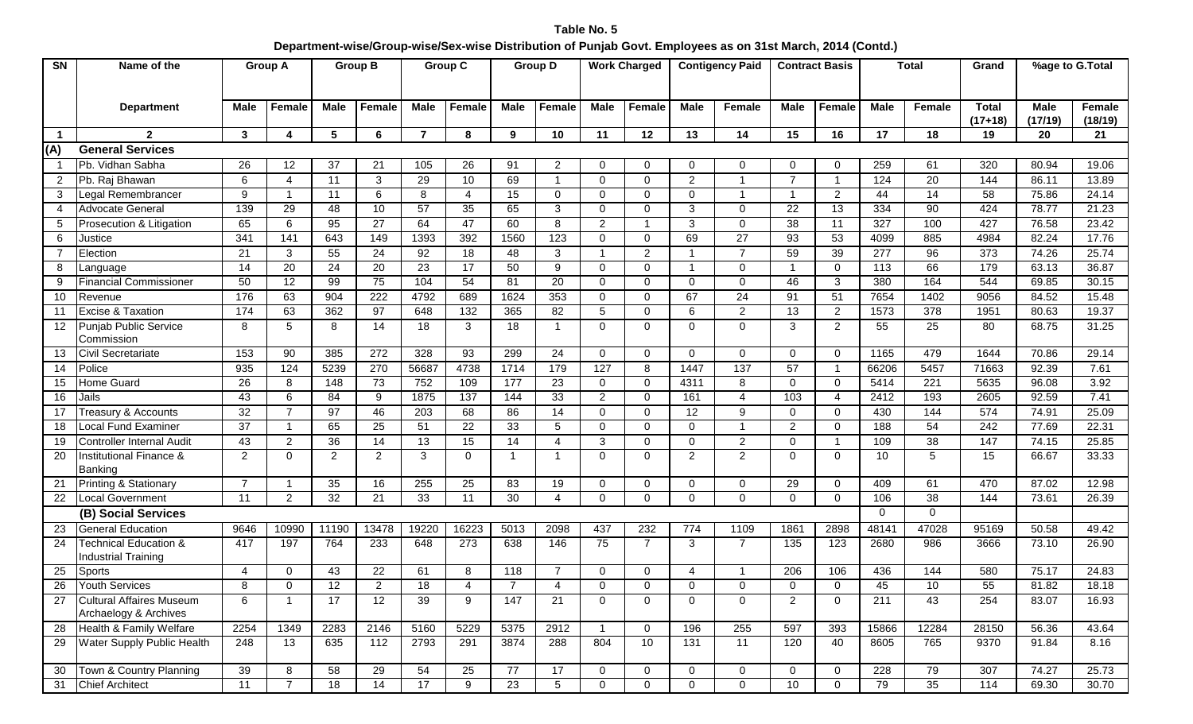**Table No. 5**

**Department-wise/Group-wise/Sex-wise Distribution of Punjab Govt. Employees as on 31st March, 2014 (Contd.)**

| SN | Name of the Department | Group A | | Group B | | Group C | | Group D | | Work Charged | | Contigency Paid | | Contract Basis | | Total | | Grand Total (17+18) | %age to G.Total | |
|---|---|---|---|---|---|---|---|---|---|---|---|---|---|---|---|---|---|---|---|---|
| | | Male | Female | Male | Female | Male | Female | Male | Female | Male | Female | Male | Female | Male | Female | Male | Female | | Male (17/19) | Female (18/19) |
| 1 | 2 | 3 | 4 | 5 | 6 | 7 | 8 | 9 | 10 | 11 | 12 | 13 | 14 | 15 | 16 | 17 | 18 | 19 | 20 | 21 |
| (A) | **General Services** | | | | | | | | | | | | | | | | | | | |
| 1 | Pb. Vidhan Sabha | 26 | 12 | 37 | 21 | 105 | 26 | 91 | 2 | 0 | 0 | 0 | 0 | 0 | 0 | 259 | 61 | 320 | 80.94 | 19.06 |
| 2 | Pb. Raj Bhawan | 6 | 4 | 11 | 3 | 29 | 10 | 69 | 1 | 0 | 0 | 2 | 1 | 7 | 1 | 124 | 20 | 144 | 86.11 | 13.89 |
| 3 | Legal Remembrancer | 9 | 1 | 11 | 6 | 8 | 4 | 15 | 0 | 0 | 0 | 0 | 1 | 1 | 2 | 44 | 14 | 58 | 75.86 | 24.14 |
| 4 | Advocate General | 139 | 29 | 48 | 10 | 57 | 35 | 65 | 3 | 0 | 0 | 3 | 0 | 22 | 13 | 334 | 90 | 424 | 78.77 | 21.23 |
| 5 | Prosecution & Litigation | 65 | 6 | 95 | 27 | 64 | 47 | 60 | 8 | 2 | 1 | 3 | 0 | 38 | 11 | 327 | 100 | 427 | 76.58 | 23.42 |
| 6 | Justice | 341 | 141 | 643 | 149 | 1393 | 392 | 1560 | 123 | 0 | 0 | 69 | 27 | 93 | 53 | 4099 | 885 | 4984 | 82.24 | 17.76 |
| 7 | Election | 21 | 3 | 55 | 24 | 92 | 18 | 48 | 3 | 1 | 2 | 1 | 7 | 59 | 39 | 277 | 96 | 373 | 74.26 | 25.74 |
| 8 | Language | 14 | 20 | 24 | 20 | 23 | 17 | 50 | 9 | 0 | 0 | 1 | 0 | 1 | 0 | 113 | 66 | 179 | 63.13 | 36.87 |
| 9 | Financial Commissioner | 50 | 12 | 99 | 75 | 104 | 54 | 81 | 20 | 0 | 0 | 0 | 0 | 46 | 3 | 380 | 164 | 544 | 69.85 | 30.15 |
| 10 | Revenue | 176 | 63 | 904 | 222 | 4792 | 689 | 1624 | 353 | 0 | 0 | 67 | 24 | 91 | 51 | 7654 | 1402 | 9056 | 84.52 | 15.48 |
| 11 | Excise & Taxation | 174 | 63 | 362 | 97 | 648 | 132 | 365 | 82 | 5 | 0 | 6 | 2 | 13 | 2 | 1573 | 378 | 1951 | 80.63 | 19.37 |
| 12 | Punjab Public Service Commission | 8 | 5 | 8 | 14 | 18 | 3 | 18 | 1 | 0 | 0 | 0 | 0 | 3 | 2 | 55 | 25 | 80 | 68.75 | 31.25 |
| 13 | Civil Secretariate | 153 | 90 | 385 | 272 | 328 | 93 | 299 | 24 | 0 | 0 | 0 | 0 | 0 | 0 | 1165 | 479 | 1644 | 70.86 | 29.14 |
| 14 | Police | 935 | 124 | 5239 | 270 | 56687 | 4738 | 1714 | 179 | 127 | 8 | 1447 | 137 | 57 | 1 | 66206 | 5457 | 71663 | 92.39 | 7.61 |
| 15 | Home Guard | 26 | 8 | 148 | 73 | 752 | 109 | 177 | 23 | 0 | 0 | 4311 | 8 | 0 | 0 | 5414 | 221 | 5635 | 96.08 | 3.92 |
| 16 | Jails | 43 | 6 | 84 | 9 | 1875 | 137 | 144 | 33 | 2 | 0 | 161 | 4 | 103 | 4 | 2412 | 193 | 2605 | 92.59 | 7.41 |
| 17 | Treasury & Accounts | 32 | 7 | 97 | 46 | 203 | 68 | 86 | 14 | 0 | 0 | 12 | 9 | 0 | 0 | 430 | 144 | 574 | 74.91 | 25.09 |
| 18 | Local Fund Examiner | 37 | 1 | 65 | 25 | 51 | 22 | 33 | 5 | 0 | 0 | 0 | 1 | 2 | 0 | 188 | 54 | 242 | 77.69 | 22.31 |
| 19 | Controller Internal Audit | 43 | 2 | 36 | 14 | 13 | 15 | 14 | 4 | 3 | 0 | 0 | 2 | 0 | 1 | 109 | 38 | 147 | 74.15 | 25.85 |
| 20 | Institutional Finance & Banking | 2 | 0 | 2 | 2 | 3 | 0 | 1 | 1 | 0 | 0 | 2 | 2 | 0 | 0 | 10 | 5 | 15 | 66.67 | 33.33 |
| 21 | Printing & Stationary | 7 | 1 | 35 | 16 | 255 | 25 | 83 | 19 | 0 | 0 | 0 | 0 | 29 | 0 | 409 | 61 | 470 | 87.02 | 12.98 |
| 22 | Local Government | 11 | 2 | 32 | 21 | 33 | 11 | 30 | 4 | 0 | 0 | 0 | 0 | 0 | 0 | 106 | 38 | 144 | 73.61 | 26.39 |
| | **(B) Social Services** | | | | | | | | | | | | | | | 0 | 0 | | | |
| 23 | General Education | 9646 | 10990 | 11190 | 13478 | 19220 | 16223 | 5013 | 2098 | 437 | 232 | 774 | 1109 | 1861 | 2898 | 48141 | 47028 | 95169 | 50.58 | 49.42 |
| 24 | Technical Education & Industrial Training | 417 | 197 | 764 | 233 | 648 | 273 | 638 | 146 | 75 | 7 | 3 | 7 | 135 | 123 | 2680 | 986 | 3666 | 73.10 | 26.90 |
| 25 | Sports | 4 | 0 | 43 | 22 | 61 | 8 | 118 | 7 | 0 | 0 | 4 | 1 | 206 | 106 | 436 | 144 | 580 | 75.17 | 24.83 |
| 26 | Youth Services | 8 | 0 | 12 | 2 | 18 | 4 | 7 | 4 | 0 | 0 | 0 | 0 | 0 | 0 | 45 | 10 | 55 | 81.82 | 18.18 |
| 27 | Cultural Affaires Museum Archaelogy & Archives | 6 | 1 | 17 | 12 | 39 | 9 | 147 | 21 | 0 | 0 | 0 | 0 | 2 | 0 | 211 | 43 | 254 | 83.07 | 16.93 |
| 28 | Health & Family Welfare | 2254 | 1349 | 2283 | 2146 | 5160 | 5229 | 5375 | 2912 | 1 | 0 | 196 | 255 | 597 | 393 | 15866 | 12284 | 28150 | 56.36 | 43.64 |
| 29 | Water Supply Public Health | 248 | 13 | 635 | 112 | 2793 | 291 | 3874 | 288 | 804 | 10 | 131 | 11 | 120 | 40 | 8605 | 765 | 9370 | 91.84 | 8.16 |
| 30 | Town & Country Planning | 39 | 8 | 58 | 29 | 54 | 25 | 77 | 17 | 0 | 0 | 0 | 0 | 0 | 0 | 228 | 79 | 307 | 74.27 | 25.73 |
| 31 | Chief Architect | 11 | 7 | 18 | 14 | 17 | 9 | 23 | 5 | 0 | 0 | 0 | 0 | 10 | 0 | 79 | 35 | 114 | 69.30 | 30.70 |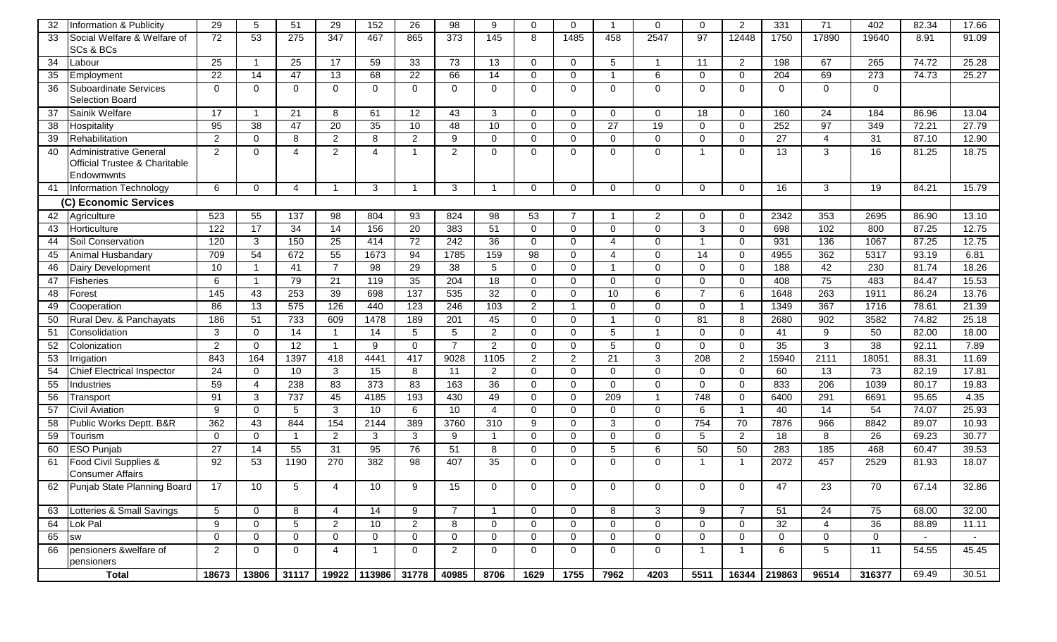| 32 | Information & Publicity | 29 | 5 | 51 | 29 | 152 | 26 | 98 | 9 | 0 | 0 | 1 | 0 | 0 | 2 | 331 | 71 | 402 | 82.34 | 17.66 |
|---|---|---|---|---|---|---|---|---|---|---|---|---|---|---|---|---|---|---|---|---|
| 33 | Social Welfare & Welfare of SCs & BCs | 72 | 53 | 275 | 347 | 467 | 865 | 373 | 145 | 8 | 1485 | 458 | 2547 | 97 | 12448 | 1750 | 17890 | 19640 | 8.91 | 91.09 |
| 34 | Labour | 25 | 1 | 25 | 17 | 59 | 33 | 73 | 13 | 0 | 0 | 5 | 1 | 11 | 2 | 198 | 67 | 265 | 74.72 | 25.28 |
| 35 | Employment | 22 | 14 | 47 | 13 | 68 | 22 | 66 | 14 | 0 | 0 | 1 | 6 | 0 | 0 | 204 | 69 | 273 | 74.73 | 25.27 |
| 36 | Suboardinate Services Selection Board | 0 | 0 | 0 | 0 | 0 | 0 | 0 | 0 | 0 | 0 | 0 | 0 | 0 | 0 | 0 | 0 | 0 | | |
| 37 | Sainik Welfare | 17 | 1 | 21 | 8 | 61 | 12 | 43 | 3 | 0 | 0 | 0 | 0 | 18 | 0 | 160 | 24 | 184 | 86.96 | 13.04 |
| 38 | Hospitality | 95 | 38 | 47 | 20 | 35 | 10 | 48 | 10 | 0 | 0 | 27 | 19 | 0 | 0 | 252 | 97 | 349 | 72.21 | 27.79 |
| 39 | Rehabilitation | 2 | 0 | 8 | 2 | 8 | 2 | 9 | 0 | 0 | 0 | 0 | 0 | 0 | 0 | 27 | 4 | 31 | 87.10 | 12.90 |
| 40 | Administrative General Official Trustee & Charitable Endowmwnts | 2 | 0 | 4 | 2 | 4 | 1 | 2 | 0 | 0 | 0 | 0 | 0 | 1 | 0 | 13 | 3 | 16 | 81.25 | 18.75 |
| 41 | Information Technology | 6 | 0 | 4 | 1 | 3 | 1 | 3 | 1 | 0 | 0 | 0 | 0 | 0 | 0 | 16 | 3 | 19 | 84.21 | 15.79 |
| | **(C) Economic Services** | | | | | | | | | | | | | | | | | | | |
| 42 | Agriculture | 523 | 55 | 137 | 98 | 804 | 93 | 824 | 98 | 53 | 7 | 1 | 2 | 0 | 0 | 2342 | 353 | 2695 | 86.90 | 13.10 |
| 43 | Horticulture | 122 | 17 | 34 | 14 | 156 | 20 | 383 | 51 | 0 | 0 | 0 | 0 | 3 | 0 | 698 | 102 | 800 | 87.25 | 12.75 |
| 44 | Soil Conservation | 120 | 3 | 150 | 25 | 414 | 72 | 242 | 36 | 0 | 0 | 4 | 0 | 1 | 0 | 931 | 136 | 1067 | 87.25 | 12.75 |
| 45 | Animal Husbandary | 709 | 54 | 672 | 55 | 1673 | 94 | 1785 | 159 | 98 | 0 | 4 | 0 | 14 | 0 | 4955 | 362 | 5317 | 93.19 | 6.81 |
| 46 | Dairy Development | 10 | 1 | 41 | 7 | 98 | 29 | 38 | 5 | 0 | 0 | 1 | 0 | 0 | 0 | 188 | 42 | 230 | 81.74 | 18.26 |
| 47 | Fisheries | 6 | 1 | 79 | 21 | 119 | 35 | 204 | 18 | 0 | 0 | 0 | 0 | 0 | 0 | 408 | 75 | 483 | 84.47 | 15.53 |
| 48 | Forest | 145 | 43 | 253 | 39 | 698 | 137 | 535 | 32 | 0 | 0 | 10 | 6 | 7 | 6 | 1648 | 263 | 1911 | 86.24 | 13.76 |
| 49 | Cooperation | 86 | 13 | 575 | 126 | 440 | 123 | 246 | 103 | 2 | 1 | 0 | 0 | 0 | 1 | 1349 | 367 | 1716 | 78.61 | 21.39 |
| 50 | Rural Dev. & Panchayats | 186 | 51 | 733 | 609 | 1478 | 189 | 201 | 45 | 0 | 0 | 1 | 0 | 81 | 8 | 2680 | 902 | 3582 | 74.82 | 25.18 |
| 51 | Consolidation | 3 | 0 | 14 | 1 | 14 | 5 | 5 | 2 | 0 | 0 | 5 | 1 | 0 | 0 | 41 | 9 | 50 | 82.00 | 18.00 |
| 52 | Colonization | 2 | 0 | 12 | 1 | 9 | 0 | 7 | 2 | 0 | 0 | 5 | 0 | 0 | 0 | 35 | 3 | 38 | 92.11 | 7.89 |
| 53 | Irrigation | 843 | 164 | 1397 | 418 | 4441 | 417 | 9028 | 1105 | 2 | 2 | 21 | 3 | 208 | 2 | 15940 | 2111 | 18051 | 88.31 | 11.69 |
| 54 | Chief Electrical Inspector | 24 | 0 | 10 | 3 | 15 | 8 | 11 | 2 | 0 | 0 | 0 | 0 | 0 | 0 | 60 | 13 | 73 | 82.19 | 17.81 |
| 55 | Industries | 59 | 4 | 238 | 83 | 373 | 83 | 163 | 36 | 0 | 0 | 0 | 0 | 0 | 0 | 833 | 206 | 1039 | 80.17 | 19.83 |
| 56 | Transport | 91 | 3 | 737 | 45 | 4185 | 193 | 430 | 49 | 0 | 0 | 209 | 1 | 748 | 0 | 6400 | 291 | 6691 | 95.65 | 4.35 |
| 57 | Civil Aviation | 9 | 0 | 5 | 3 | 10 | 6 | 10 | 4 | 0 | 0 | 0 | 0 | 6 | 1 | 40 | 14 | 54 | 74.07 | 25.93 |
| 58 | Public Works Deptt. B&R | 362 | 43 | 844 | 154 | 2144 | 389 | 3760 | 310 | 9 | 0 | 3 | 0 | 754 | 70 | 7876 | 966 | 8842 | 89.07 | 10.93 |
| 59 | Tourism | 0 | 0 | 1 | 2 | 3 | 3 | 9 | 1 | 0 | 0 | 0 | 0 | 5 | 2 | 18 | 8 | 26 | 69.23 | 30.77 |
| 60 | ESO Punjab | 27 | 14 | 55 | 31 | 95 | 76 | 51 | 8 | 0 | 0 | 5 | 6 | 50 | 50 | 283 | 185 | 468 | 60.47 | 39.53 |
| 61 | Food Civil Supplies & Consumer Affairs | 92 | 53 | 1190 | 270 | 382 | 98 | 407 | 35 | 0 | 0 | 0 | 0 | 1 | 1 | 2072 | 457 | 2529 | 81.93 | 18.07 |
| 62 | Punjab State Planning Board | 17 | 10 | 5 | 4 | 10 | 9 | 15 | 0 | 0 | 0 | 0 | 0 | 0 | 0 | 47 | 23 | 70 | 67.14 | 32.86 |
| 63 | Lotteries & Small Savings | 5 | 0 | 8 | 4 | 14 | 9 | 7 | 1 | 0 | 0 | 8 | 3 | 9 | 7 | 51 | 24 | 75 | 68.00 | 32.00 |
| 64 | Lok Pal | 9 | 0 | 5 | 2 | 10 | 2 | 8 | 0 | 0 | 0 | 0 | 0 | 0 | 0 | 32 | 4 | 36 | 88.89 | 11.11 |
| 65 | sw | 0 | 0 | 0 | 0 | 0 | 0 | 0 | 0 | 0 | 0 | 0 | 0 | 0 | 0 | 0 | 0 | 0 | - | - |
| 66 | pensioners &welfare of pensioners | 2 | 0 | 0 | 4 | 1 | 0 | 2 | 0 | 0 | 0 | 0 | 0 | 1 | 1 | 6 | 5 | 11 | 54.55 | 45.45 |
| | **Total** | **18673** | **13806** | **31117** | **19922** | **113986** | **31778** | **40985** | **8706** | **1629** | **1755** | **7962** | **4203** | **5511** | **16344** | **219863** | **96514** | **316377** | 69.49 | 30.51 |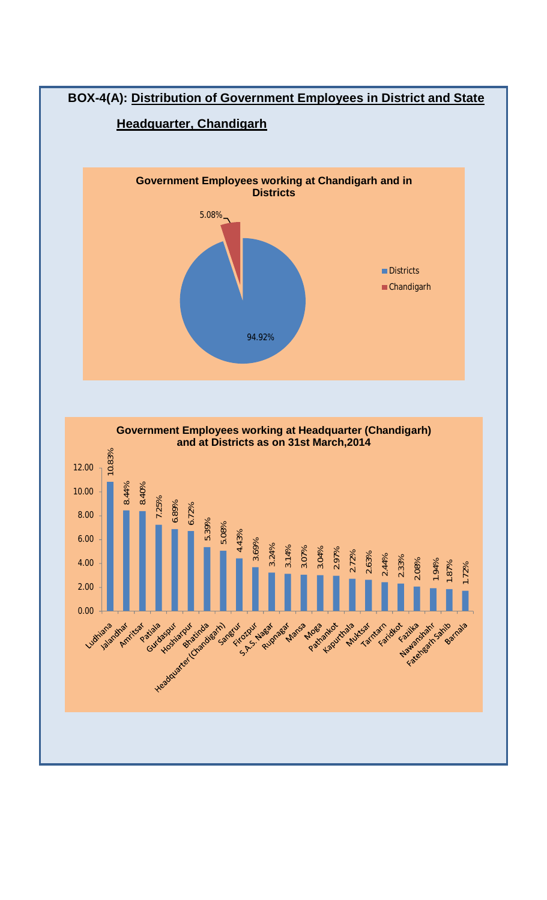**BOX-4(A): Distribution of Government Employees in District and State Headquarter, Chandigarh**

**Government Employees working at Chandigarh and in Districts**

| Location | Share |
|---|---|
| Districts | 94.92% |
| Chandigarh | 5.08% |

**Government Employees working at Headquarter (Chandigarh) and at Districts as on 31st March,2014**

| District | Percentage |
|---|---|
| Ludhiana | 10.83% |
| Jalandhar | 8.44% |
| Amritsar | 8.40% |
| Patiala | 7.25% |
| Gurdaspur | 6.89% |
| Hoshiarpur | 6.72% |
| Bhatinda | 5.39% |
| Headquarter (Chandigarh) | 5.08% |
| Sangrur | 4.43% |
| Firozpur | 3.69% |
| S.A.S. Nagar | 3.24% |
| Rupnagar | 3.14% |
| Mansa | 3.07% |
| Moga | 3.04% |
| Pathankot | 2.97% |
| Kapurthala | 2.72% |
| Muktsar | 2.63% |
| Tarntarn | 2.44% |
| Faridkot | 2.33% |
| Fazilka | 2.08% |
| Nawanshahr | 1.94% |
| Fatehgarh Sahib | 1.87% |
| Barnala | 1.72% |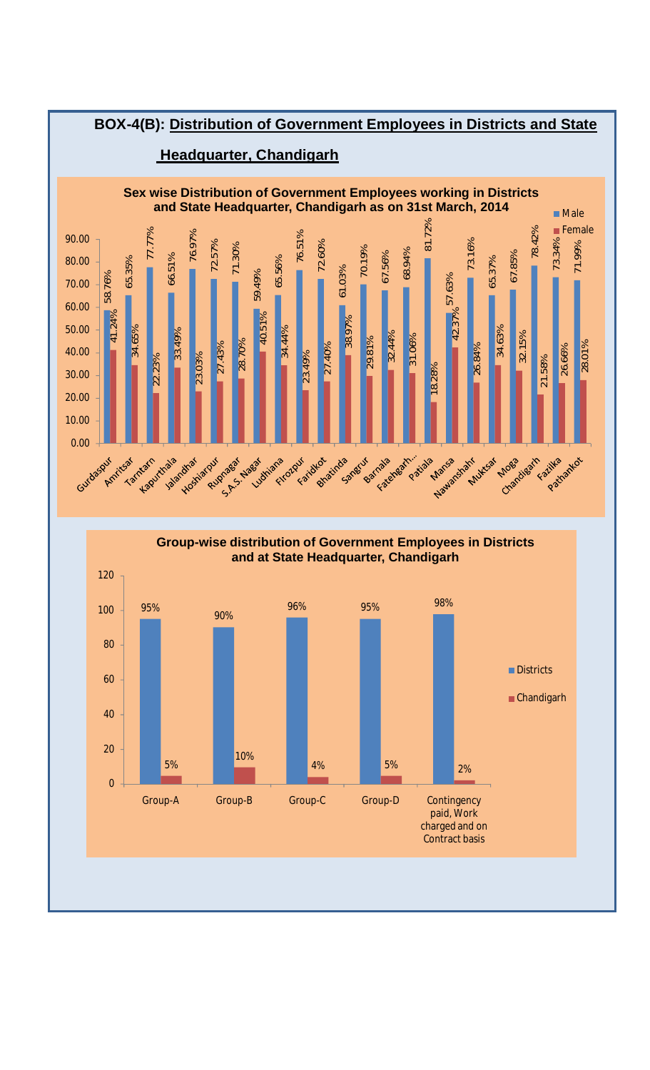## BOX-4(B): Distribution of Government Employees in Districts and State Headquarter, Chandigarh

**Sex wise Distribution of Government Employees working in Districts and State Headquarter, Chandigarh as on 31st March, 2014**

| District | Male | Female |
|---|---|---|
| Gurdaspur | 58.76% | 41.24% |
| Amritsar | 65.35% | 34.65% |
| Tarntarn | 77.77% | 22.23% |
| Kapurthala | 66.51% | 33.49% |
| Jalandhar | 76.97% | 23.03% |
| Hoshiarpur | 72.57% | 27.43% |
| Rupnagar | 71.30% | 28.70% |
| S.A.S. Nagar | 59.49% | 40.51% |
| Ludhiana | 65.56% | 34.44% |
| Firozpur | 76.51% | 23.49% |
| Faridkot | 72.60% | 27.40% |
| Bhatinda | 61.03% | 38.97% |
| Sangrur | 70.19% | 29.81% |
| Barnala | 67.56% | 32.44% |
| Fatehgarh... | 68.94% | 31.06% |
| Patiala | 81.72% | 18.28% |
| Mansa | 57.63% | 42.37% |
| Nawanshahr | 73.16% | 26.84% |
| Muktsar | 65.37% | 34.63% |
| Moga | 67.85% | 32.15% |
| Chandigarh | 78.42% | 21.58% |
| Fazilka | 73.34% | 26.66% |
| Pathankot | 71.99% | 28.01% |

**Group-wise distribution of Government Employees in Districts and at State Headquarter, Chandigarh**

| Group | Districts | Chandigarh |
|---|---|---|
| Group-A | 95% | 5% |
| Group-B | 90% | 10% |
| Group-C | 96% | 4% |
| Group-D | 95% | 5% |
| Contingency paid, Work charged and on Contract basis | 98% | 2% |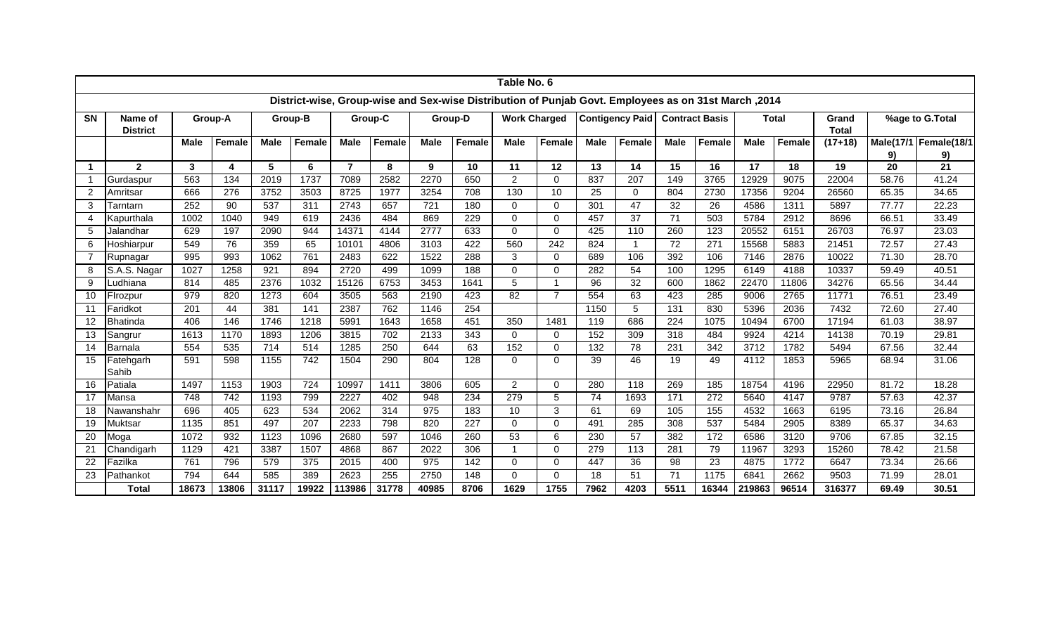## Table No. 6

### District-wise, Group-wise and Sex-wise Distribution of Punjab Govt. Employees as on 31st March ,2014

| SN | Name of District | Group-A | | Group-B | | Group-C | | Group-D | | Work Charged | | Contigency Paid | | Contract Basis | | Total | | Grand Total | %age to G.Total | |
|---|---|---|---|---|---|---|---|---|---|---|---|---|---|---|---|---|---|---|---|---|
| | | Male | Female | Male | Female | Male | Female | Male | Female | Male | Female | Male | Female | Male | Female | Male | Female | (17+18) | Male(17/19) | Female(18/19) |
| 1 | 2 | 3 | 4 | 5 | 6 | 7 | 8 | 9 | 10 | 11 | 12 | 13 | 14 | 15 | 16 | 17 | 18 | 19 | 20 | 21 |
| 1 | Gurdaspur | 563 | 134 | 2019 | 1737 | 7089 | 2582 | 2270 | 650 | 2 | 0 | 837 | 207 | 149 | 3765 | 12929 | 9075 | 22004 | 58.76 | 41.24 |
| 2 | Amritsar | 666 | 276 | 3752 | 3503 | 8725 | 1977 | 3254 | 708 | 130 | 10 | 25 | 0 | 804 | 2730 | 17356 | 9204 | 26560 | 65.35 | 34.65 |
| 3 | Tarntarn | 252 | 90 | 537 | 311 | 2743 | 657 | 721 | 180 | 0 | 0 | 301 | 47 | 32 | 26 | 4586 | 1311 | 5897 | 77.77 | 22.23 |
| 4 | Kapurthala | 1002 | 1040 | 949 | 619 | 2436 | 484 | 869 | 229 | 0 | 0 | 457 | 37 | 71 | 503 | 5784 | 2912 | 8696 | 66.51 | 33.49 |
| 5 | Jalandhar | 629 | 197 | 2090 | 944 | 14371 | 4144 | 2777 | 633 | 0 | 0 | 425 | 110 | 260 | 123 | 20552 | 6151 | 26703 | 76.97 | 23.03 |
| 6 | Hoshiarpur | 549 | 76 | 359 | 65 | 10101 | 4806 | 3103 | 422 | 560 | 242 | 824 | 1 | 72 | 271 | 15568 | 5883 | 21451 | 72.57 | 27.43 |
| 7 | Rupnagar | 995 | 993 | 1062 | 761 | 2483 | 622 | 1522 | 288 | 3 | 0 | 689 | 106 | 392 | 106 | 7146 | 2876 | 10022 | 71.30 | 28.70 |
| 8 | S.A.S. Nagar | 1027 | 1258 | 921 | 894 | 2720 | 499 | 1099 | 188 | 0 | 0 | 282 | 54 | 100 | 1295 | 6149 | 4188 | 10337 | 59.49 | 40.51 |
| 9 | Ludhiana | 814 | 485 | 2376 | 1032 | 15126 | 6753 | 3453 | 1641 | 5 | 1 | 96 | 32 | 600 | 1862 | 22470 | 11806 | 34276 | 65.56 | 34.44 |
| 10 | FIrozpur | 979 | 820 | 1273 | 604 | 3505 | 563 | 2190 | 423 | 82 | 7 | 554 | 63 | 423 | 285 | 9006 | 2765 | 11771 | 76.51 | 23.49 |
| 11 | Faridkot | 201 | 44 | 381 | 141 | 2387 | 762 | 1146 | 254 | | | 1150 | 5 | 131 | 830 | 5396 | 2036 | 7432 | 72.60 | 27.40 |
| 12 | Bhatinda | 406 | 146 | 1746 | 1218 | 5991 | 1643 | 1658 | 451 | 350 | 1481 | 119 | 686 | 224 | 1075 | 10494 | 6700 | 17194 | 61.03 | 38.97 |
| 13 | Sangrur | 1613 | 1170 | 1893 | 1206 | 3815 | 702 | 2133 | 343 | 0 | 0 | 152 | 309 | 318 | 484 | 9924 | 4214 | 14138 | 70.19 | 29.81 |
| 14 | Barnala | 554 | 535 | 714 | 514 | 1285 | 250 | 644 | 63 | 152 | 0 | 132 | 78 | 231 | 342 | 3712 | 1782 | 5494 | 67.56 | 32.44 |
| 15 | Fatehgarh Sahib | 591 | 598 | 1155 | 742 | 1504 | 290 | 804 | 128 | 0 | 0 | 39 | 46 | 19 | 49 | 4112 | 1853 | 5965 | 68.94 | 31.06 |
| 16 | Patiala | 1497 | 1153 | 1903 | 724 | 10997 | 1411 | 3806 | 605 | 2 | 0 | 280 | 118 | 269 | 185 | 18754 | 4196 | 22950 | 81.72 | 18.28 |
| 17 | Mansa | 748 | 742 | 1193 | 799 | 2227 | 402 | 948 | 234 | 279 | 5 | 74 | 1693 | 171 | 272 | 5640 | 4147 | 9787 | 57.63 | 42.37 |
| 18 | Nawanshahr | 696 | 405 | 623 | 534 | 2062 | 314 | 975 | 183 | 10 | 3 | 61 | 69 | 105 | 155 | 4532 | 1663 | 6195 | 73.16 | 26.84 |
| 19 | Muktsar | 1135 | 851 | 497 | 207 | 2233 | 798 | 820 | 227 | 0 | 0 | 491 | 285 | 308 | 537 | 5484 | 2905 | 8389 | 65.37 | 34.63 |
| 20 | Moga | 1072 | 932 | 1123 | 1096 | 2680 | 597 | 1046 | 260 | 53 | 6 | 230 | 57 | 382 | 172 | 6586 | 3120 | 9706 | 67.85 | 32.15 |
| 21 | Chandigarh | 1129 | 421 | 3387 | 1507 | 4868 | 867 | 2022 | 306 | 1 | 0 | 279 | 113 | 281 | 79 | 11967 | 3293 | 15260 | 78.42 | 21.58 |
| 22 | Fazilka | 761 | 796 | 579 | 375 | 2015 | 400 | 975 | 142 | 0 | 0 | 447 | 36 | 98 | 23 | 4875 | 1772 | 6647 | 73.34 | 26.66 |
| 23 | Pathankot | 794 | 644 | 585 | 389 | 2623 | 255 | 2750 | 148 | 0 | 0 | 18 | 51 | 71 | 1175 | 6841 | 2662 | 9503 | 71.99 | 28.01 |
| | **Total** | **18673** | **13806** | **31117** | **19922** | **113986** | **31778** | **40985** | **8706** | **1629** | **1755** | **7962** | **4203** | **5511** | **16344** | **219863** | **96514** | **316377** | **69.49** | **30.51** |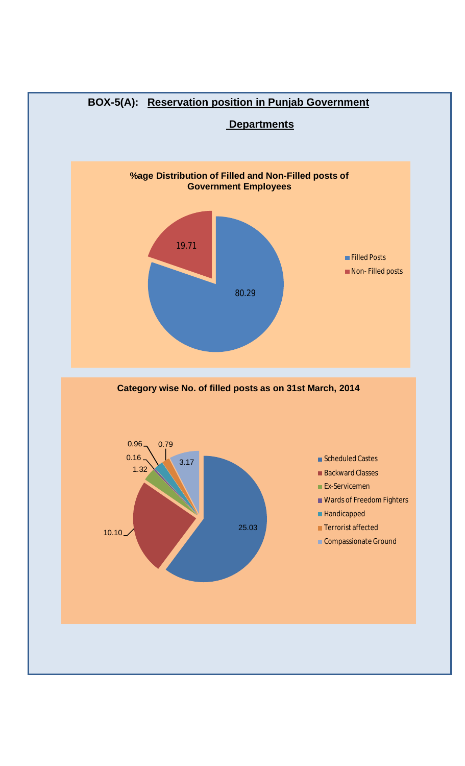## BOX-5(A): Reservation position in Punjab Government Departments

**%age Distribution of Filled and Non-Filled posts of Government Employees**

| Category | % |
|---|---|
| Filled Posts | 80.29 |
| Non- Filled posts | 19.71 |

**Category wise No. of filled posts as on 31st March, 2014**

| Category | Value |
|---|---|
| Scheduled Castes | 25.03 |
| Backward Classes | 10.10 |
| Ex-Servicemen | 1.32 |
| Wards of Freedom Fighters | 0.16 |
| Handicapped | 0.96 |
| Terrorist affected | 0.79 |
| Compassionate Ground | 3.17 |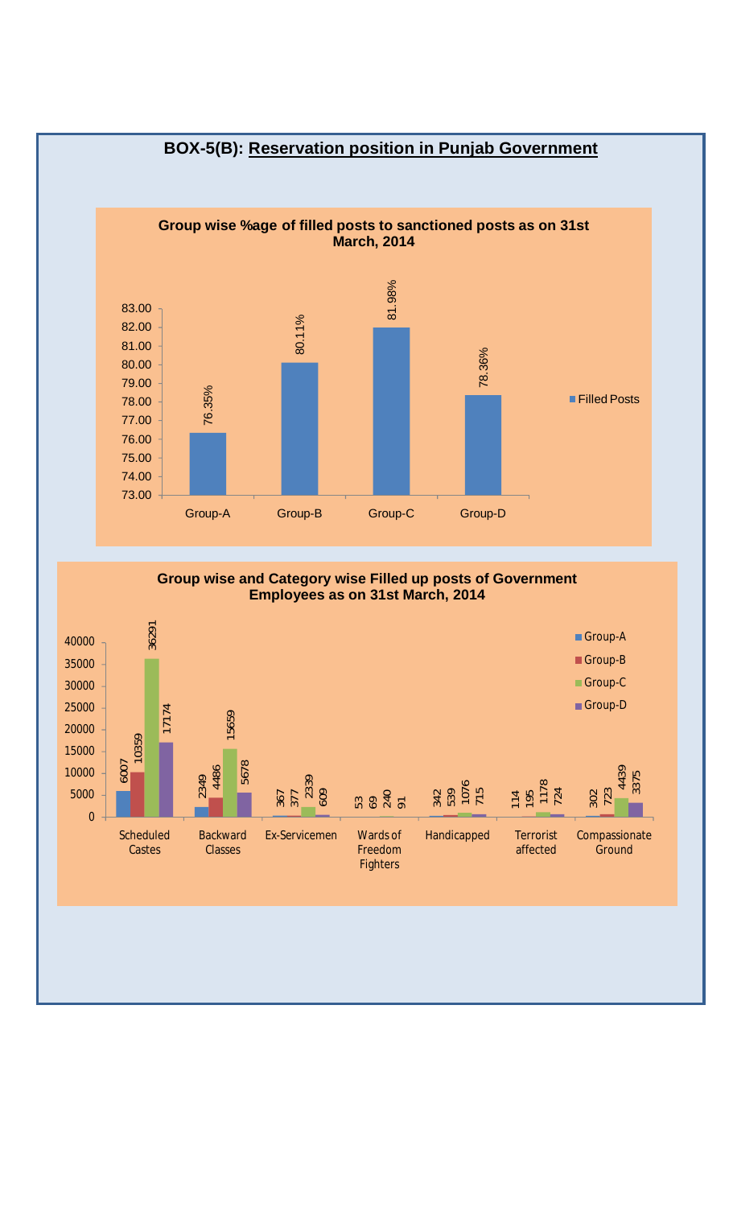## BOX-5(B): Reservation position in Punjab Government

**Group wise %age of filled posts to sanctioned posts as on 31st March, 2014**

| Group | Filled Posts |
|---|---|
| Group-A | 76.35% |
| Group-B | 80.11% |
| Group-C | 81.98% |
| Group-D | 78.36% |

**Group wise and Category wise Filled up posts of Government Employees as on 31st March, 2014**

| Category | Group-A | Group-B | Group-C | Group-D |
|---|---|---|---|---|
| Scheduled Castes | 6007 | 10359 | 36291 | 17174 |
| Backward Classes | 2349 | 4486 | 15659 | 5678 |
| Ex-Servicemen | 367 | 377 | 2339 | 609 |
| Wards of Freedom Fighters | 53 | 69 | 240 | 91 |
| Handicapped | 342 | 539 | 1076 | 715 |
| Terrorist affected | 114 | 195 | 1178 | 724 |
| Compassionate Ground | 302 | 723 | 4439 | 3375 |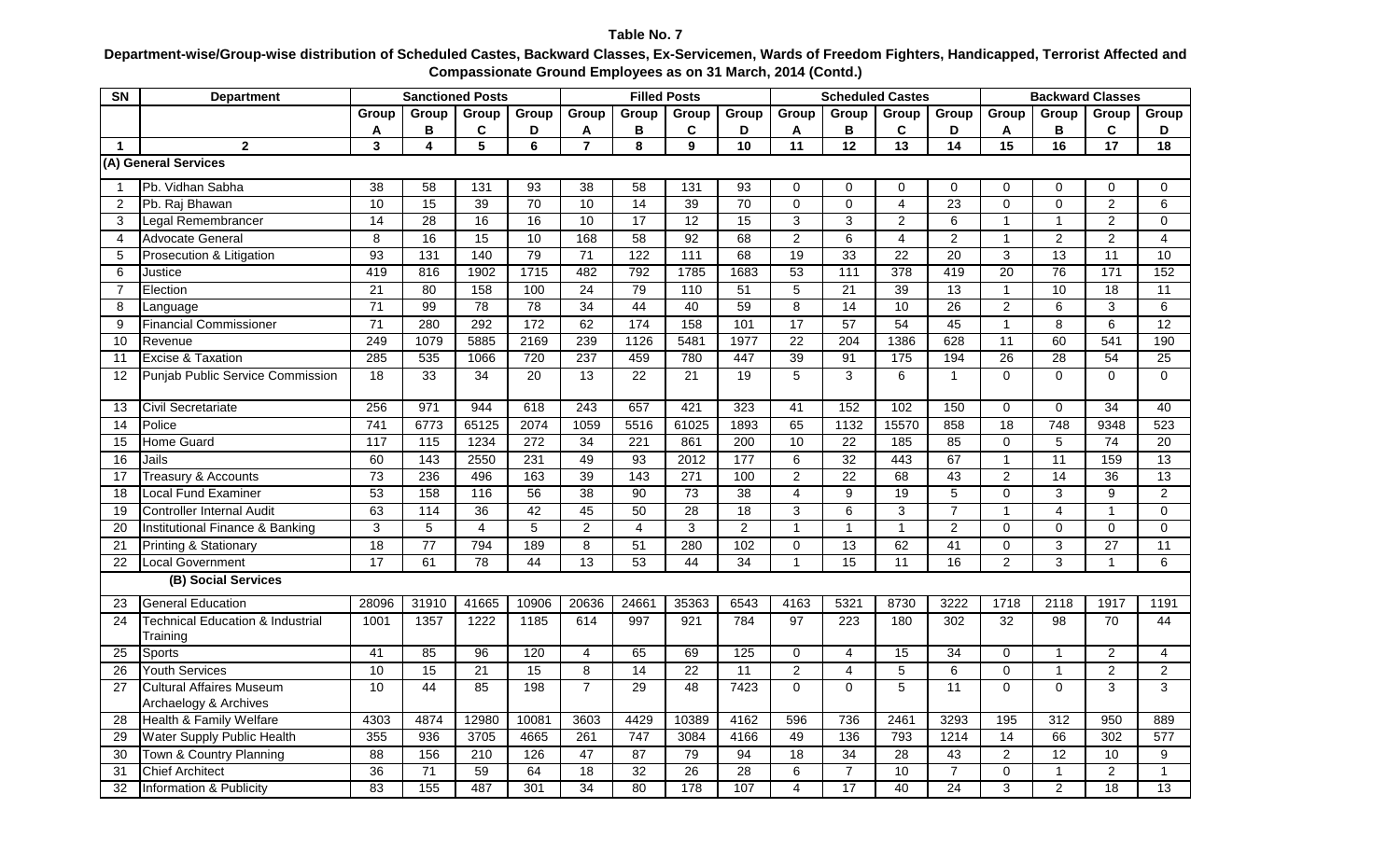**Table No. 7**

**Department-wise/Group-wise distribution of Scheduled Castes, Backward Classes, Ex-Servicemen, Wards of Freedom Fighters, Handicapped, Terrorist Affected and Compassionate Ground Employees as on 31 March, 2014 (Contd.)**

| SN | Department | Sanctioned Posts | | | | Filled Posts | | | | Scheduled Castes | | | | Backward Classes | | | |
|---|---|---|---|---|---|---|---|---|---|---|---|---|---|---|---|---|---|
| | | Group A | Group B | Group C | Group D | Group A | Group B | Group C | Group D | Group A | Group B | Group C | Group D | Group A | Group B | Group C | Group D |
| **1** | **2** | **3** | **4** | **5** | **6** | **7** | **8** | **9** | **10** | **11** | **12** | **13** | **14** | **15** | **16** | **17** | **18** |
| **(A) General Services** | | | | | | | | | | | | | | | | | |
| 1 | Pb. Vidhan Sabha | 38 | 58 | 131 | 93 | 38 | 58 | 131 | 93 | 0 | 0 | 0 | 0 | 0 | 0 | 0 | 0 |
| 2 | Pb. Raj Bhawan | 10 | 15 | 39 | 70 | 10 | 14 | 39 | 70 | 0 | 0 | 4 | 23 | 0 | 0 | 2 | 6 |
| 3 | Legal Remembrancer | 14 | 28 | 16 | 16 | 10 | 17 | 12 | 15 | 3 | 3 | 2 | 6 | 1 | 1 | 2 | 0 |
| 4 | Advocate General | 8 | 16 | 15 | 10 | 168 | 58 | 92 | 68 | 2 | 6 | 4 | 2 | 1 | 2 | 2 | 4 |
| 5 | Prosecution & Litigation | 93 | 131 | 140 | 79 | 71 | 122 | 111 | 68 | 19 | 33 | 22 | 20 | 3 | 13 | 11 | 10 |
| 6 | Justice | 419 | 816 | 1902 | 1715 | 482 | 792 | 1785 | 1683 | 53 | 111 | 378 | 419 | 20 | 76 | 171 | 152 |
| 7 | Election | 21 | 80 | 158 | 100 | 24 | 79 | 110 | 51 | 5 | 21 | 39 | 13 | 1 | 10 | 18 | 11 |
| 8 | Language | 71 | 99 | 78 | 78 | 34 | 44 | 40 | 59 | 8 | 14 | 10 | 26 | 2 | 6 | 3 | 6 |
| 9 | Financial Commissioner | 71 | 280 | 292 | 172 | 62 | 174 | 158 | 101 | 17 | 57 | 54 | 45 | 1 | 8 | 6 | 12 |
| 10 | Revenue | 249 | 1079 | 5885 | 2169 | 239 | 1126 | 5481 | 1977 | 22 | 204 | 1386 | 628 | 11 | 60 | 541 | 190 |
| 11 | Excise & Taxation | 285 | 535 | 1066 | 720 | 237 | 459 | 780 | 447 | 39 | 91 | 175 | 194 | 26 | 28 | 54 | 25 |
| 12 | Punjab Public Service Commission | 18 | 33 | 34 | 20 | 13 | 22 | 21 | 19 | 5 | 3 | 6 | 1 | 0 | 0 | 0 | 0 |
| 13 | Civil Secretariate | 256 | 971 | 944 | 618 | 243 | 657 | 421 | 323 | 41 | 152 | 102 | 150 | 0 | 0 | 34 | 40 |
| 14 | Police | 741 | 6773 | 65125 | 2074 | 1059 | 5516 | 61025 | 1893 | 65 | 1132 | 15570 | 858 | 18 | 748 | 9348 | 523 |
| 15 | Home Guard | 117 | 115 | 1234 | 272 | 34 | 221 | 861 | 200 | 10 | 22 | 185 | 85 | 0 | 5 | 74 | 20 |
| 16 | Jails | 60 | 143 | 2550 | 231 | 49 | 93 | 2012 | 177 | 6 | 32 | 443 | 67 | 1 | 11 | 159 | 13 |
| 17 | Treasury & Accounts | 73 | 236 | 496 | 163 | 39 | 143 | 271 | 100 | 2 | 22 | 68 | 43 | 2 | 14 | 36 | 13 |
| 18 | Local Fund Examiner | 53 | 158 | 116 | 56 | 38 | 90 | 73 | 38 | 4 | 9 | 19 | 5 | 0 | 3 | 9 | 2 |
| 19 | Controller Internal Audit | 63 | 114 | 36 | 42 | 45 | 50 | 28 | 18 | 3 | 6 | 3 | 7 | 1 | 4 | 1 | 0 |
| 20 | Institutional Finance & Banking | 3 | 5 | 4 | 5 | 2 | 4 | 3 | 2 | 1 | 1 | 1 | 2 | 0 | 0 | 0 | 0 |
| 21 | Printing & Stationary | 18 | 77 | 794 | 189 | 8 | 51 | 280 | 102 | 0 | 13 | 62 | 41 | 0 | 3 | 27 | 11 |
| 22 | Local Government | 17 | 61 | 78 | 44 | 13 | 53 | 44 | 34 | 1 | 15 | 11 | 16 | 2 | 3 | 1 | 6 |
| **(B) Social Services** | | | | | | | | | | | | | | | | | |
| 23 | General Education | 28096 | 31910 | 41665 | 10906 | 20636 | 24661 | 35363 | 6543 | 4163 | 5321 | 8730 | 3222 | 1718 | 2118 | 1917 | 1191 |
| 24 | Technical Education & Industrial Training | 1001 | 1357 | 1222 | 1185 | 614 | 997 | 921 | 784 | 97 | 223 | 180 | 302 | 32 | 98 | 70 | 44 |
| 25 | Sports | 41 | 85 | 96 | 120 | 4 | 65 | 69 | 125 | 0 | 4 | 15 | 34 | 0 | 1 | 2 | 4 |
| 26 | Youth Services | 10 | 15 | 21 | 15 | 8 | 14 | 22 | 11 | 2 | 4 | 5 | 6 | 0 | 1 | 2 | 2 |
| 27 | Cultural Affaires Museum Archaelogy & Archives | 10 | 44 | 85 | 198 | 7 | 29 | 48 | 7423 | 0 | 0 | 5 | 11 | 0 | 0 | 3 | 3 |
| 28 | Health & Family Welfare | 4303 | 4874 | 12980 | 10081 | 3603 | 4429 | 10389 | 4162 | 596 | 736 | 2461 | 3293 | 195 | 312 | 950 | 889 |
| 29 | Water Supply Public Health | 355 | 936 | 3705 | 4665 | 261 | 747 | 3084 | 4166 | 49 | 136 | 793 | 1214 | 14 | 66 | 302 | 577 |
| 30 | Town & Country Planning | 88 | 156 | 210 | 126 | 47 | 87 | 79 | 94 | 18 | 34 | 28 | 43 | 2 | 12 | 10 | 9 |
| 31 | Chief Architect | 36 | 71 | 59 | 64 | 18 | 32 | 26 | 28 | 6 | 7 | 10 | 7 | 0 | 1 | 2 | 1 |
| 32 | Information & Publicity | 83 | 155 | 487 | 301 | 34 | 80 | 178 | 107 | 4 | 17 | 40 | 24 | 3 | 2 | 18 | 13 |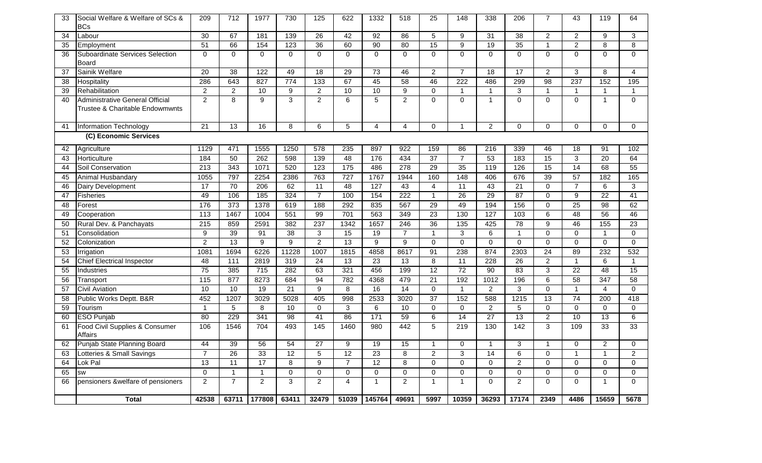| 33 | Social Welfare & Welfare of SCs & BCs | 209 | 712 | 1977 | 730 | 125 | 622 | 1332 | 518 | 25 | 148 | 338 | 206 | 7 | 43 | 119 | 64 |
|---|---|---|---|---|---|---|---|---|---|---|---|---|---|---|---|---|---|
| 34 | Labour | 30 | 67 | 181 | 139 | 26 | 42 | 92 | 86 | 5 | 9 | 31 | 38 | 2 | 2 | 9 | 3 |
| 35 | Employment | 51 | 66 | 154 | 123 | 36 | 60 | 90 | 80 | 15 | 9 | 19 | 35 | 1 | 2 | 8 | 8 |
| 36 | Suboardinate Services Selection Board | 0 | 0 | 0 | 0 | 0 | 0 | 0 | 0 | 0 | 0 | 0 | 0 | 0 | 0 | 0 | 0 |
| 37 | Sainik Welfare | 20 | 38 | 122 | 49 | 18 | 29 | 73 | 46 | 2 | 7 | 18 | 17 | 2 | 3 | 8 | 4 |
| 38 | Hospitality | 286 | 643 | 827 | 774 | 133 | 67 | 45 | 58 | 46 | 222 | 486 | 299 | 98 | 237 | 152 | 195 |
| 39 | Rehabilitation | 2 | 2 | 10 | 9 | 2 | 10 | 10 | 9 | 0 | 1 | 1 | 3 | 1 | 1 | 1 | 1 |
| 40 | Administrative General Official Trustee & Charitable Endowmwnts | 2 | 8 | 9 | 3 | 2 | 6 | 5 | 2 | 0 | 0 | 1 | 0 | 0 | 0 | 1 | 0 |
| 41 | Information Technology | 21 | 13 | 16 | 8 | 6 | 5 | 4 | 4 | 0 | 1 | 2 | 0 | 0 | 0 | 0 | 0 |
| | **(C) Economic Services** | | | | | | | | | | | | | | | | |
| 42 | Agriculture | 1129 | 471 | 1555 | 1250 | 578 | 235 | 897 | 922 | 159 | 86 | 216 | 339 | 46 | 18 | 91 | 102 |
| 43 | Horticulture | 184 | 50 | 262 | 598 | 139 | 48 | 176 | 434 | 37 | 7 | 53 | 183 | 15 | 3 | 20 | 64 |
| 44 | Soil Conservation | 213 | 343 | 1071 | 520 | 123 | 175 | 486 | 278 | 29 | 35 | 119 | 126 | 15 | 14 | 68 | 55 |
| 45 | Animal Husbandary | 1055 | 797 | 2254 | 2386 | 763 | 727 | 1767 | 1944 | 160 | 148 | 406 | 676 | 39 | 57 | 182 | 165 |
| 46 | Dairy Development | 17 | 70 | 206 | 62 | 11 | 48 | 127 | 43 | 4 | 11 | 43 | 21 | 0 | 7 | 6 | 3 |
| 47 | Fisheries | 49 | 106 | 185 | 324 | 7 | 100 | 154 | 222 | 1 | 26 | 29 | 87 | 0 | 9 | 22 | 41 |
| 48 | Forest | 176 | 373 | 1378 | 619 | 188 | 292 | 835 | 567 | 29 | 49 | 194 | 156 | 0 | 25 | 98 | 62 |
| 49 | Cooperation | 113 | 1467 | 1004 | 551 | 99 | 701 | 563 | 349 | 23 | 130 | 127 | 103 | 6 | 48 | 56 | 46 |
| 50 | Rural Dev. & Panchayats | 215 | 859 | 2591 | 382 | 237 | 1342 | 1657 | 246 | 36 | 135 | 425 | 78 | 9 | 46 | 155 | 23 |
| 51 | Consolidation | 9 | 39 | 91 | 38 | 3 | 15 | 19 | 7 | 1 | 3 | 6 | 1 | 0 | 0 | 1 | 0 |
| 52 | Colonization | 2 | 13 | 9 | 9 | 2 | 13 | 9 | 9 | 0 | 0 | 0 | 0 | 0 | 0 | 0 | 0 |
| 53 | Irrigation | 1081 | 1694 | 6226 | 11228 | 1007 | 1815 | 4858 | 8617 | 91 | 238 | 874 | 2303 | 24 | 89 | 232 | 532 |
| 54 | Chief Electrical Inspector | 48 | 111 | 2819 | 319 | 24 | 13 | 23 | 13 | 8 | 11 | 228 | 26 | 2 | 1 | 6 | 1 |
| 55 | Industries | 75 | 385 | 715 | 282 | 63 | 321 | 456 | 199 | 12 | 72 | 90 | 83 | 3 | 22 | 48 | 15 |
| 56 | Transport | 115 | 877 | 8273 | 684 | 94 | 782 | 4368 | 479 | 21 | 192 | 1012 | 196 | 6 | 58 | 347 | 58 |
| 57 | Civil Aviation | 10 | 10 | 19 | 21 | 9 | 8 | 16 | 14 | 0 | 1 | 2 | 3 | 0 | 1 | 4 | 0 |
| 58 | Public Works Deptt. B&R | 452 | 1207 | 3029 | 5028 | 405 | 998 | 2533 | 3020 | 37 | 152 | 588 | 1215 | 13 | 74 | 200 | 418 |
| 59 | Tourism | 1 | 5 | 8 | 10 | 0 | 3 | 6 | 10 | 0 | 0 | 2 | 5 | 0 | 0 | 0 | 0 |
| 60 | ESO Punjab | 80 | 229 | 341 | 98 | 41 | 86 | 171 | 59 | 6 | 14 | 27 | 13 | 2 | 10 | 13 | 6 |
| 61 | Food Civil Supplies & Consumer Affairs | 106 | 1546 | 704 | 493 | 145 | 1460 | 980 | 442 | 5 | 219 | 130 | 142 | 3 | 109 | 33 | 33 |
| 62 | Punjab State Planning Board | 44 | 39 | 56 | 54 | 27 | 9 | 19 | 15 | 1 | 0 | 1 | 3 | 1 | 0 | 2 | 0 |
| 63 | Lotteries & Small Savings | 7 | 26 | 33 | 12 | 5 | 12 | 23 | 8 | 2 | 3 | 14 | 6 | 0 | 1 | 1 | 2 |
| 64 | Lok Pal | 13 | 11 | 17 | 8 | 9 | 7 | 12 | 8 | 0 | 0 | 0 | 2 | 0 | 0 | 0 | 0 |
| 65 | sw | 0 | 1 | 1 | 0 | 0 | 0 | 0 | 0 | 0 | 0 | 0 | 0 | 0 | 0 | 0 | 0 |
| 66 | pensioners &welfare of pensioners | 2 | 7 | 2 | 3 | 2 | 4 | 1 | 2 | 1 | 1 | 0 | 2 | 0 | 0 | 1 | 0 |
| | **Total** | **42538** | **63711** | **177808** | **63411** | **32479** | **51039** | **145764** | **49691** | **5997** | **10359** | **36293** | **17174** | **2349** | **4486** | **15659** | **5678** |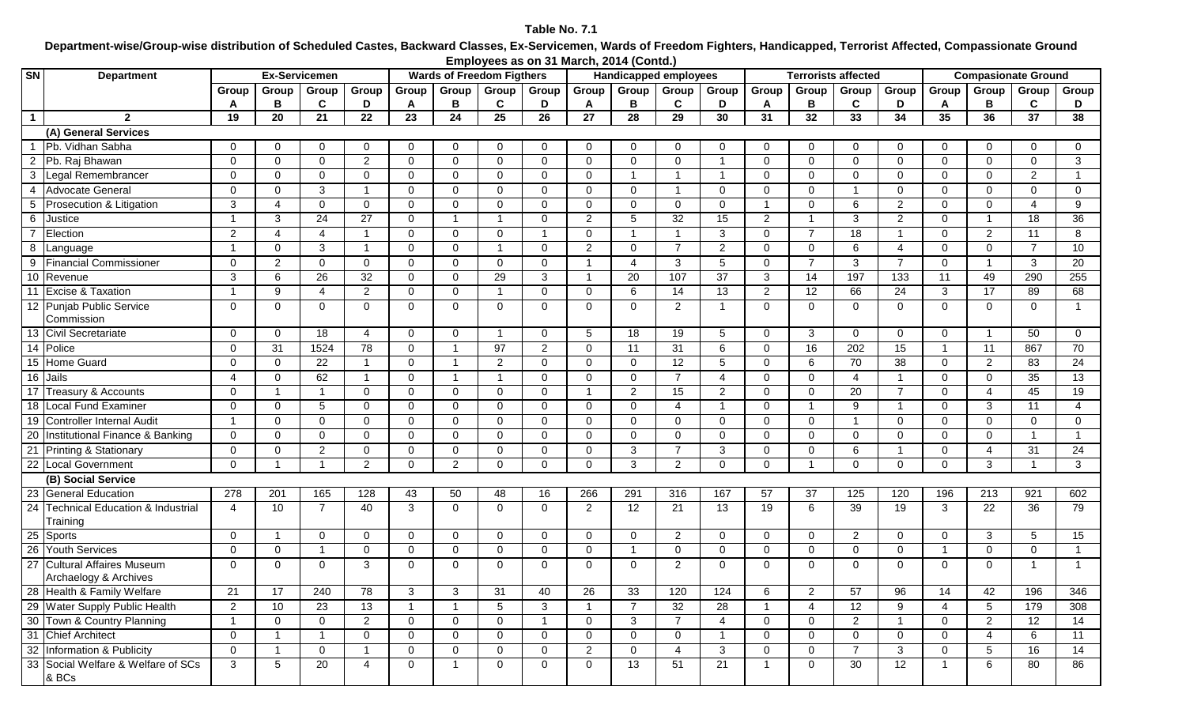**Table No. 7.1**

**Department-wise/Group-wise distribution of Scheduled Castes, Backward Classes, Ex-Servicemen, Wards of Freedom Fighters, Handicapped, Terrorist Affected, Compassionate Ground Employees as on 31 March, 2014 (Contd.)**

| SN | Department | Ex-Servicemen | | | | Wards of Freedom Figthers | | | | Handicapped employees | | | | Terrorists affected | | | | Compasionate Ground | | | |
|---|---|---|---|---|---|---|---|---|---|---|---|---|---|---|---|---|---|---|---|---|---|
| | | Group A | Group B | Group C | Group D | Group A | Group B | Group C | Group D | Group A | Group B | Group C | Group D | Group A | Group B | Group C | Group D | Group A | Group B | Group C | Group D |
| 1 | 2 | 19 | 20 | 21 | 22 | 23 | 24 | 25 | 26 | 27 | 28 | 29 | 30 | 31 | 32 | 33 | 34 | 35 | 36 | 37 | 38 |
| | **(A) General Services** | | | | | | | | | | | | | | | | | | | | |
| 1 | Pb. Vidhan Sabha | 0 | 0 | 0 | 0 | 0 | 0 | 0 | 0 | 0 | 0 | 0 | 0 | 0 | 0 | 0 | 0 | 0 | 0 | 0 | 0 |
| 2 | Pb. Raj Bhawan | 0 | 0 | 0 | 2 | 0 | 0 | 0 | 0 | 0 | 0 | 0 | 1 | 0 | 0 | 0 | 0 | 0 | 0 | 0 | 3 |
| 3 | Legal Remembrancer | 0 | 0 | 0 | 0 | 0 | 0 | 0 | 0 | 0 | 1 | 1 | 1 | 0 | 0 | 0 | 0 | 0 | 0 | 2 | 1 |
| 4 | Advocate General | 0 | 0 | 3 | 1 | 0 | 0 | 0 | 0 | 0 | 0 | 1 | 0 | 0 | 0 | 1 | 0 | 0 | 0 | 0 | 0 |
| 5 | Prosecution & Litigation | 3 | 4 | 0 | 0 | 0 | 0 | 0 | 0 | 0 | 0 | 0 | 0 | 1 | 0 | 6 | 2 | 0 | 0 | 4 | 9 |
| 6 | Justice | 1 | 3 | 24 | 27 | 0 | 1 | 1 | 0 | 2 | 5 | 32 | 15 | 2 | 1 | 3 | 2 | 0 | 1 | 18 | 36 |
| 7 | Election | 2 | 4 | 4 | 1 | 0 | 0 | 0 | 1 | 0 | 1 | 1 | 3 | 0 | 7 | 18 | 1 | 0 | 2 | 11 | 8 |
| 8 | Language | 1 | 0 | 3 | 1 | 0 | 0 | 1 | 0 | 2 | 0 | 7 | 2 | 0 | 0 | 6 | 4 | 0 | 0 | 7 | 10 |
| 9 | Financial Commissioner | 0 | 2 | 0 | 0 | 0 | 0 | 0 | 0 | 1 | 4 | 3 | 5 | 0 | 7 | 3 | 7 | 0 | 1 | 3 | 20 |
| 10 | Revenue | 3 | 6 | 26 | 32 | 0 | 0 | 29 | 3 | 1 | 20 | 107 | 37 | 3 | 14 | 197 | 133 | 11 | 49 | 290 | 255 |
| 11 | Excise & Taxation | 1 | 9 | 4 | 2 | 0 | 0 | 1 | 0 | 0 | 6 | 14 | 13 | 2 | 12 | 66 | 24 | 3 | 17 | 89 | 68 |
| 12 | Punjab Public Service Commission | 0 | 0 | 0 | 0 | 0 | 0 | 0 | 0 | 0 | 0 | 2 | 1 | 0 | 0 | 0 | 0 | 0 | 0 | 0 | 1 |
| 13 | Civil Secretariate | 0 | 0 | 18 | 4 | 0 | 0 | 1 | 0 | 5 | 18 | 19 | 5 | 0 | 3 | 0 | 0 | 0 | 1 | 50 | 0 |
| 14 | Police | 0 | 31 | 1524 | 78 | 0 | 1 | 97 | 2 | 0 | 11 | 31 | 6 | 0 | 16 | 202 | 15 | 1 | 11 | 867 | 70 |
| 15 | Home Guard | 0 | 0 | 22 | 1 | 0 | 1 | 2 | 0 | 0 | 0 | 12 | 5 | 0 | 6 | 70 | 38 | 0 | 2 | 83 | 24 |
| 16 | Jails | 4 | 0 | 62 | 1 | 0 | 1 | 1 | 0 | 0 | 0 | 7 | 4 | 0 | 0 | 4 | 1 | 0 | 0 | 35 | 13 |
| 17 | Treasury & Accounts | 0 | 1 | 1 | 0 | 0 | 0 | 0 | 0 | 1 | 2 | 15 | 2 | 0 | 0 | 20 | 7 | 0 | 4 | 45 | 19 |
| 18 | Local Fund Examiner | 0 | 0 | 5 | 0 | 0 | 0 | 0 | 0 | 0 | 0 | 4 | 1 | 0 | 1 | 9 | 1 | 0 | 3 | 11 | 4 |
| 19 | Controller Internal Audit | 1 | 0 | 0 | 0 | 0 | 0 | 0 | 0 | 0 | 0 | 0 | 0 | 0 | 0 | 1 | 0 | 0 | 0 | 0 | 0 |
| 20 | Institutional Finance & Banking | 0 | 0 | 0 | 0 | 0 | 0 | 0 | 0 | 0 | 0 | 0 | 0 | 0 | 0 | 0 | 0 | 0 | 0 | 1 | 1 |
| 21 | Printing & Stationary | 0 | 0 | 2 | 0 | 0 | 0 | 0 | 0 | 0 | 3 | 7 | 3 | 0 | 0 | 6 | 1 | 0 | 4 | 31 | 24 |
| 22 | Local Government | 0 | 1 | 1 | 2 | 0 | 2 | 0 | 0 | 0 | 3 | 2 | 0 | 0 | 1 | 0 | 0 | 0 | 3 | 1 | 3 |
| | **(B) Social Service** | | | | | | | | | | | | | | | | | | | | |
| 23 | General Education | 278 | 201 | 165 | 128 | 43 | 50 | 48 | 16 | 266 | 291 | 316 | 167 | 57 | 37 | 125 | 120 | 196 | 213 | 921 | 602 |
| 24 | Technical Education & Industrial Training | 4 | 10 | 7 | 40 | 3 | 0 | 0 | 0 | 2 | 12 | 21 | 13 | 19 | 6 | 39 | 19 | 3 | 22 | 36 | 79 |
| 25 | Sports | 0 | 1 | 0 | 0 | 0 | 0 | 0 | 0 | 0 | 0 | 2 | 0 | 0 | 0 | 2 | 0 | 0 | 3 | 5 | 15 |
| 26 | Youth Services | 0 | 0 | 1 | 0 | 0 | 0 | 0 | 0 | 0 | 1 | 0 | 0 | 0 | 0 | 0 | 0 | 1 | 0 | 0 | 1 |
| 27 | Cultural Affaires Museum Archaelogy & Archives | 0 | 0 | 0 | 3 | 0 | 0 | 0 | 0 | 0 | 0 | 2 | 0 | 0 | 0 | 0 | 0 | 0 | 0 | 1 | 1 |
| 28 | Health & Family Welfare | 21 | 17 | 240 | 78 | 3 | 3 | 31 | 40 | 26 | 33 | 120 | 124 | 6 | 2 | 57 | 96 | 14 | 42 | 196 | 346 |
| 29 | Water Supply Public Health | 2 | 10 | 23 | 13 | 1 | 1 | 5 | 3 | 1 | 7 | 32 | 28 | 1 | 4 | 12 | 9 | 4 | 5 | 179 | 308 |
| 30 | Town & Country Planning | 1 | 0 | 0 | 2 | 0 | 0 | 0 | 1 | 0 | 3 | 7 | 4 | 0 | 0 | 2 | 1 | 0 | 2 | 12 | 14 |
| 31 | Chief Architect | 0 | 1 | 1 | 0 | 0 | 0 | 0 | 0 | 0 | 0 | 0 | 1 | 0 | 0 | 0 | 0 | 0 | 4 | 6 | 11 |
| 32 | Information & Publicity | 0 | 1 | 0 | 1 | 0 | 0 | 0 | 0 | 2 | 0 | 4 | 3 | 0 | 0 | 7 | 3 | 0 | 5 | 16 | 14 |
| 33 | Social Welfare & Welfare of SCs & BCs | 3 | 5 | 20 | 4 | 0 | 1 | 0 | 0 | 0 | 13 | 51 | 21 | 1 | 0 | 30 | 12 | 1 | 6 | 80 | 86 |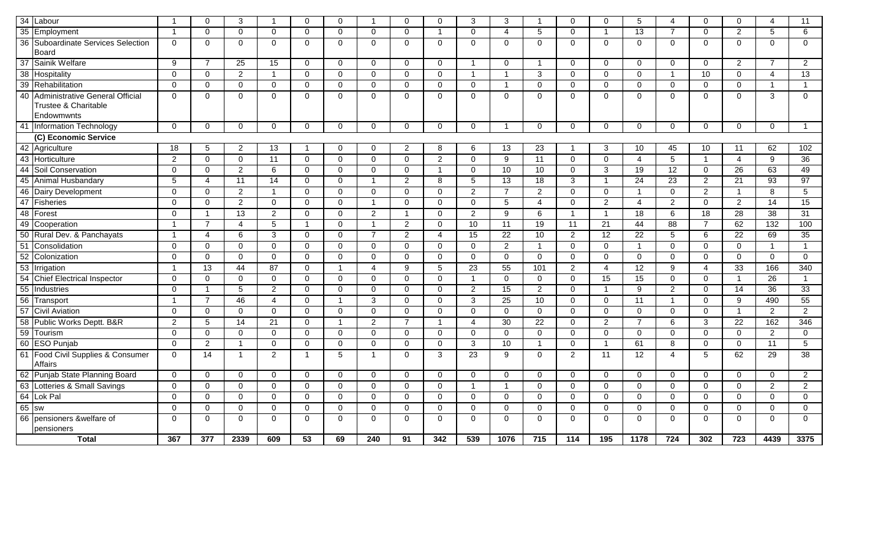| | | | | | | | | | | | | | | | | | | | | | |
|---|---|---|---|---|---|---|---|---|---|---|---|---|---|---|---|---|---|---|---|---|---|
| 34 | Labour | 1 | 0 | 3 | 1 | 0 | 0 | 1 | 0 | 0 | 3 | 3 | 1 | 0 | 0 | 5 | 4 | 0 | 0 | 4 | 11 |
| 35 | Employment | 1 | 0 | 0 | 0 | 0 | 0 | 0 | 0 | 1 | 0 | 4 | 5 | 0 | 1 | 13 | 7 | 0 | 2 | 5 | 6 |
| 36 | Suboardinate Services Selection Board | 0 | 0 | 0 | 0 | 0 | 0 | 0 | 0 | 0 | 0 | 0 | 0 | 0 | 0 | 0 | 0 | 0 | 0 | 0 | 0 |
| 37 | Sainik Welfare | 9 | 7 | 25 | 15 | 0 | 0 | 0 | 0 | 0 | 1 | 0 | 1 | 0 | 0 | 0 | 0 | 0 | 2 | 7 | 2 |
| 38 | Hospitality | 0 | 0 | 2 | 1 | 0 | 0 | 0 | 0 | 0 | 1 | 1 | 3 | 0 | 0 | 0 | 1 | 10 | 0 | 4 | 13 |
| 39 | Rehabilitation | 0 | 0 | 0 | 0 | 0 | 0 | 0 | 0 | 0 | 0 | 1 | 0 | 0 | 0 | 0 | 0 | 0 | 0 | 1 | 1 |
| 40 | Administrative General Official Trustee & Charitable Endowmwnts | 0 | 0 | 0 | 0 | 0 | 0 | 0 | 0 | 0 | 0 | 0 | 0 | 0 | 0 | 0 | 0 | 0 | 0 | 3 | 0 |
| 41 | Information Technology | 0 | 0 | 0 | 0 | 0 | 0 | 0 | 0 | 0 | 0 | 1 | 0 | 0 | 0 | 0 | 0 | 0 | 0 | 0 | 1 |
| | **(C) Economic Service** | | | | | | | | | | | | | | | | | | | | |
| 42 | Agriculture | 18 | 5 | 2 | 13 | 1 | 0 | 0 | 2 | 8 | 6 | 13 | 23 | 1 | 3 | 10 | 45 | 10 | 11 | 62 | 102 |
| 43 | Horticulture | 2 | 0 | 0 | 11 | 0 | 0 | 0 | 0 | 2 | 0 | 9 | 11 | 0 | 0 | 4 | 5 | 1 | 4 | 9 | 36 |
| 44 | Soil Conservation | 0 | 0 | 2 | 6 | 0 | 0 | 0 | 0 | 1 | 0 | 10 | 10 | 0 | 3 | 19 | 12 | 0 | 26 | 63 | 49 |
| 45 | Animal Husbandary | 5 | 4 | 11 | 14 | 0 | 0 | 1 | 2 | 8 | 5 | 13 | 18 | 3 | 1 | 24 | 23 | 2 | 21 | 93 | 97 |
| 46 | Dairy Development | 0 | 0 | 2 | 1 | 0 | 0 | 0 | 0 | 0 | 2 | 7 | 2 | 0 | 0 | 1 | 0 | 2 | 1 | 8 | 5 |
| 47 | Fisheries | 0 | 0 | 2 | 0 | 0 | 0 | 1 | 0 | 0 | 0 | 5 | 4 | 0 | 2 | 4 | 2 | 0 | 2 | 14 | 15 |
| 48 | Forest | 0 | 1 | 13 | 2 | 0 | 0 | 2 | 1 | 0 | 2 | 9 | 6 | 1 | 1 | 18 | 6 | 18 | 28 | 38 | 31 |
| 49 | Cooperation | 1 | 7 | 4 | 5 | 1 | 0 | 1 | 2 | 0 | 10 | 11 | 19 | 11 | 21 | 44 | 88 | 7 | 62 | 132 | 100 |
| 50 | Rural Dev. & Panchayats | 1 | 4 | 6 | 3 | 0 | 0 | 7 | 2 | 4 | 15 | 22 | 10 | 2 | 12 | 22 | 5 | 6 | 22 | 69 | 35 |
| 51 | Consolidation | 0 | 0 | 0 | 0 | 0 | 0 | 0 | 0 | 0 | 0 | 2 | 1 | 0 | 0 | 1 | 0 | 0 | 0 | 1 | 1 |
| 52 | Colonization | 0 | 0 | 0 | 0 | 0 | 0 | 0 | 0 | 0 | 0 | 0 | 0 | 0 | 0 | 0 | 0 | 0 | 0 | 0 | 0 |
| 53 | Irrigation | 1 | 13 | 44 | 87 | 0 | 1 | 4 | 9 | 5 | 23 | 55 | 101 | 2 | 4 | 12 | 9 | 4 | 33 | 166 | 340 |
| 54 | Chief Electrical Inspector | 0 | 0 | 0 | 0 | 0 | 0 | 0 | 0 | 0 | 1 | 0 | 0 | 0 | 15 | 15 | 0 | 0 | 1 | 26 | 1 |
| 55 | Industries | 0 | 1 | 5 | 2 | 0 | 0 | 0 | 0 | 0 | 2 | 15 | 2 | 0 | 1 | 9 | 2 | 0 | 14 | 36 | 33 |
| 56 | Transport | 1 | 7 | 46 | 4 | 0 | 1 | 3 | 0 | 0 | 3 | 25 | 10 | 0 | 0 | 11 | 1 | 0 | 9 | 490 | 55 |
| 57 | Civil Aviation | 0 | 0 | 0 | 0 | 0 | 0 | 0 | 0 | 0 | 0 | 0 | 0 | 0 | 0 | 0 | 0 | 0 | 1 | 2 | 2 |
| 58 | Public Works Deptt. B&R | 2 | 5 | 14 | 21 | 0 | 1 | 2 | 7 | 1 | 4 | 30 | 22 | 0 | 2 | 7 | 6 | 3 | 22 | 162 | 346 |
| 59 | Tourism | 0 | 0 | 0 | 0 | 0 | 0 | 0 | 0 | 0 | 0 | 0 | 0 | 0 | 0 | 0 | 0 | 0 | 0 | 2 | 0 |
| 60 | ESO Punjab | 0 | 2 | 1 | 0 | 0 | 0 | 0 | 0 | 0 | 3 | 10 | 1 | 0 | 1 | 61 | 8 | 0 | 0 | 11 | 5 |
| 61 | Food Civil Supplies & Consumer Affairs | 0 | 14 | 1 | 2 | 1 | 5 | 1 | 0 | 3 | 23 | 9 | 0 | 2 | 11 | 12 | 4 | 5 | 62 | 29 | 38 |
| 62 | Punjab State Planning Board | 0 | 0 | 0 | 0 | 0 | 0 | 0 | 0 | 0 | 0 | 0 | 0 | 0 | 0 | 0 | 0 | 0 | 0 | 0 | 2 |
| 63 | Lotteries & Small Savings | 0 | 0 | 0 | 0 | 0 | 0 | 0 | 0 | 0 | 1 | 1 | 0 | 0 | 0 | 0 | 0 | 0 | 0 | 2 | 2 |
| 64 | Lok Pal | 0 | 0 | 0 | 0 | 0 | 0 | 0 | 0 | 0 | 0 | 0 | 0 | 0 | 0 | 0 | 0 | 0 | 0 | 0 | 0 |
| 65 | sw | 0 | 0 | 0 | 0 | 0 | 0 | 0 | 0 | 0 | 0 | 0 | 0 | 0 | 0 | 0 | 0 | 0 | 0 | 0 | 0 |
| 66 | pensioners &welfare of pensioners | 0 | 0 | 0 | 0 | 0 | 0 | 0 | 0 | 0 | 0 | 0 | 0 | 0 | 0 | 0 | 0 | 0 | 0 | 0 | 0 |
| | **Total** | **367** | **377** | **2339** | **609** | **53** | **69** | **240** | **91** | **342** | **539** | **1076** | **715** | **114** | **195** | **1178** | **724** | **302** | **723** | **4439** | **3375** |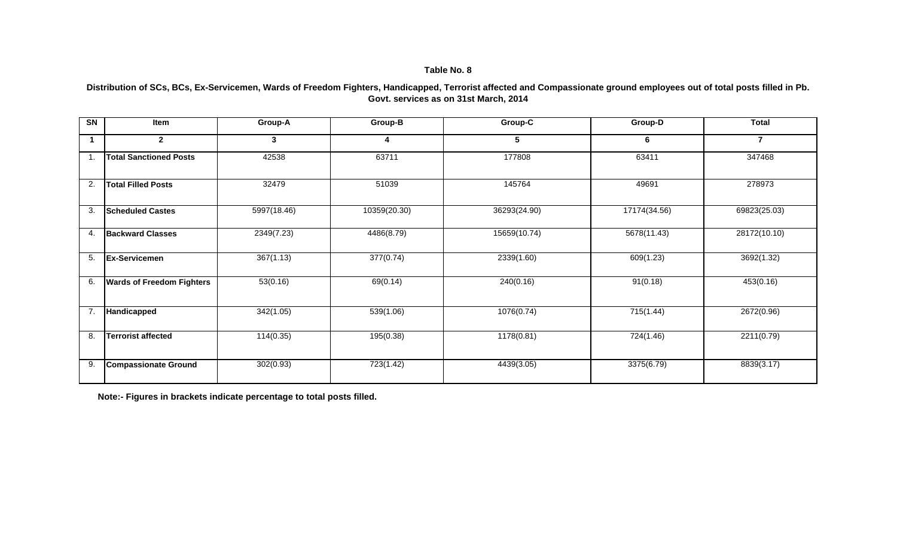**Table No. 8**

**Distribution of SCs, BCs, Ex-Servicemen, Wards of Freedom Fighters, Handicapped, Terrorist affected and Compassionate ground employees out of total posts filled in Pb. Govt. services as on 31st March, 2014**

| SN | Item | Group-A | Group-B | Group-C | Group-D | Total |
|---|---|---|---|---|---|---|
| 1 | 2 | 3 | 4 | 5 | 6 | 7 |
| 1. | **Total Sanctioned Posts** | 42538 | 63711 | 177808 | 63411 | 347468 |
| 2. | **Total Filled Posts** | 32479 | 51039 | 145764 | 49691 | 278973 |
| 3. | **Scheduled Castes** | 5997(18.46) | 10359(20.30) | 36293(24.90) | 17174(34.56) | 69823(25.03) |
| 4. | **Backward Classes** | 2349(7.23) | 4486(8.79) | 15659(10.74) | 5678(11.43) | 28172(10.10) |
| 5. | **Ex-Servicemen** | 367(1.13) | 377(0.74) | 2339(1.60) | 609(1.23) | 3692(1.32) |
| 6. | **Wards of Freedom Fighters** | 53(0.16) | 69(0.14) | 240(0.16) | 91(0.18) | 453(0.16) |
| 7. | **Handicapped** | 342(1.05) | 539(1.06) | 1076(0.74) | 715(1.44) | 2672(0.96) |
| 8. | **Terrorist affected** | 114(0.35) | 195(0.38) | 1178(0.81) | 724(1.46) | 2211(0.79) |
| 9. | **Compassionate Ground** | 302(0.93) | 723(1.42) | 4439(3.05) | 3375(6.79) | 8839(3.17) |

**Note:- Figures in brackets indicate percentage to total posts filled.**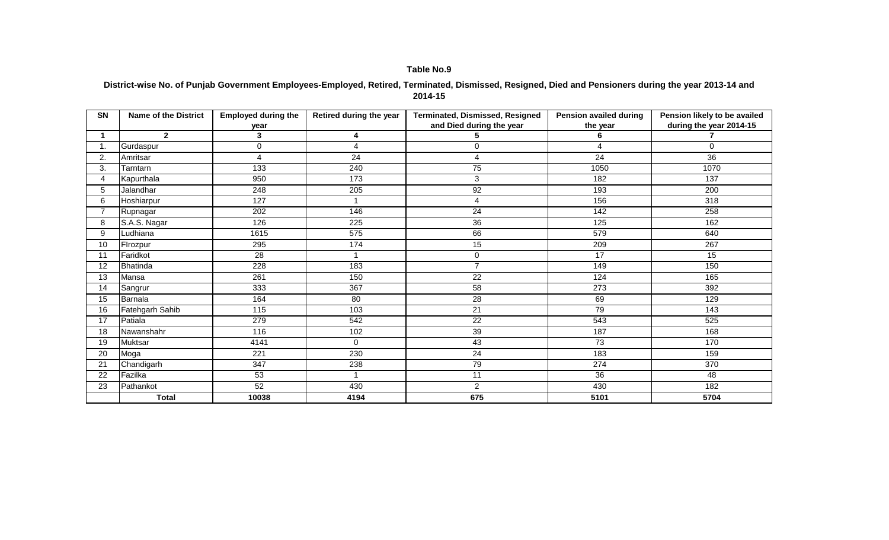**Table No.9**

**District-wise No. of Punjab Government Employees-Employed, Retired, Terminated, Dismissed, Resigned, Died and Pensioners during the year 2013-14 and 2014-15**

| SN | Name of the District | Employed during the year | Retired during the year | Terminated, Dismissed, Resigned and Died during the year | Pension availed during the year | Pension likely to be availed during the year 2014-15 |
|---|---|---|---|---|---|---|
| **1** | **2** | **3** | **4** | **5** | **6** | **7** |
| 1. | Gurdaspur | 0 | 4 | 0 | 4 | 0 |
| 2. | Amritsar | 4 | 24 | 4 | 24 | 36 |
| 3. | Tarntarn | 133 | 240 | 75 | 1050 | 1070 |
| 4 | Kapurthala | 950 | 173 | 3 | 182 | 137 |
| 5 | Jalandhar | 248 | 205 | 92 | 193 | 200 |
| 6 | Hoshiarpur | 127 | 1 | 4 | 156 | 318 |
| 7 | Rupnagar | 202 | 146 | 24 | 142 | 258 |
| 8 | S.A.S. Nagar | 126 | 225 | 36 | 125 | 162 |
| 9 | Ludhiana | 1615 | 575 | 66 | 579 | 640 |
| 10 | FIrozpur | 295 | 174 | 15 | 209 | 267 |
| 11 | Faridkot | 28 | 1 | 0 | 17 | 15 |
| 12 | Bhatinda | 228 | 183 | 7 | 149 | 150 |
| 13 | Mansa | 261 | 150 | 22 | 124 | 165 |
| 14 | Sangrur | 333 | 367 | 58 | 273 | 392 |
| 15 | Barnala | 164 | 80 | 28 | 69 | 129 |
| 16 | Fatehgarh Sahib | 115 | 103 | 21 | 79 | 143 |
| 17 | Patiala | 279 | 542 | 22 | 543 | 525 |
| 18 | Nawanshahr | 116 | 102 | 39 | 187 | 168 |
| 19 | Muktsar | 4141 | 0 | 43 | 73 | 170 |
| 20 | Moga | 221 | 230 | 24 | 183 | 159 |
| 21 | Chandigarh | 347 | 238 | 79 | 274 | 370 |
| 22 | Fazilka | 53 | 1 | 11 | 36 | 48 |
| 23 | Pathankot | 52 | 430 | 2 | 430 | 182 |
| | **Total** | **10038** | **4194** | **675** | **5101** | **5704** |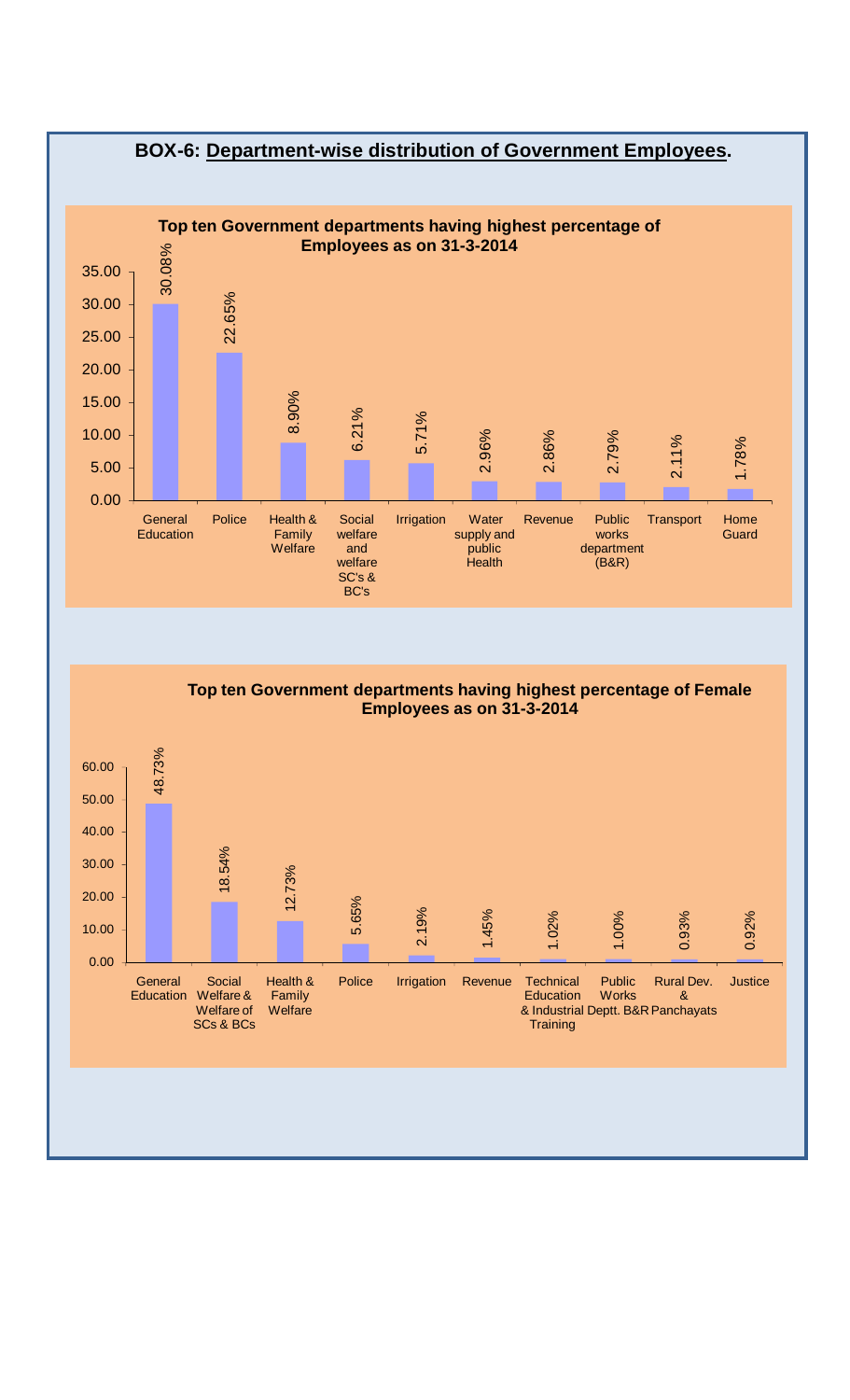## BOX-6: Department-wise distribution of Government Employees.

**Top ten Government departments having highest percentage of Employees as on 31-3-2014**

| Department | Percentage |
|---|---|
| General Education | 30.08% |
| Police | 22.65% |
| Health & Family Welfare | 8.90% |
| Social welfare and welfare SC's & BC's | 6.21% |
| Irrigation | 5.71% |
| Water supply and public Health | 2.96% |
| Revenue | 2.86% |
| Public works department (B&R) | 2.79% |
| Transport | 2.11% |
| Home Guard | 1.78% |

**Top ten Government departments having highest percentage of Female Employees as on 31-3-2014**

| Department | Percentage |
|---|---|
| General Education | 48.73% |
| Social Welfare & Welfare of SCs & BCs | 18.54% |
| Health & Family Welfare | 12.73% |
| Police | 5.65% |
| Irrigation | 2.19% |
| Revenue | 1.45% |
| Technical Education & Industrial Training | 1.02% |
| Public Works Deptt. B&R | 1.00% |
| Rural Dev. & Panchayats | 0.93% |
| Justice | 0.92% |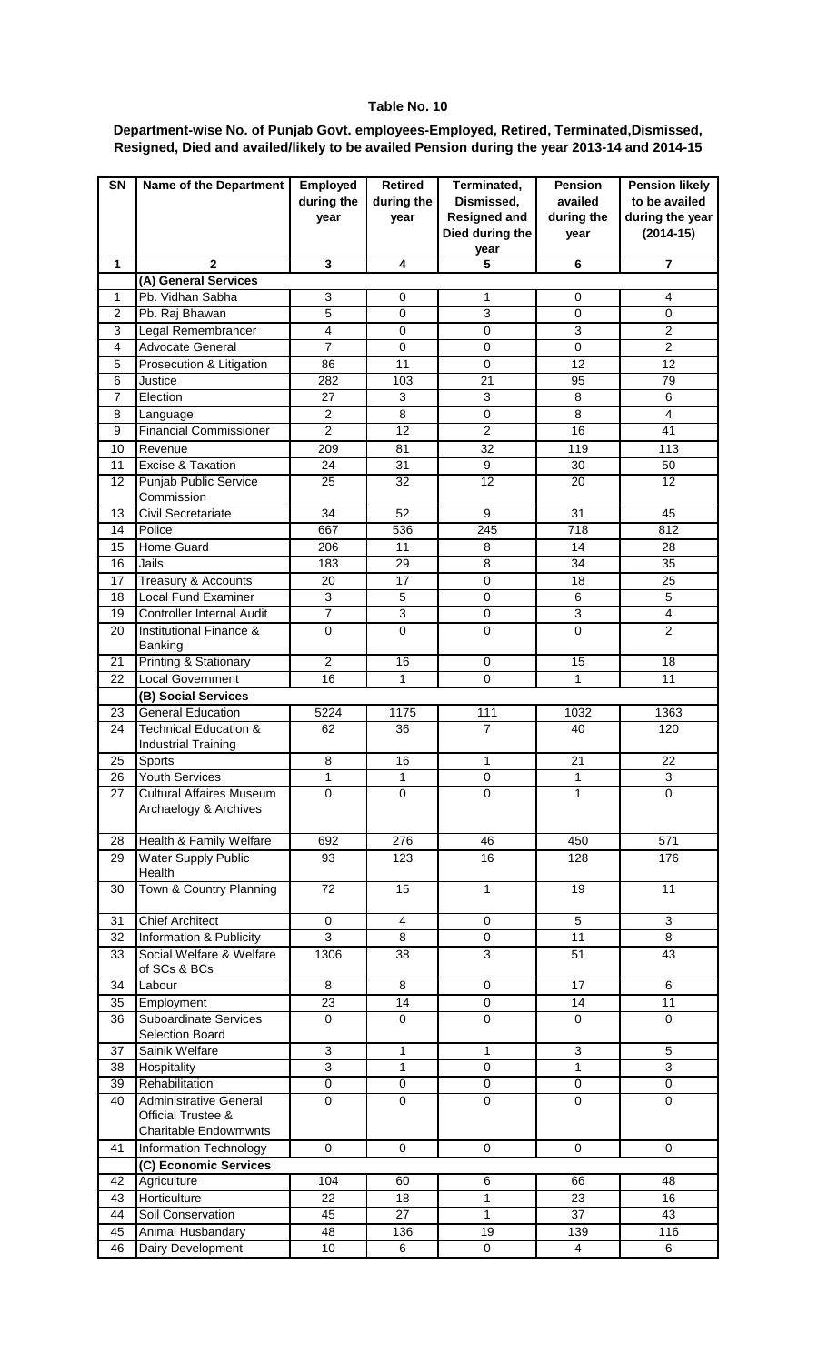# Table No. 10

**Department-wise No. of Punjab Govt. employees-Employed, Retired, Terminated,Dismissed, Resigned, Died and availed/likely to be availed Pension during the year 2013-14 and 2014-15**

| SN | Name of the Department | Employed during the year | Retired during the year | Terminated, Dismissed, Resigned and Died during the year | Pension availed during the year | Pension likely to be availed during the year (2014-15) |
|---|---|---|---|---|---|---|
| 1 | 2 | 3 | 4 | 5 | 6 | 7 |
| | **(A) General Services** | | | | | |
| 1 | Pb. Vidhan Sabha | 3 | 0 | 1 | 0 | 4 |
| 2 | Pb. Raj Bhawan | 5 | 0 | 3 | 0 | 0 |
| 3 | Legal Remembrancer | 4 | 0 | 0 | 3 | 2 |
| 4 | Advocate General | 7 | 0 | 0 | 0 | 2 |
| 5 | Prosecution & Litigation | 86 | 11 | 0 | 12 | 12 |
| 6 | Justice | 282 | 103 | 21 | 95 | 79 |
| 7 | Election | 27 | 3 | 3 | 8 | 6 |
| 8 | Language | 2 | 8 | 0 | 8 | 4 |
| 9 | Financial Commissioner | 2 | 12 | 2 | 16 | 41 |
| 10 | Revenue | 209 | 81 | 32 | 119 | 113 |
| 11 | Excise & Taxation | 24 | 31 | 9 | 30 | 50 |
| 12 | Punjab Public Service Commission | 25 | 32 | 12 | 20 | 12 |
| 13 | Civil Secretariate | 34 | 52 | 9 | 31 | 45 |
| 14 | Police | 667 | 536 | 245 | 718 | 812 |
| 15 | Home Guard | 206 | 11 | 8 | 14 | 28 |
| 16 | Jails | 183 | 29 | 8 | 34 | 35 |
| 17 | Treasury & Accounts | 20 | 17 | 0 | 18 | 25 |
| 18 | Local Fund Examiner | 3 | 5 | 0 | 6 | 5 |
| 19 | Controller Internal Audit | 7 | 3 | 0 | 3 | 4 |
| 20 | Institutional Finance & Banking | 0 | 0 | 0 | 0 | 2 |
| 21 | Printing & Stationary | 2 | 16 | 0 | 15 | 18 |
| 22 | Local Government | 16 | 1 | 0 | 1 | 11 |
| | **(B) Social Services** | | | | | |
| 23 | General Education | 5224 | 1175 | 111 | 1032 | 1363 |
| 24 | Technical Education & Industrial Training | 62 | 36 | 7 | 40 | 120 |
| 25 | Sports | 8 | 16 | 1 | 21 | 22 |
| 26 | Youth Services | 1 | 1 | 0 | 1 | 3 |
| 27 | Cultural Affaires Museum Archaelogy & Archives | 0 | 0 | 0 | 1 | 0 |
| 28 | Health & Family Welfare | 692 | 276 | 46 | 450 | 571 |
| 29 | Water Supply Public Health | 93 | 123 | 16 | 128 | 176 |
| 30 | Town & Country Planning | 72 | 15 | 1 | 19 | 11 |
| 31 | Chief Architect | 0 | 4 | 0 | 5 | 3 |
| 32 | Information & Publicity | 3 | 8 | 0 | 11 | 8 |
| 33 | Social Welfare & Welfare of SCs & BCs | 1306 | 38 | 3 | 51 | 43 |
| 34 | Labour | 8 | 8 | 0 | 17 | 6 |
| 35 | Employment | 23 | 14 | 0 | 14 | 11 |
| 36 | Suboardinate Services Selection Board | 0 | 0 | 0 | 0 | 0 |
| 37 | Sainik Welfare | 3 | 1 | 1 | 3 | 5 |
| 38 | Hospitality | 3 | 1 | 0 | 1 | 3 |
| 39 | Rehabilitation | 0 | 0 | 0 | 0 | 0 |
| 40 | Administrative General Official Trustee & Charitable Endowmwnts | 0 | 0 | 0 | 0 | 0 |
| 41 | Information Technology | 0 | 0 | 0 | 0 | 0 |
| | **(C) Economic Services** | | | | | |
| 42 | Agriculture | 104 | 60 | 6 | 66 | 48 |
| 43 | Horticulture | 22 | 18 | 1 | 23 | 16 |
| 44 | Soil Conservation | 45 | 27 | 1 | 37 | 43 |
| 45 | Animal Husbandary | 48 | 136 | 19 | 139 | 116 |
| 46 | Dairy Development | 10 | 6 | 0 | 4 | 6 |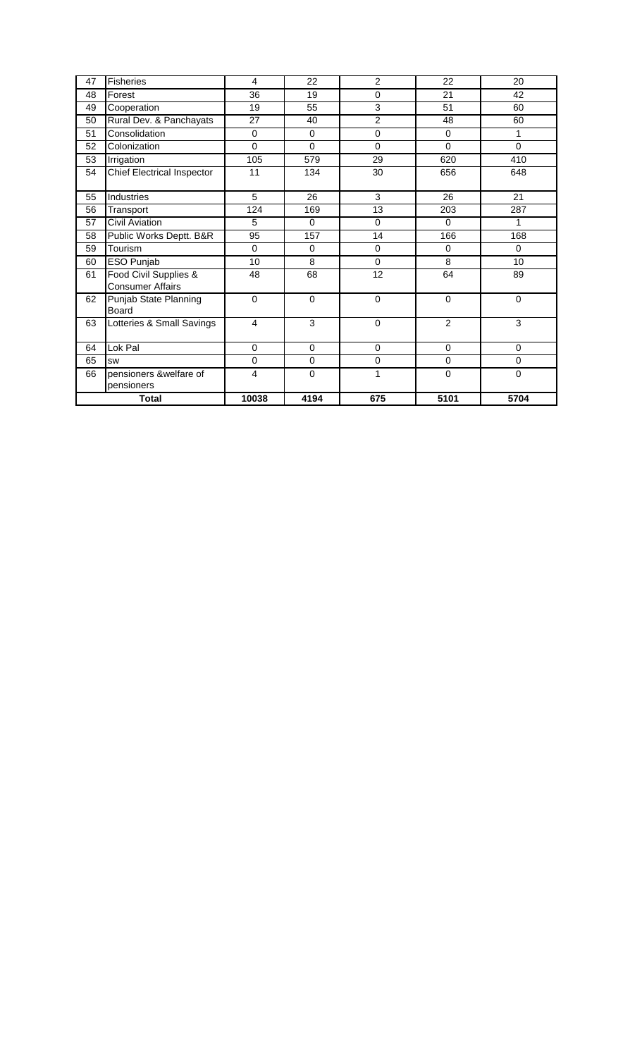| 47 | Fisheries | 4 | 22 | 2 | 22 | 20 |
|---|---|---|---|---|---|---|
| 48 | Forest | 36 | 19 | 0 | 21 | 42 |
| 49 | Cooperation | 19 | 55 | 3 | 51 | 60 |
| 50 | Rural Dev. & Panchayats | 27 | 40 | 2 | 48 | 60 |
| 51 | Consolidation | 0 | 0 | 0 | 0 | 1 |
| 52 | Colonization | 0 | 0 | 0 | 0 | 0 |
| 53 | Irrigation | 105 | 579 | 29 | 620 | 410 |
| 54 | Chief Electrical Inspector | 11 | 134 | 30 | 656 | 648 |
| 55 | Industries | 5 | 26 | 3 | 26 | 21 |
| 56 | Transport | 124 | 169 | 13 | 203 | 287 |
| 57 | Civil Aviation | 5 | 0 | 0 | 0 | 1 |
| 58 | Public Works Deptt. B&R | 95 | 157 | 14 | 166 | 168 |
| 59 | Tourism | 0 | 0 | 0 | 0 | 0 |
| 60 | ESO Punjab | 10 | 8 | 0 | 8 | 10 |
| 61 | Food Civil Supplies & Consumer Affairs | 48 | 68 | 12 | 64 | 89 |
| 62 | Punjab State Planning Board | 0 | 0 | 0 | 0 | 0 |
| 63 | Lotteries & Small Savings | 4 | 3 | 0 | 2 | 3 |
| 64 | Lok Pal | 0 | 0 | 0 | 0 | 0 |
| 65 | sw | 0 | 0 | 0 | 0 | 0 |
| 66 | pensioners &welfare of pensioners | 4 | 0 | 1 | 0 | 0 |
| | **Total** | **10038** | **4194** | **675** | **5101** | **5704** |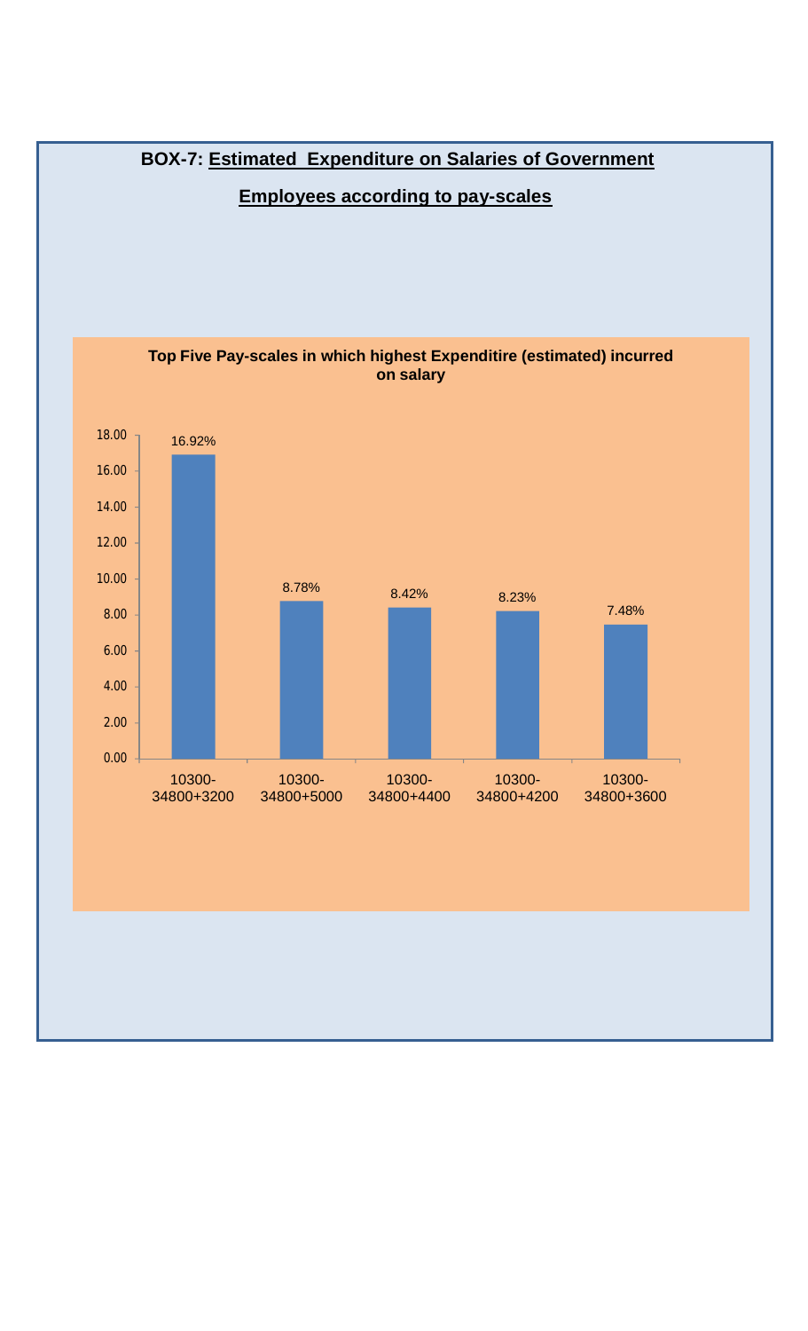## BOX-7: Estimated Expenditure on Salaries of Government Employees according to pay-scales

**Top Five Pay-scales in which highest Expenditire (estimated) incurred on salary**

| Pay-scale | Expenditure (%) |
|---|---|
| 10300-34800+3200 | 16.92% |
| 10300-34800+5000 | 8.78% |
| 10300-34800+4400 | 8.42% |
| 10300-34800+4200 | 8.23% |
| 10300-34800+3600 | 7.48% |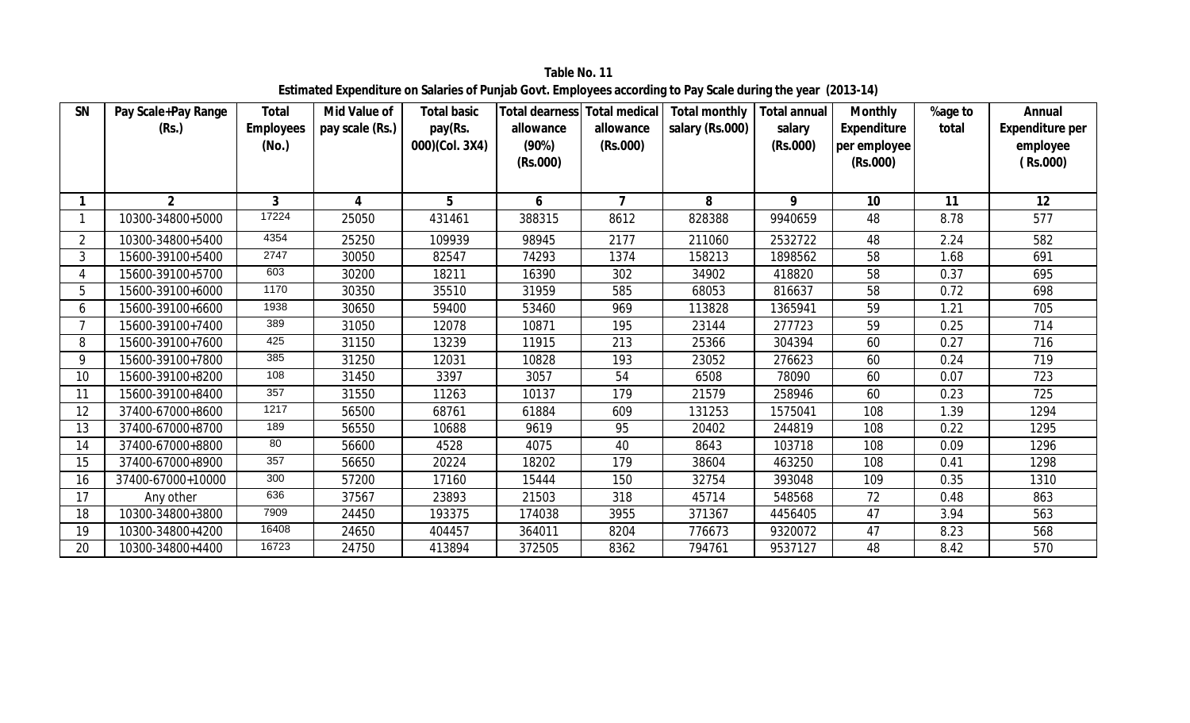**Table No. 11**

**Estimated Expenditure on Salaries of Punjab Govt. Employees according to Pay Scale during the year (2013-14)**

| SN | Pay Scale+Pay Range (Rs.) | Total Employees (No.) | Mid Value of pay scale (Rs.) | Total basic pay(Rs. 000)(Col. 3X4) | Total dearness allowance (90%) (Rs.000) | Total medical allowance (Rs.000) | Total monthly salary (Rs.000) | Total annual salary (Rs.000) | Monthly Expenditure per employee (Rs.000) | %age to total | Annual Expenditure per employee ( Rs.000) |
|---|---|---|---|---|---|---|---|---|---|---|---|
| 1 | 2 | 3 | 4 | 5 | 6 | 7 | 8 | 9 | 10 | 11 | 12 |
| 1 | 10300-34800+5000 | 17224 | 25050 | 431461 | 388315 | 8612 | 828388 | 9940659 | 48 | 8.78 | 577 |
| 2 | 10300-34800+5400 | 4354 | 25250 | 109939 | 98945 | 2177 | 211060 | 2532722 | 48 | 2.24 | 582 |
| 3 | 15600-39100+5400 | 2747 | 30050 | 82547 | 74293 | 1374 | 158213 | 1898562 | 58 | 1.68 | 691 |
| 4 | 15600-39100+5700 | 603 | 30200 | 18211 | 16390 | 302 | 34902 | 418820 | 58 | 0.37 | 695 |
| 5 | 15600-39100+6000 | 1170 | 30350 | 35510 | 31959 | 585 | 68053 | 816637 | 58 | 0.72 | 698 |
| 6 | 15600-39100+6600 | 1938 | 30650 | 59400 | 53460 | 969 | 113828 | 1365941 | 59 | 1.21 | 705 |
| 7 | 15600-39100+7400 | 389 | 31050 | 12078 | 10871 | 195 | 23144 | 277723 | 59 | 0.25 | 714 |
| 8 | 15600-39100+7600 | 425 | 31150 | 13239 | 11915 | 213 | 25366 | 304394 | 60 | 0.27 | 716 |
| 9 | 15600-39100+7800 | 385 | 31250 | 12031 | 10828 | 193 | 23052 | 276623 | 60 | 0.24 | 719 |
| 10 | 15600-39100+8200 | 108 | 31450 | 3397 | 3057 | 54 | 6508 | 78090 | 60 | 0.07 | 723 |
| 11 | 15600-39100+8400 | 357 | 31550 | 11263 | 10137 | 179 | 21579 | 258946 | 60 | 0.23 | 725 |
| 12 | 37400-67000+8600 | 1217 | 56500 | 68761 | 61884 | 609 | 131253 | 1575041 | 108 | 1.39 | 1294 |
| 13 | 37400-67000+8700 | 189 | 56550 | 10688 | 9619 | 95 | 20402 | 244819 | 108 | 0.22 | 1295 |
| 14 | 37400-67000+8800 | 80 | 56600 | 4528 | 4075 | 40 | 8643 | 103718 | 108 | 0.09 | 1296 |
| 15 | 37400-67000+8900 | 357 | 56650 | 20224 | 18202 | 179 | 38604 | 463250 | 108 | 0.41 | 1298 |
| 16 | 37400-67000+10000 | 300 | 57200 | 17160 | 15444 | 150 | 32754 | 393048 | 109 | 0.35 | 1310 |
| 17 | Any other | 636 | 37567 | 23893 | 21503 | 318 | 45714 | 548568 | 72 | 0.48 | 863 |
| 18 | 10300-34800+3800 | 7909 | 24450 | 193375 | 174038 | 3955 | 371367 | 4456405 | 47 | 3.94 | 563 |
| 19 | 10300-34800+4200 | 16408 | 24650 | 404457 | 364011 | 8204 | 776673 | 9320072 | 47 | 8.23 | 568 |
| 20 | 10300-34800+4400 | 16723 | 24750 | 413894 | 372505 | 8362 | 794761 | 9537127 | 48 | 8.42 | 570 |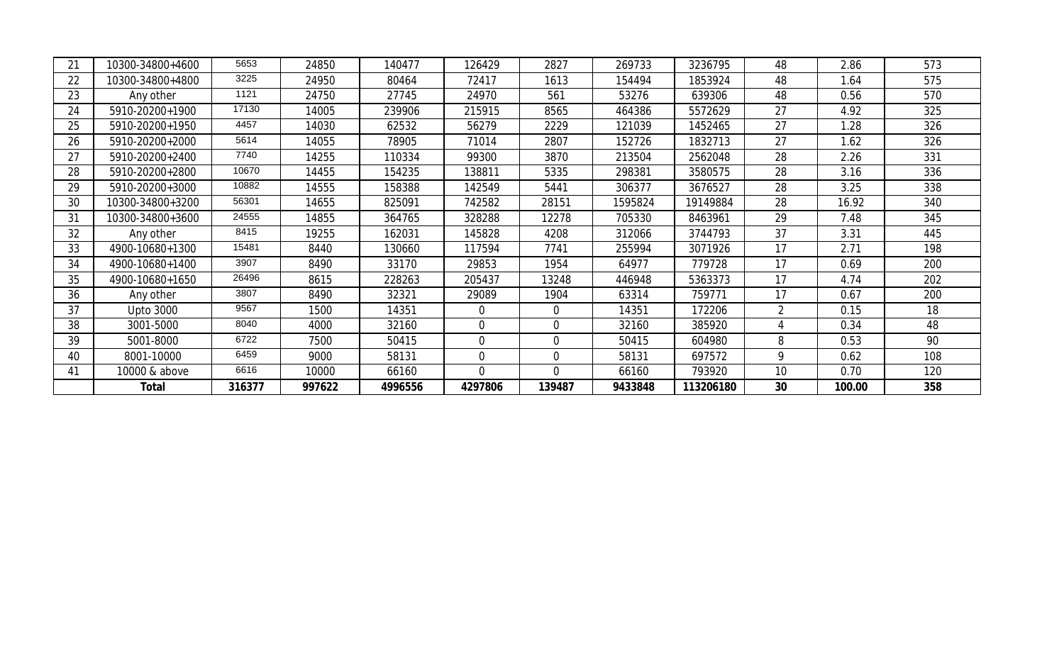| 21 | 10300-34800+4600 | 5653 | 24850 | 140477 | 126429 | 2827 | 269733 | 3236795 | 48 | 2.86 | 573 |
|---|---|---|---|---|---|---|---|---|---|---|---|
| 22 | 10300-34800+4800 | 3225 | 24950 | 80464 | 72417 | 1613 | 154494 | 1853924 | 48 | 1.64 | 575 |
| 23 | Any other | 1121 | 24750 | 27745 | 24970 | 561 | 53276 | 639306 | 48 | 0.56 | 570 |
| 24 | 5910-20200+1900 | 17130 | 14005 | 239906 | 215915 | 8565 | 464386 | 5572629 | 27 | 4.92 | 325 |
| 25 | 5910-20200+1950 | 4457 | 14030 | 62532 | 56279 | 2229 | 121039 | 1452465 | 27 | 1.28 | 326 |
| 26 | 5910-20200+2000 | 5614 | 14055 | 78905 | 71014 | 2807 | 152726 | 1832713 | 27 | 1.62 | 326 |
| 27 | 5910-20200+2400 | 7740 | 14255 | 110334 | 99300 | 3870 | 213504 | 2562048 | 28 | 2.26 | 331 |
| 28 | 5910-20200+2800 | 10670 | 14455 | 154235 | 138811 | 5335 | 298381 | 3580575 | 28 | 3.16 | 336 |
| 29 | 5910-20200+3000 | 10882 | 14555 | 158388 | 142549 | 5441 | 306377 | 3676527 | 28 | 3.25 | 338 |
| 30 | 10300-34800+3200 | 56301 | 14655 | 825091 | 742582 | 28151 | 1595824 | 19149884 | 28 | 16.92 | 340 |
| 31 | 10300-34800+3600 | 24555 | 14855 | 364765 | 328288 | 12278 | 705330 | 8463961 | 29 | 7.48 | 345 |
| 32 | Any other | 8415 | 19255 | 162031 | 145828 | 4208 | 312066 | 3744793 | 37 | 3.31 | 445 |
| 33 | 4900-10680+1300 | 15481 | 8440 | 130660 | 117594 | 7741 | 255994 | 3071926 | 17 | 2.71 | 198 |
| 34 | 4900-10680+1400 | 3907 | 8490 | 33170 | 29853 | 1954 | 64977 | 779728 | 17 | 0.69 | 200 |
| 35 | 4900-10680+1650 | 26496 | 8615 | 228263 | 205437 | 13248 | 446948 | 5363373 | 17 | 4.74 | 202 |
| 36 | Any other | 3807 | 8490 | 32321 | 29089 | 1904 | 63314 | 759771 | 17 | 0.67 | 200 |
| 37 | Upto 3000 | 9567 | 1500 | 14351 | 0 | 0 | 14351 | 172206 | 2 | 0.15 | 18 |
| 38 | 3001-5000 | 8040 | 4000 | 32160 | 0 | 0 | 32160 | 385920 | 4 | 0.34 | 48 |
| 39 | 5001-8000 | 6722 | 7500 | 50415 | 0 | 0 | 50415 | 604980 | 8 | 0.53 | 90 |
| 40 | 8001-10000 | 6459 | 9000 | 58131 | 0 | 0 | 58131 | 697572 | 9 | 0.62 | 108 |
| 41 | 10000 & above | 6616 | 10000 | 66160 | 0 | 0 | 66160 | 793920 | 10 | 0.70 | 120 |
| | **Total** | **316377** | **997622** | **4996556** | **4297806** | **139487** | **9433848** | **113206180** | **30** | **100.00** | **358** |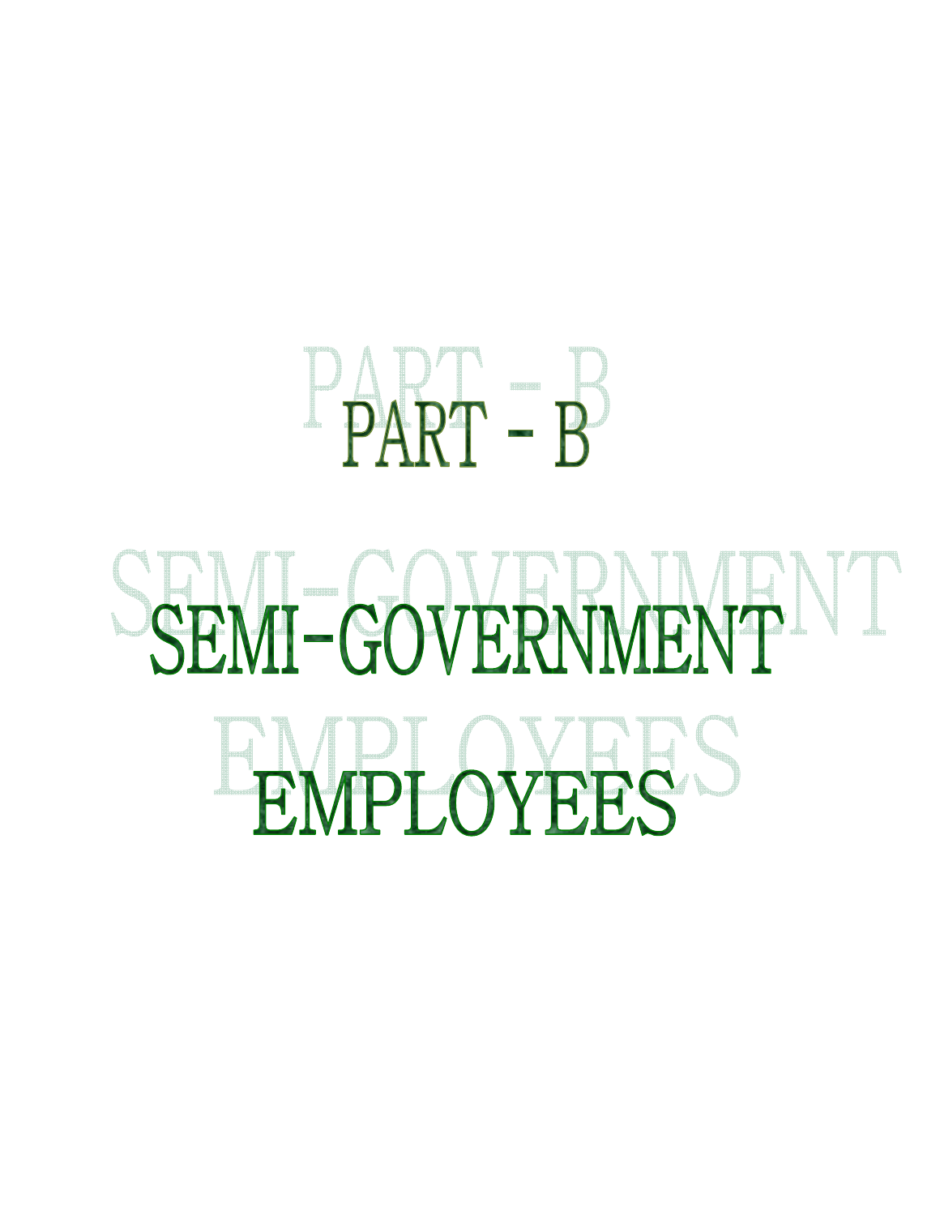# PART - B

# SEMI-GOVERNMENT EMPLOYEES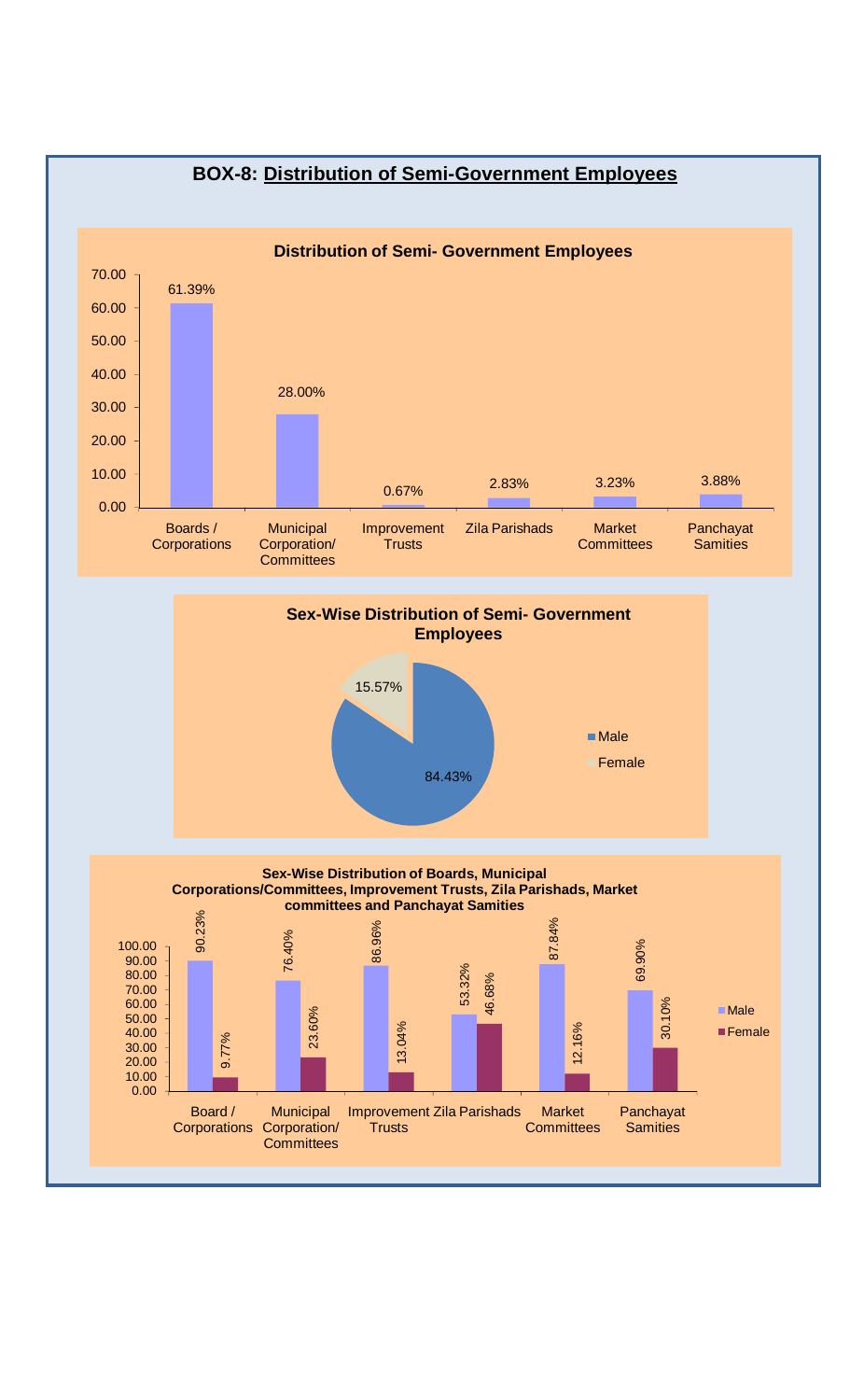## BOX-8: Distribution of Semi-Government Employees

**Distribution of Semi- Government Employees**

| Category | Percentage |
|---|---|
| Boards / Corporations | 61.39% |
| Municipal Corporation/ Committees | 28.00% |
| Improvement Trusts | 0.67% |
| Zila Parishads | 2.83% |
| Market Committees | 3.23% |
| Panchayat Samities | 3.88% |

**Sex-Wise Distribution of Semi- Government Employees**

| Sex | Percentage |
|---|---|
| Male | 84.43% |
| Female | 15.57% |

**Sex-Wise Distribution of Boards, Municipal Corporations/Committees, Improvement Trusts, Zila Parishads, Market committees and Panchayat Samities**

| Category | Male | Female |
|---|---|---|
| Board / Corporations | 90.23% | 9.77% |
| Municipal Corporation/ Committees | 76.40% | 23.60% |
| Improvement Trusts | 86.96% | 13.04% |
| Zila Parishads | 53.32% | 46.68% |
| Market Committees | 87.84% | 12.16% |
| Panchayat Samities | 69.90% | 30.10% |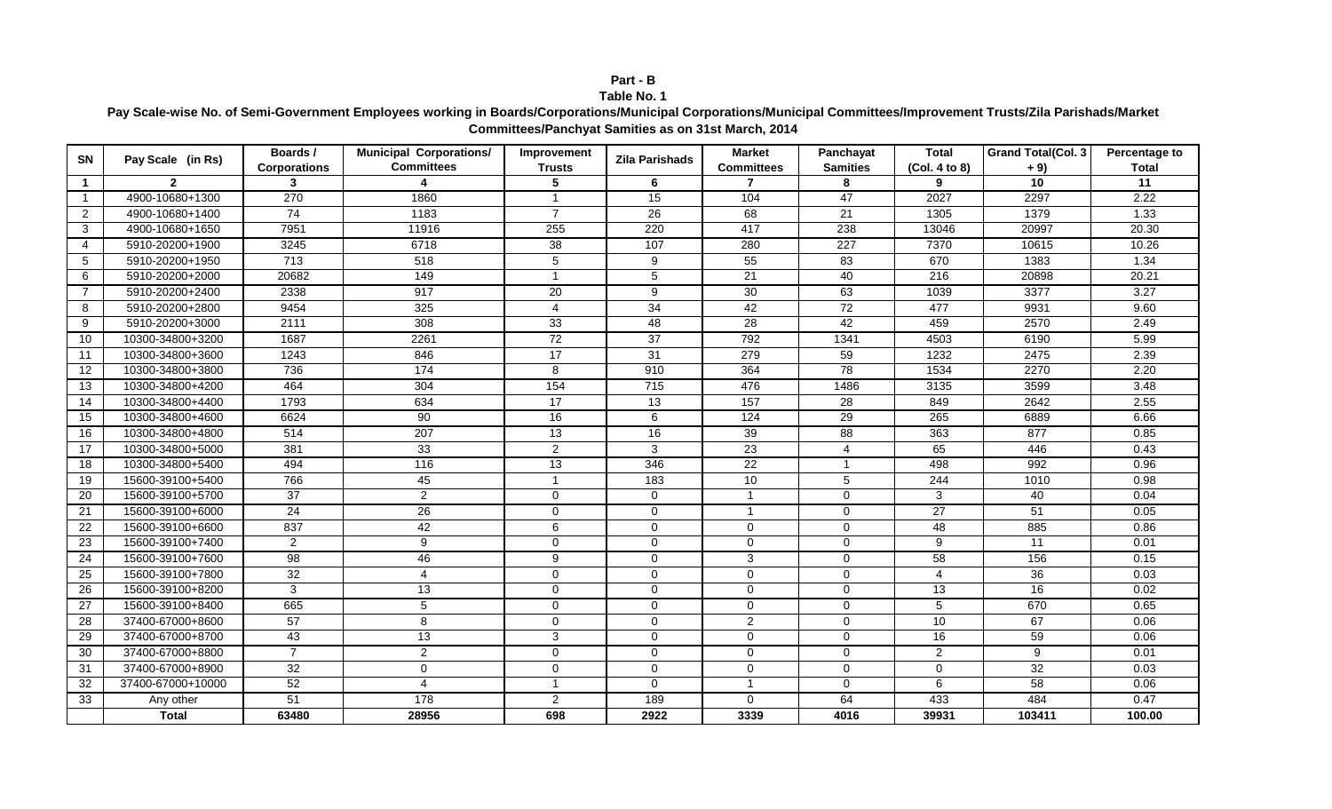**Part - B**

**Table No. 1**

**Pay Scale-wise No. of Semi-Government Employees working in Boards/Corporations/Municipal Corporations/Municipal Committees/Improvement Trusts/Zila Parishads/Market Committees/Panchyat Samities as on 31st March, 2014**

| SN | Pay Scale (in Rs) | Boards / Corporations | Municipal Corporations/ Committees | Improvement Trusts | Zila Parishads | Market Committees | Panchayat Samities | Total (Col. 4 to 8) | Grand Total(Col. 3 + 9) | Percentage to Total |
|---|---|---|---|---|---|---|---|---|---|---|
| **1** | **2** | **3** | **4** | **5** | **6** | **7** | **8** | **9** | **10** | **11** |
| 1 | 4900-10680+1300 | 270 | 1860 | 1 | 15 | 104 | 47 | 2027 | 2297 | 2.22 |
| 2 | 4900-10680+1400 | 74 | 1183 | 7 | 26 | 68 | 21 | 1305 | 1379 | 1.33 |
| 3 | 4900-10680+1650 | 7951 | 11916 | 255 | 220 | 417 | 238 | 13046 | 20997 | 20.30 |
| 4 | 5910-20200+1900 | 3245 | 6718 | 38 | 107 | 280 | 227 | 7370 | 10615 | 10.26 |
| 5 | 5910-20200+1950 | 713 | 518 | 5 | 9 | 55 | 83 | 670 | 1383 | 1.34 |
| 6 | 5910-20200+2000 | 20682 | 149 | 1 | 5 | 21 | 40 | 216 | 20898 | 20.21 |
| 7 | 5910-20200+2400 | 2338 | 917 | 20 | 9 | 30 | 63 | 1039 | 3377 | 3.27 |
| 8 | 5910-20200+2800 | 9454 | 325 | 4 | 34 | 42 | 72 | 477 | 9931 | 9.60 |
| 9 | 5910-20200+3000 | 2111 | 308 | 33 | 48 | 28 | 42 | 459 | 2570 | 2.49 |
| 10 | 10300-34800+3200 | 1687 | 2261 | 72 | 37 | 792 | 1341 | 4503 | 6190 | 5.99 |
| 11 | 10300-34800+3600 | 1243 | 846 | 17 | 31 | 279 | 59 | 1232 | 2475 | 2.39 |
| 12 | 10300-34800+3800 | 736 | 174 | 8 | 910 | 364 | 78 | 1534 | 2270 | 2.20 |
| 13 | 10300-34800+4200 | 464 | 304 | 154 | 715 | 476 | 1486 | 3135 | 3599 | 3.48 |
| 14 | 10300-34800+4400 | 1793 | 634 | 17 | 13 | 157 | 28 | 849 | 2642 | 2.55 |
| 15 | 10300-34800+4600 | 6624 | 90 | 16 | 6 | 124 | 29 | 265 | 6889 | 6.66 |
| 16 | 10300-34800+4800 | 514 | 207 | 13 | 16 | 39 | 88 | 363 | 877 | 0.85 |
| 17 | 10300-34800+5000 | 381 | 33 | 2 | 3 | 23 | 4 | 65 | 446 | 0.43 |
| 18 | 10300-34800+5400 | 494 | 116 | 13 | 346 | 22 | 1 | 498 | 992 | 0.96 |
| 19 | 15600-39100+5400 | 766 | 45 | 1 | 183 | 10 | 5 | 244 | 1010 | 0.98 |
| 20 | 15600-39100+5700 | 37 | 2 | 0 | 0 | 1 | 0 | 3 | 40 | 0.04 |
| 21 | 15600-39100+6000 | 24 | 26 | 0 | 0 | 1 | 0 | 27 | 51 | 0.05 |
| 22 | 15600-39100+6600 | 837 | 42 | 6 | 0 | 0 | 0 | 48 | 885 | 0.86 |
| 23 | 15600-39100+7400 | 2 | 9 | 0 | 0 | 0 | 0 | 9 | 11 | 0.01 |
| 24 | 15600-39100+7600 | 98 | 46 | 9 | 0 | 3 | 0 | 58 | 156 | 0.15 |
| 25 | 15600-39100+7800 | 32 | 4 | 0 | 0 | 0 | 0 | 4 | 36 | 0.03 |
| 26 | 15600-39100+8200 | 3 | 13 | 0 | 0 | 0 | 0 | 13 | 16 | 0.02 |
| 27 | 15600-39100+8400 | 665 | 5 | 0 | 0 | 0 | 0 | 5 | 670 | 0.65 |
| 28 | 37400-67000+8600 | 57 | 8 | 0 | 0 | 2 | 0 | 10 | 67 | 0.06 |
| 29 | 37400-67000+8700 | 43 | 13 | 3 | 0 | 0 | 0 | 16 | 59 | 0.06 |
| 30 | 37400-67000+8800 | 7 | 2 | 0 | 0 | 0 | 0 | 2 | 9 | 0.01 |
| 31 | 37400-67000+8900 | 32 | 0 | 0 | 0 | 0 | 0 | 0 | 32 | 0.03 |
| 32 | 37400-67000+10000 | 52 | 4 | 1 | 0 | 1 | 0 | 6 | 58 | 0.06 |
| 33 | Any other | 51 | 178 | 2 | 189 | 0 | 64 | 433 | 484 | 0.47 |
| | **Total** | **63480** | **28956** | **698** | **2922** | **3339** | **4016** | **39931** | **103411** | **100.00** |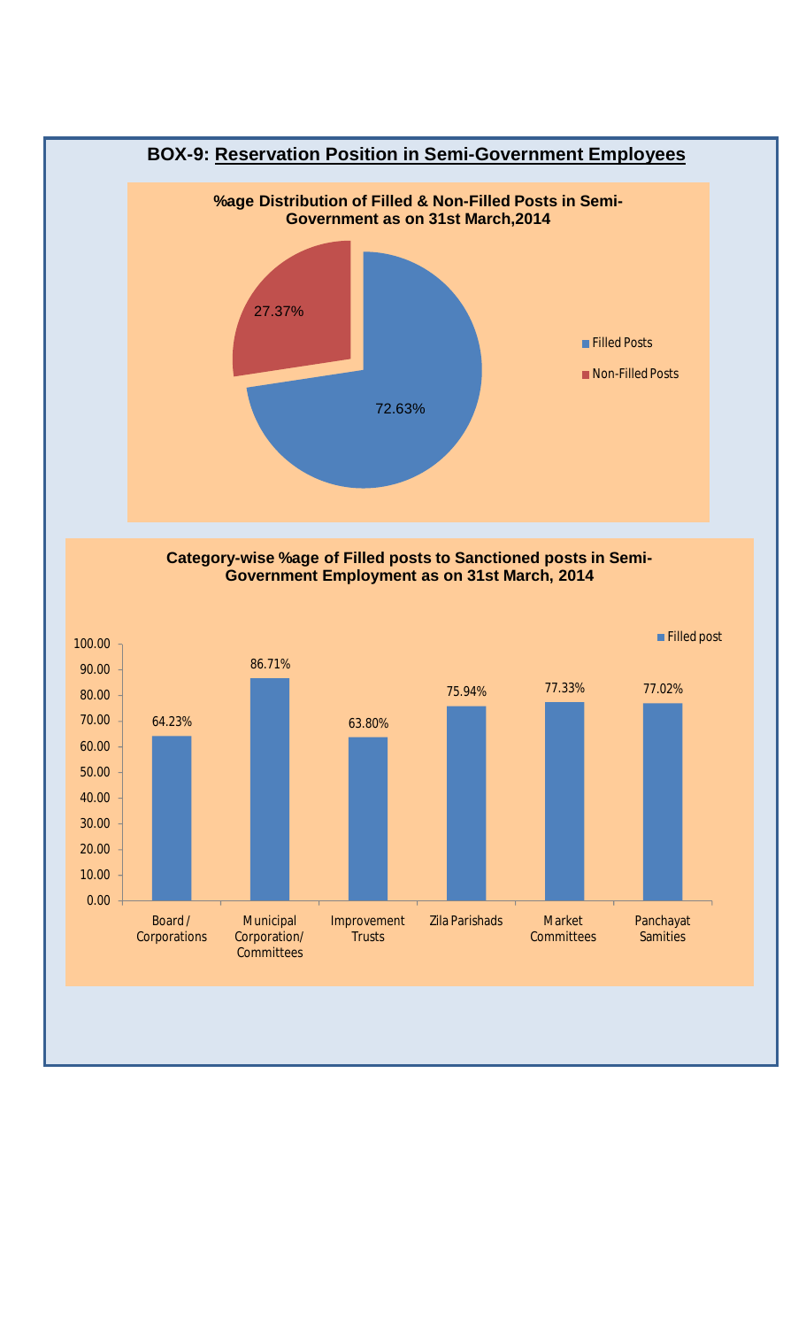## BOX-9: Reservation Position in Semi-Government Employees

**%age Distribution of Filled & Non-Filled Posts in Semi-Government as on 31st March,2014**

| Category | Percentage |
|---|---|
| Filled Posts | 72.63% |
| Non-Filled Posts | 27.37% |

**Category-wise %age of Filled posts to Sanctioned posts in Semi-Government Employment as on 31st March, 2014**

| Category | Filled post |
|---|---|
| Board / Corporations | 64.23% |
| Municipal Corporation/ Committees | 86.71% |
| Improvement Trusts | 63.80% |
| Zila Parishads | 75.94% |
| Market Committees | 77.33% |
| Panchayat Samities | 77.02% |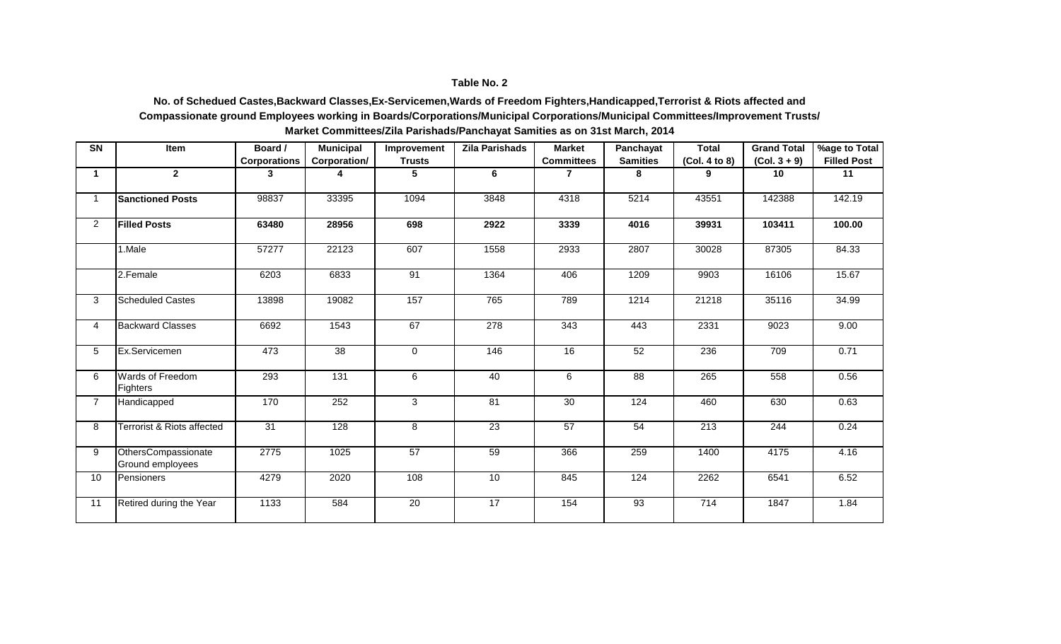**Table No. 2**

**No. of Schedued Castes,Backward Classes,Ex-Servicemen,Wards of Freedom Fighters,Handicapped,Terrorist & Riots affected and Compassionate ground Employees working in Boards/Corporations/Municipal Corporations/Municipal Committees/Improvement Trusts/ Market Committees/Zila Parishads/Panchayat Samities as on 31st March, 2014**

| SN | Item | Board / Corporations | Municipal Corporation/ | Improvement Trusts | Zila Parishads | Market Committees | Panchayat Samities | Total (Col. 4 to 8) | Grand Total (Col. 3 + 9) | %age to Total Filled Post |
|---|---|---|---|---|---|---|---|---|---|---|
| **1** | **2** | **3** | **4** | **5** | **6** | **7** | **8** | **9** | **10** | **11** |
| 1 | **Sanctioned Posts** | 98837 | 33395 | 1094 | 3848 | 4318 | 5214 | 43551 | 142388 | 142.19 |
| 2 | **Filled Posts** | **63480** | **28956** | **698** | **2922** | **3339** | **4016** | **39931** | **103411** | **100.00** |
| | 1.Male | 57277 | 22123 | 607 | 1558 | 2933 | 2807 | 30028 | 87305 | 84.33 |
| | 2.Female | 6203 | 6833 | 91 | 1364 | 406 | 1209 | 9903 | 16106 | 15.67 |
| 3 | Scheduled Castes | 13898 | 19082 | 157 | 765 | 789 | 1214 | 21218 | 35116 | 34.99 |
| 4 | Backward Classes | 6692 | 1543 | 67 | 278 | 343 | 443 | 2331 | 9023 | 9.00 |
| 5 | Ex.Servicemen | 473 | 38 | 0 | 146 | 16 | 52 | 236 | 709 | 0.71 |
| 6 | Wards of Freedom Fighters | 293 | 131 | 6 | 40 | 6 | 88 | 265 | 558 | 0.56 |
| 7 | Handicapped | 170 | 252 | 3 | 81 | 30 | 124 | 460 | 630 | 0.63 |
| 8 | Terrorist & Riots affected | 31 | 128 | 8 | 23 | 57 | 54 | 213 | 244 | 0.24 |
| 9 | OthersCompassionate Ground employees | 2775 | 1025 | 57 | 59 | 366 | 259 | 1400 | 4175 | 4.16 |
| 10 | Pensioners | 4279 | 2020 | 108 | 10 | 845 | 124 | 2262 | 6541 | 6.52 |
| 11 | Retired during the Year | 1133 | 584 | 20 | 17 | 154 | 93 | 714 | 1847 | 1.84 |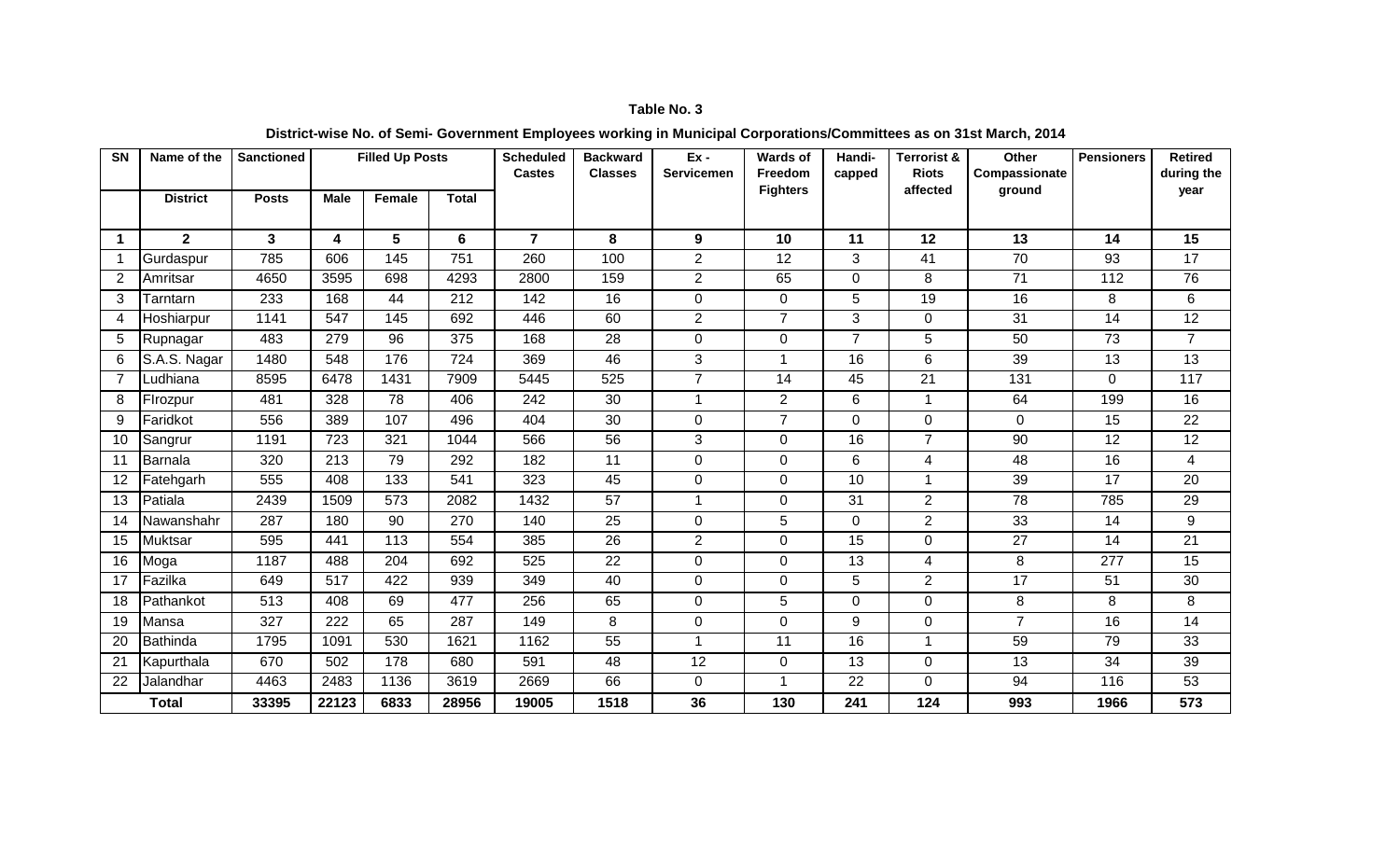**Table No. 3**

**District-wise No. of Semi- Government Employees working in Municipal Corporations/Committees as on 31st March, 2014**

| SN | Name of the District | Sanctioned Posts | Filled Up Posts | | | Scheduled Castes | Backward Classes | Ex - Servicemen | Wards of Freedom Fighters | Handi-capped | Terrorist & Riots affected | Other Compassionate ground | Pensioners | Retired during the year |
|---|---|---|---|---|---|---|---|---|---|---|---|---|---|---|
| | | | Male | Female | Total | | | | | | | | | |
| 1 | 2 | 3 | 4 | 5 | 6 | 7 | 8 | 9 | 10 | 11 | 12 | 13 | 14 | 15 |
| 1 | Gurdaspur | 785 | 606 | 145 | 751 | 260 | 100 | 2 | 12 | 3 | 41 | 70 | 93 | 17 |
| 2 | Amritsar | 4650 | 3595 | 698 | 4293 | 2800 | 159 | 2 | 65 | 0 | 8 | 71 | 112 | 76 |
| 3 | Tarntarn | 233 | 168 | 44 | 212 | 142 | 16 | 0 | 0 | 5 | 19 | 16 | 8 | 6 |
| 4 | Hoshiarpur | 1141 | 547 | 145 | 692 | 446 | 60 | 2 | 7 | 3 | 0 | 31 | 14 | 12 |
| 5 | Rupnagar | 483 | 279 | 96 | 375 | 168 | 28 | 0 | 0 | 7 | 5 | 50 | 73 | 7 |
| 6 | S.A.S. Nagar | 1480 | 548 | 176 | 724 | 369 | 46 | 3 | 1 | 16 | 6 | 39 | 13 | 13 |
| 7 | Ludhiana | 8595 | 6478 | 1431 | 7909 | 5445 | 525 | 7 | 14 | 45 | 21 | 131 | 0 | 117 |
| 8 | FIrozpur | 481 | 328 | 78 | 406 | 242 | 30 | 1 | 2 | 6 | 1 | 64 | 199 | 16 |
| 9 | Faridkot | 556 | 389 | 107 | 496 | 404 | 30 | 0 | 7 | 0 | 0 | 0 | 15 | 22 |
| 10 | Sangrur | 1191 | 723 | 321 | 1044 | 566 | 56 | 3 | 0 | 16 | 7 | 90 | 12 | 12 |
| 11 | Barnala | 320 | 213 | 79 | 292 | 182 | 11 | 0 | 0 | 6 | 4 | 48 | 16 | 4 |
| 12 | Fatehgarh | 555 | 408 | 133 | 541 | 323 | 45 | 0 | 0 | 10 | 1 | 39 | 17 | 20 |
| 13 | Patiala | 2439 | 1509 | 573 | 2082 | 1432 | 57 | 1 | 0 | 31 | 2 | 78 | 785 | 29 |
| 14 | Nawanshahr | 287 | 180 | 90 | 270 | 140 | 25 | 0 | 5 | 0 | 2 | 33 | 14 | 9 |
| 15 | Muktsar | 595 | 441 | 113 | 554 | 385 | 26 | 2 | 0 | 15 | 0 | 27 | 14 | 21 |
| 16 | Moga | 1187 | 488 | 204 | 692 | 525 | 22 | 0 | 0 | 13 | 4 | 8 | 277 | 15 |
| 17 | Fazilka | 649 | 517 | 422 | 939 | 349 | 40 | 0 | 0 | 5 | 2 | 17 | 51 | 30 |
| 18 | Pathankot | 513 | 408 | 69 | 477 | 256 | 65 | 0 | 5 | 0 | 0 | 8 | 8 | 8 |
| 19 | Mansa | 327 | 222 | 65 | 287 | 149 | 8 | 0 | 0 | 9 | 0 | 7 | 16 | 14 |
| 20 | Bathinda | 1795 | 1091 | 530 | 1621 | 1162 | 55 | 1 | 11 | 16 | 1 | 59 | 79 | 33 |
| 21 | Kapurthala | 670 | 502 | 178 | 680 | 591 | 48 | 12 | 0 | 13 | 0 | 13 | 34 | 39 |
| 22 | Jalandhar | 4463 | 2483 | 1136 | 3619 | 2669 | 66 | 0 | 1 | 22 | 0 | 94 | 116 | 53 |
| **Total** | | **33395** | **22123** | **6833** | **28956** | **19005** | **1518** | **36** | **130** | **241** | **124** | **993** | **1966** | **573** |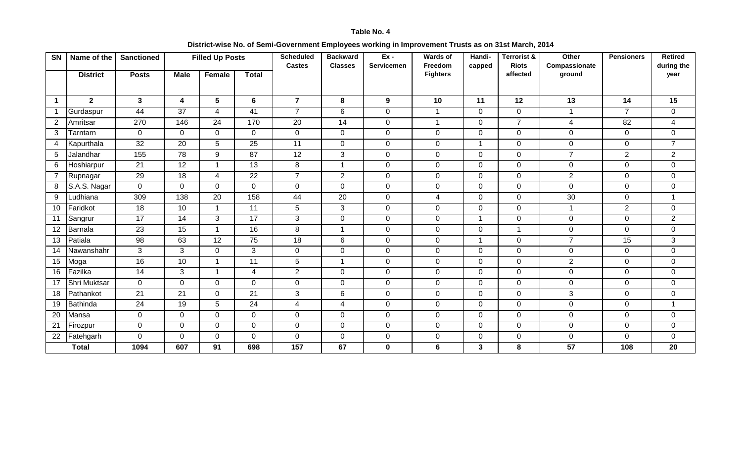**Table No. 4**

**District-wise No. of Semi-Government Employees working in Improvement Trusts as on 31st March, 2014**

| SN | Name of the District | Sanctioned Posts | Filled Up Posts | | | Scheduled Castes | Backward Classes | Ex - Servicemen | Wards of Freedom Fighters | Handi-capped | Terrorist & Riots affected | Other Compassionate ground | Pensioners | Retired during the year |
|---|---|---|---|---|---|---|---|---|---|---|---|---|---|---|
| | | | Male | Female | Total | | | | | | | | | |
| 1 | 2 | 3 | 4 | 5 | 6 | 7 | 8 | 9 | 10 | 11 | 12 | 13 | 14 | 15 |
| 1 | Gurdaspur | 44 | 37 | 4 | 41 | 7 | 6 | 0 | 1 | 0 | 0 | 1 | 7 | 0 |
| 2 | Amritsar | 270 | 146 | 24 | 170 | 20 | 14 | 0 | 1 | 0 | 7 | 4 | 82 | 4 |
| 3 | Tarntarn | 0 | 0 | 0 | 0 | 0 | 0 | 0 | 0 | 0 | 0 | 0 | 0 | 0 |
| 4 | Kapurthala | 32 | 20 | 5 | 25 | 11 | 0 | 0 | 0 | 1 | 0 | 0 | 0 | 7 |
| 5 | Jalandhar | 155 | 78 | 9 | 87 | 12 | 3 | 0 | 0 | 0 | 0 | 7 | 2 | 2 |
| 6 | Hoshiarpur | 21 | 12 | 1 | 13 | 8 | 1 | 0 | 0 | 0 | 0 | 0 | 0 | 0 |
| 7 | Rupnagar | 29 | 18 | 4 | 22 | 7 | 2 | 0 | 0 | 0 | 0 | 2 | 0 | 0 |
| 8 | S.A.S. Nagar | 0 | 0 | 0 | 0 | 0 | 0 | 0 | 0 | 0 | 0 | 0 | 0 | 0 |
| 9 | Ludhiana | 309 | 138 | 20 | 158 | 44 | 20 | 0 | 4 | 0 | 0 | 30 | 0 | 1 |
| 10 | Faridkot | 18 | 10 | 1 | 11 | 5 | 3 | 0 | 0 | 0 | 0 | 1 | 2 | 0 |
| 11 | Sangrur | 17 | 14 | 3 | 17 | 3 | 0 | 0 | 0 | 1 | 0 | 0 | 0 | 2 |
| 12 | Barnala | 23 | 15 | 1 | 16 | 8 | 1 | 0 | 0 | 0 | 1 | 0 | 0 | 0 |
| 13 | Patiala | 98 | 63 | 12 | 75 | 18 | 6 | 0 | 0 | 1 | 0 | 7 | 15 | 3 |
| 14 | Nawanshahr | 3 | 3 | 0 | 3 | 0 | 0 | 0 | 0 | 0 | 0 | 0 | 0 | 0 |
| 15 | Moga | 16 | 10 | 1 | 11 | 5 | 1 | 0 | 0 | 0 | 0 | 2 | 0 | 0 |
| 16 | Fazilka | 14 | 3 | 1 | 4 | 2 | 0 | 0 | 0 | 0 | 0 | 0 | 0 | 0 |
| 17 | Shri Muktsar | 0 | 0 | 0 | 0 | 0 | 0 | 0 | 0 | 0 | 0 | 0 | 0 | 0 |
| 18 | Pathankot | 21 | 21 | 0 | 21 | 3 | 6 | 0 | 0 | 0 | 0 | 3 | 0 | 0 |
| 19 | Bathinda | 24 | 19 | 5 | 24 | 4 | 4 | 0 | 0 | 0 | 0 | 0 | 0 | 1 |
| 20 | Mansa | 0 | 0 | 0 | 0 | 0 | 0 | 0 | 0 | 0 | 0 | 0 | 0 | 0 |
| 21 | Firozpur | 0 | 0 | 0 | 0 | 0 | 0 | 0 | 0 | 0 | 0 | 0 | 0 | 0 |
| 22 | Fatehgarh | 0 | 0 | 0 | 0 | 0 | 0 | 0 | 0 | 0 | 0 | 0 | 0 | 0 |
| **Total** | | **1094** | **607** | **91** | **698** | **157** | **67** | **0** | **6** | **3** | **8** | **57** | **108** | **20** |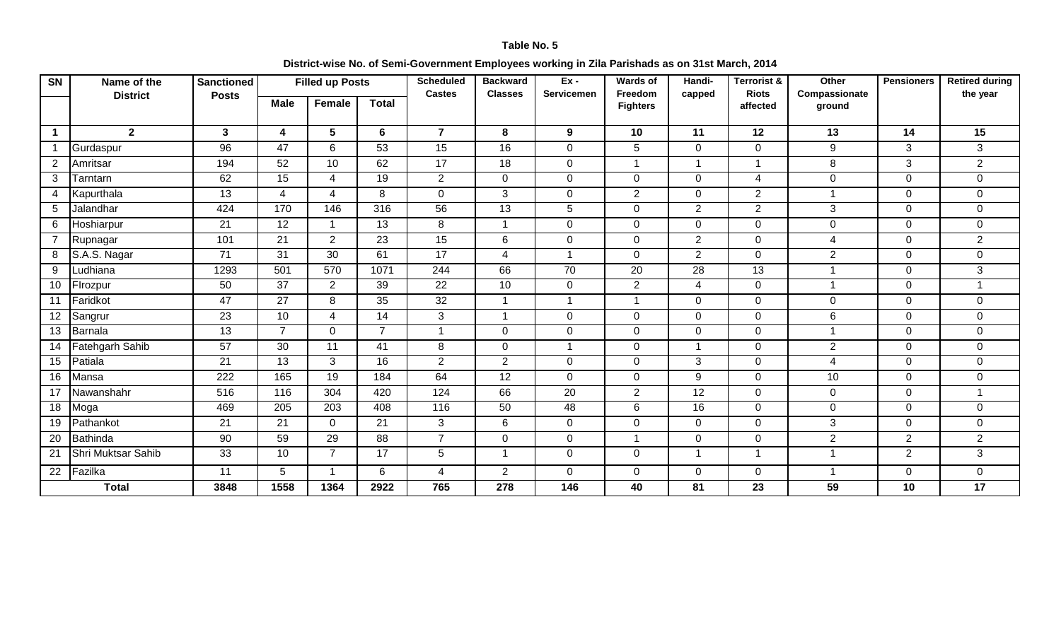**Table No. 5**

**District-wise No. of Semi-Government Employees working in Zila Parishads as on 31st March, 2014**

| SN | Name of the District | Sanctioned Posts | Filled up Posts | | | Scheduled Castes | Backward Classes | Ex - Servicemen | Wards of Freedom Fighters | Handi-capped | Terrorist & Riots affected | Other Compassionate ground | Pensioners | Retired during the year |
|---|---|---|---|---|---|---|---|---|---|---|---|---|---|---|
| | | | Male | Female | Total | | | | | | | | | |
| 1 | 2 | 3 | 4 | 5 | 6 | 7 | 8 | 9 | 10 | 11 | 12 | 13 | 14 | 15 |
| 1 | Gurdaspur | 96 | 47 | 6 | 53 | 15 | 16 | 0 | 5 | 0 | 0 | 9 | 3 | 3 |
| 2 | Amritsar | 194 | 52 | 10 | 62 | 17 | 18 | 0 | 1 | 1 | 1 | 8 | 3 | 2 |
| 3 | Tarntarn | 62 | 15 | 4 | 19 | 2 | 0 | 0 | 0 | 0 | 4 | 0 | 0 | 0 |
| 4 | Kapurthala | 13 | 4 | 4 | 8 | 0 | 3 | 0 | 2 | 0 | 2 | 1 | 0 | 0 |
| 5 | Jalandhar | 424 | 170 | 146 | 316 | 56 | 13 | 5 | 0 | 2 | 2 | 3 | 0 | 0 |
| 6 | Hoshiarpur | 21 | 12 | 1 | 13 | 8 | 1 | 0 | 0 | 0 | 0 | 0 | 0 | 0 |
| 7 | Rupnagar | 101 | 21 | 2 | 23 | 15 | 6 | 0 | 0 | 2 | 0 | 4 | 0 | 2 |
| 8 | S.A.S. Nagar | 71 | 31 | 30 | 61 | 17 | 4 | 1 | 0 | 2 | 0 | 2 | 0 | 0 |
| 9 | Ludhiana | 1293 | 501 | 570 | 1071 | 244 | 66 | 70 | 20 | 28 | 13 | 1 | 0 | 3 |
| 10 | FIrozpur | 50 | 37 | 2 | 39 | 22 | 10 | 0 | 2 | 4 | 0 | 1 | 0 | 1 |
| 11 | Faridkot | 47 | 27 | 8 | 35 | 32 | 1 | 1 | 1 | 0 | 0 | 0 | 0 | 0 |
| 12 | Sangrur | 23 | 10 | 4 | 14 | 3 | 1 | 0 | 0 | 0 | 0 | 6 | 0 | 0 |
| 13 | Barnala | 13 | 7 | 0 | 7 | 1 | 0 | 0 | 0 | 0 | 0 | 1 | 0 | 0 |
| 14 | Fatehgarh Sahib | 57 | 30 | 11 | 41 | 8 | 0 | 1 | 0 | 1 | 0 | 2 | 0 | 0 |
| 15 | Patiala | 21 | 13 | 3 | 16 | 2 | 2 | 0 | 0 | 3 | 0 | 4 | 0 | 0 |
| 16 | Mansa | 222 | 165 | 19 | 184 | 64 | 12 | 0 | 0 | 9 | 0 | 10 | 0 | 0 |
| 17 | Nawanshahr | 516 | 116 | 304 | 420 | 124 | 66 | 20 | 2 | 12 | 0 | 0 | 0 | 1 |
| 18 | Moga | 469 | 205 | 203 | 408 | 116 | 50 | 48 | 6 | 16 | 0 | 0 | 0 | 0 |
| 19 | Pathankot | 21 | 21 | 0 | 21 | 3 | 6 | 0 | 0 | 0 | 0 | 3 | 0 | 0 |
| 20 | Bathinda | 90 | 59 | 29 | 88 | 7 | 0 | 0 | 1 | 0 | 0 | 2 | 2 | 2 |
| 21 | Shri Muktsar Sahib | 33 | 10 | 7 | 17 | 5 | 1 | 0 | 0 | 1 | 1 | 1 | 2 | 3 |
| 22 | Fazilka | 11 | 5 | 1 | 6 | 4 | 2 | 0 | 0 | 0 | 0 | 1 | 0 | 0 |
| **Total** | | **3848** | **1558** | **1364** | **2922** | **765** | **278** | **146** | **40** | **81** | **23** | **59** | **10** | **17** |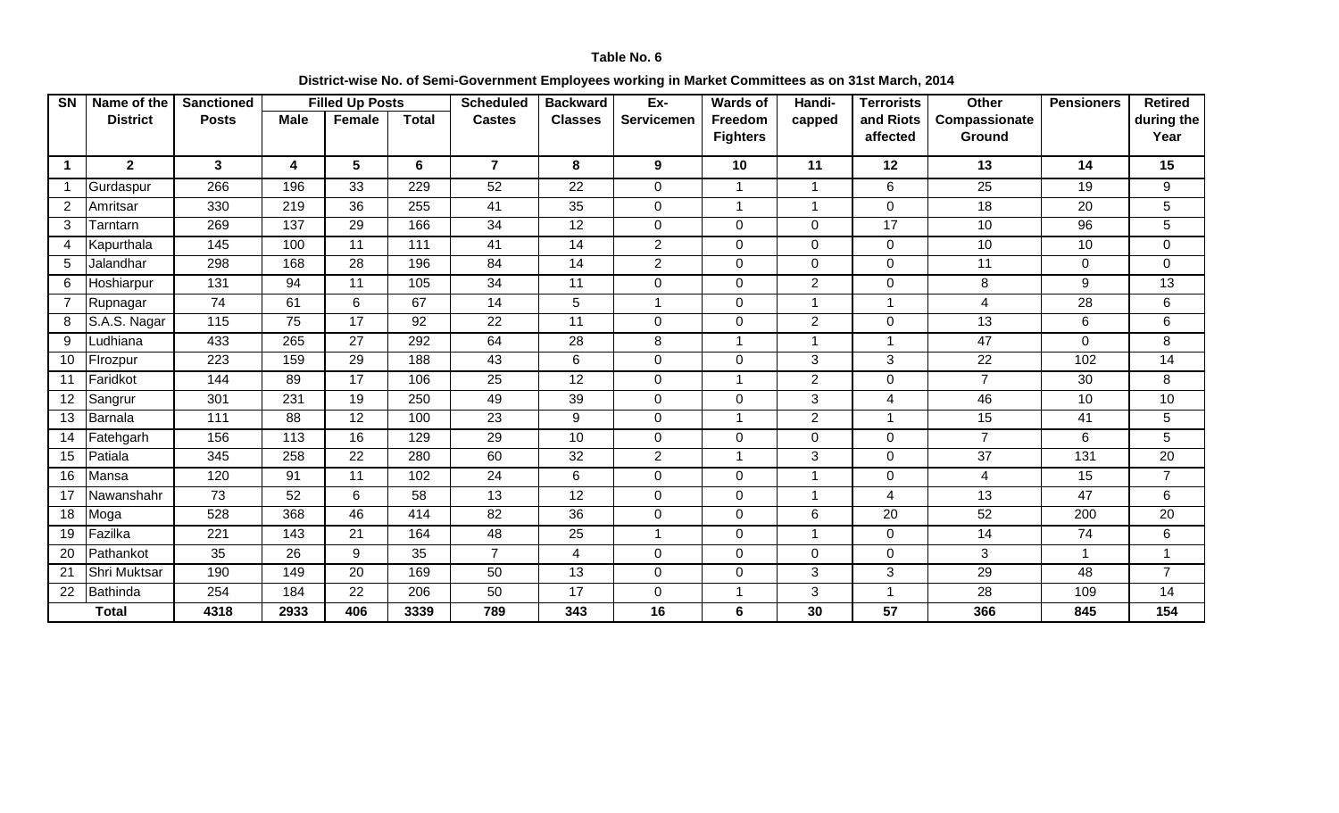**Table No. 6**

**District-wise No. of Semi-Government Employees working in Market Committees as on 31st March, 2014**

| SN | Name of the District | Sanctioned Posts | Filled Up Posts | | | Scheduled Castes | Backward Classes | Ex-Servicemen | Wards of Freedom Fighters | Handi-capped | Terrorists and Riots affected | Other Compassionate Ground | Pensioners | Retired during the Year |
|---|---|---|---|---|---|---|---|---|---|---|---|---|---|---|
| | | | Male | Female | Total | | | | | | | | | |
| 1 | 2 | 3 | 4 | 5 | 6 | 7 | 8 | 9 | 10 | 11 | 12 | 13 | 14 | 15 |
| 1 | Gurdaspur | 266 | 196 | 33 | 229 | 52 | 22 | 0 | 1 | 1 | 6 | 25 | 19 | 9 |
| 2 | Amritsar | 330 | 219 | 36 | 255 | 41 | 35 | 0 | 1 | 1 | 0 | 18 | 20 | 5 |
| 3 | Tarntarn | 269 | 137 | 29 | 166 | 34 | 12 | 0 | 0 | 0 | 17 | 10 | 96 | 5 |
| 4 | Kapurthala | 145 | 100 | 11 | 111 | 41 | 14 | 2 | 0 | 0 | 0 | 10 | 10 | 0 |
| 5 | Jalandhar | 298 | 168 | 28 | 196 | 84 | 14 | 2 | 0 | 0 | 0 | 11 | 0 | 0 |
| 6 | Hoshiarpur | 131 | 94 | 11 | 105 | 34 | 11 | 0 | 0 | 2 | 0 | 8 | 9 | 13 |
| 7 | Rupnagar | 74 | 61 | 6 | 67 | 14 | 5 | 1 | 0 | 1 | 1 | 4 | 28 | 6 |
| 8 | S.A.S. Nagar | 115 | 75 | 17 | 92 | 22 | 11 | 0 | 0 | 2 | 0 | 13 | 6 | 6 |
| 9 | Ludhiana | 433 | 265 | 27 | 292 | 64 | 28 | 8 | 1 | 1 | 1 | 47 | 0 | 8 |
| 10 | FIrozpur | 223 | 159 | 29 | 188 | 43 | 6 | 0 | 0 | 3 | 3 | 22 | 102 | 14 |
| 11 | Faridkot | 144 | 89 | 17 | 106 | 25 | 12 | 0 | 1 | 2 | 0 | 7 | 30 | 8 |
| 12 | Sangrur | 301 | 231 | 19 | 250 | 49 | 39 | 0 | 0 | 3 | 4 | 46 | 10 | 10 |
| 13 | Barnala | 111 | 88 | 12 | 100 | 23 | 9 | 0 | 1 | 2 | 1 | 15 | 41 | 5 |
| 14 | Fatehgarh | 156 | 113 | 16 | 129 | 29 | 10 | 0 | 0 | 0 | 0 | 7 | 6 | 5 |
| 15 | Patiala | 345 | 258 | 22 | 280 | 60 | 32 | 2 | 1 | 3 | 0 | 37 | 131 | 20 |
| 16 | Mansa | 120 | 91 | 11 | 102 | 24 | 6 | 0 | 0 | 1 | 0 | 4 | 15 | 7 |
| 17 | Nawanshahr | 73 | 52 | 6 | 58 | 13 | 12 | 0 | 0 | 1 | 4 | 13 | 47 | 6 |
| 18 | Moga | 528 | 368 | 46 | 414 | 82 | 36 | 0 | 0 | 6 | 20 | 52 | 200 | 20 |
| 19 | Fazilka | 221 | 143 | 21 | 164 | 48 | 25 | 1 | 0 | 1 | 0 | 14 | 74 | 6 |
| 20 | Pathankot | 35 | 26 | 9 | 35 | 7 | 4 | 0 | 0 | 0 | 0 | 3 | 1 | 1 |
| 21 | Shri Muktsar | 190 | 149 | 20 | 169 | 50 | 13 | 0 | 0 | 3 | 3 | 29 | 48 | 7 |
| 22 | Bathinda | 254 | 184 | 22 | 206 | 50 | 17 | 0 | 1 | 3 | 1 | 28 | 109 | 14 |
| **Total** | | **4318** | **2933** | **406** | **3339** | **789** | **343** | **16** | **6** | **30** | **57** | **366** | **845** | **154** |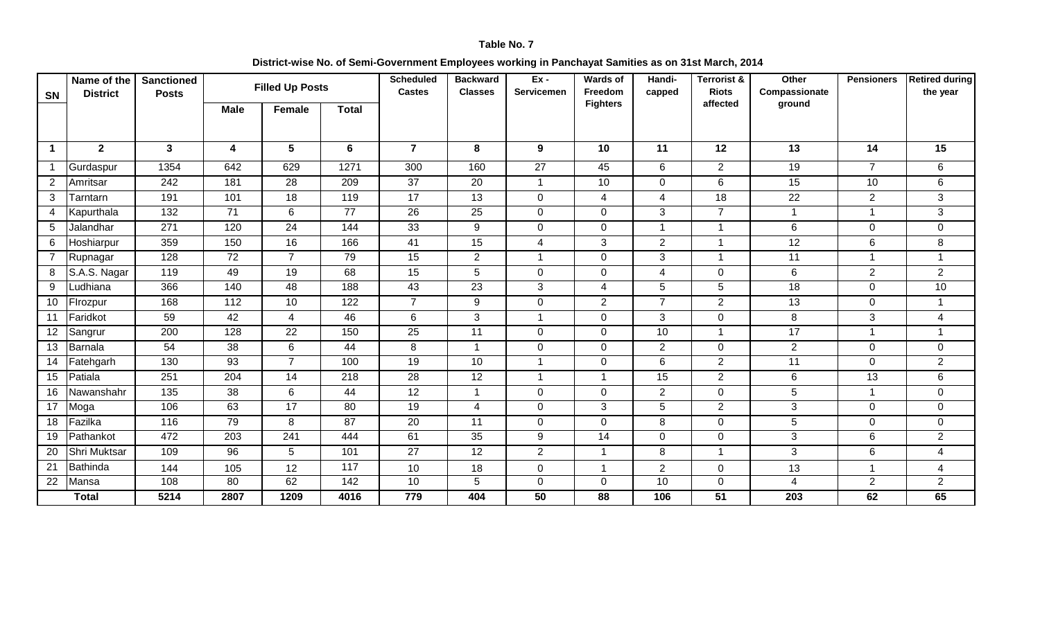**Table No. 7**

**District-wise No. of Semi-Government Employees working in Panchayat Samities as on 31st March, 2014**

| SN | Name of the District | Sanctioned Posts | Filled Up Posts | | | Scheduled Castes | Backward Classes | Ex - Servicemen | Wards of Freedom Fighters | Handi-capped | Terrorist & Riots affected | Other Compassionate ground | Pensioners | Retired during the year |
|---|---|---|---|---|---|---|---|---|---|---|---|---|---|---|
| | | | Male | Female | Total | | | | | | | | | |
| **1** | **2** | **3** | **4** | **5** | **6** | **7** | **8** | **9** | **10** | **11** | **12** | **13** | **14** | **15** |
| 1 | Gurdaspur | 1354 | 642 | 629 | 1271 | 300 | 160 | 27 | 45 | 6 | 2 | 19 | 7 | 6 |
| 2 | Amritsar | 242 | 181 | 28 | 209 | 37 | 20 | 1 | 10 | 0 | 6 | 15 | 10 | 6 |
| 3 | Tarntarn | 191 | 101 | 18 | 119 | 17 | 13 | 0 | 4 | 4 | 18 | 22 | 2 | 3 |
| 4 | Kapurthala | 132 | 71 | 6 | 77 | 26 | 25 | 0 | 0 | 3 | 7 | 1 | 1 | 3 |
| 5 | Jalandhar | 271 | 120 | 24 | 144 | 33 | 9 | 0 | 0 | 1 | 1 | 6 | 0 | 0 |
| 6 | Hoshiarpur | 359 | 150 | 16 | 166 | 41 | 15 | 4 | 3 | 2 | 1 | 12 | 6 | 8 |
| 7 | Rupnagar | 128 | 72 | 7 | 79 | 15 | 2 | 1 | 0 | 3 | 1 | 11 | 1 | 1 |
| 8 | S.A.S. Nagar | 119 | 49 | 19 | 68 | 15 | 5 | 0 | 0 | 4 | 0 | 6 | 2 | 2 |
| 9 | Ludhiana | 366 | 140 | 48 | 188 | 43 | 23 | 3 | 4 | 5 | 5 | 18 | 0 | 10 |
| 10 | FIrozpur | 168 | 112 | 10 | 122 | 7 | 9 | 0 | 2 | 7 | 2 | 13 | 0 | 1 |
| 11 | Faridkot | 59 | 42 | 4 | 46 | 6 | 3 | 1 | 0 | 3 | 0 | 8 | 3 | 4 |
| 12 | Sangrur | 200 | 128 | 22 | 150 | 25 | 11 | 0 | 0 | 10 | 1 | 17 | 1 | 1 |
| 13 | Barnala | 54 | 38 | 6 | 44 | 8 | 1 | 0 | 0 | 2 | 0 | 2 | 0 | 0 |
| 14 | Fatehgarh | 130 | 93 | 7 | 100 | 19 | 10 | 1 | 0 | 6 | 2 | 11 | 0 | 2 |
| 15 | Patiala | 251 | 204 | 14 | 218 | 28 | 12 | 1 | 1 | 15 | 2 | 6 | 13 | 6 |
| 16 | Nawanshahr | 135 | 38 | 6 | 44 | 12 | 1 | 0 | 0 | 2 | 0 | 5 | 1 | 0 |
| 17 | Moga | 106 | 63 | 17 | 80 | 19 | 4 | 0 | 3 | 5 | 2 | 3 | 0 | 0 |
| 18 | Fazilka | 116 | 79 | 8 | 87 | 20 | 11 | 0 | 0 | 8 | 0 | 5 | 0 | 0 |
| 19 | Pathankot | 472 | 203 | 241 | 444 | 61 | 35 | 9 | 14 | 0 | 0 | 3 | 6 | 2 |
| 20 | Shri Muktsar | 109 | 96 | 5 | 101 | 27 | 12 | 2 | 1 | 8 | 1 | 3 | 6 | 4 |
| 21 | Bathinda | 144 | 105 | 12 | 117 | 10 | 18 | 0 | 1 | 2 | 0 | 13 | 1 | 4 |
| 22 | Mansa | 108 | 80 | 62 | 142 | 10 | 5 | 0 | 0 | 10 | 0 | 4 | 2 | 2 |
| **Total** | | **5214** | **2807** | **1209** | **4016** | **779** | **404** | **50** | **88** | **106** | **51** | **203** | **62** | **65** |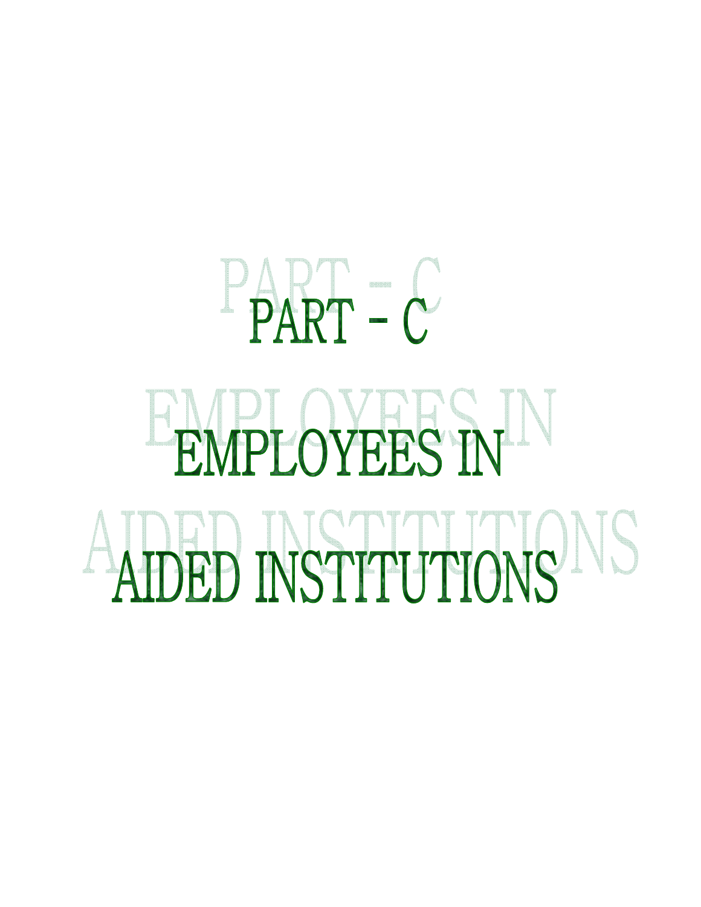# PART – C

# EMPLOYEES IN AIDED INSTITUTIONS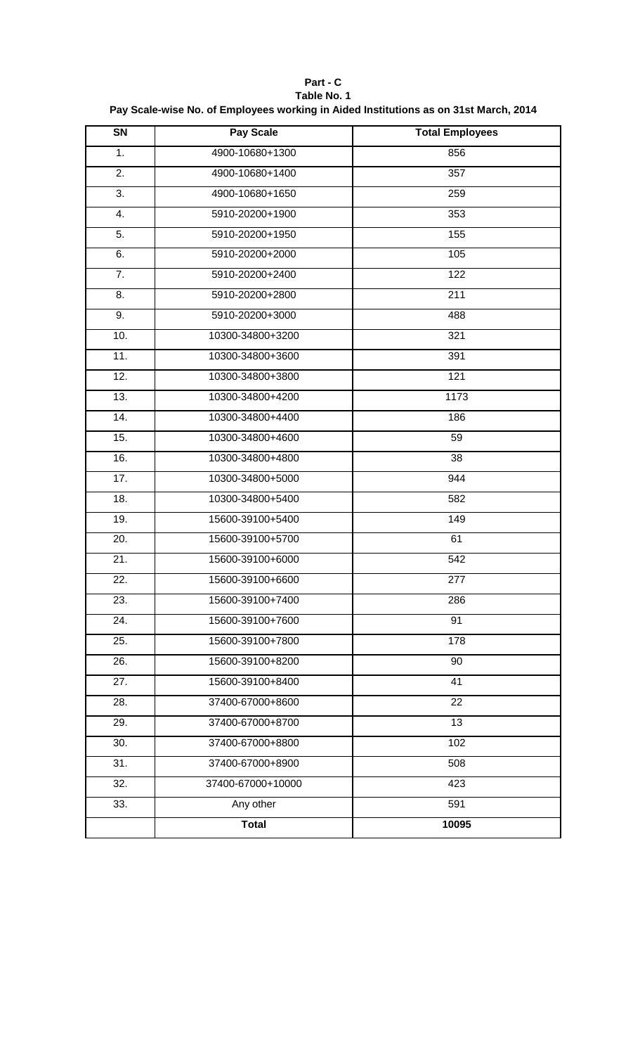**Part - C**

**Table No. 1**

**Pay Scale-wise No. of Employees working in Aided Institutions as on 31st March, 2014**

| SN | Pay Scale | Total Employees |
|---|---|---|
| 1. | 4900-10680+1300 | 856 |
| 2. | 4900-10680+1400 | 357 |
| 3. | 4900-10680+1650 | 259 |
| 4. | 5910-20200+1900 | 353 |
| 5. | 5910-20200+1950 | 155 |
| 6. | 5910-20200+2000 | 105 |
| 7. | 5910-20200+2400 | 122 |
| 8. | 5910-20200+2800 | 211 |
| 9. | 5910-20200+3000 | 488 |
| 10. | 10300-34800+3200 | 321 |
| 11. | 10300-34800+3600 | 391 |
| 12. | 10300-34800+3800 | 121 |
| 13. | 10300-34800+4200 | 1173 |
| 14. | 10300-34800+4400 | 186 |
| 15. | 10300-34800+4600 | 59 |
| 16. | 10300-34800+4800 | 38 |
| 17. | 10300-34800+5000 | 944 |
| 18. | 10300-34800+5400 | 582 |
| 19. | 15600-39100+5400 | 149 |
| 20. | 15600-39100+5700 | 61 |
| 21. | 15600-39100+6000 | 542 |
| 22. | 15600-39100+6600 | 277 |
| 23. | 15600-39100+7400 | 286 |
| 24. | 15600-39100+7600 | 91 |
| 25. | 15600-39100+7800 | 178 |
| 26. | 15600-39100+8200 | 90 |
| 27. | 15600-39100+8400 | 41 |
| 28. | 37400-67000+8600 | 22 |
| 29. | 37400-67000+8700 | 13 |
| 30. | 37400-67000+8800 | 102 |
| 31. | 37400-67000+8900 | 508 |
| 32. | 37400-67000+10000 | 423 |
| 33. | Any other | 591 |
| | **Total** | **10095** |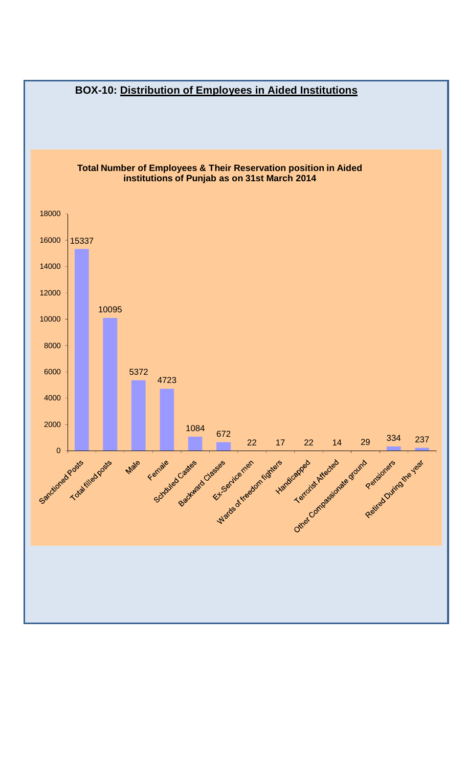# BOX-10: Distribution of Employees in Aided Institutions

**Total Number of Employees & Their Reservation position in Aided institutions of Punjab as on 31st March 2014**

| Category | Number |
|---|---|
| Sanctioned Posts | 15337 |
| Total filled posts | 10095 |
| Male | 5372 |
| Female | 4723 |
| Schduled Castes | 1084 |
| Backward Classes | 672 |
| Ex-Service men | 22 |
| Wards of freedom fighters | 17 |
| Handicapped | 22 |
| Terrorist Affected | 14 |
| Other Compassionate ground | 29 |
| Pensioners | 334 |
| Retired During the year | 237 |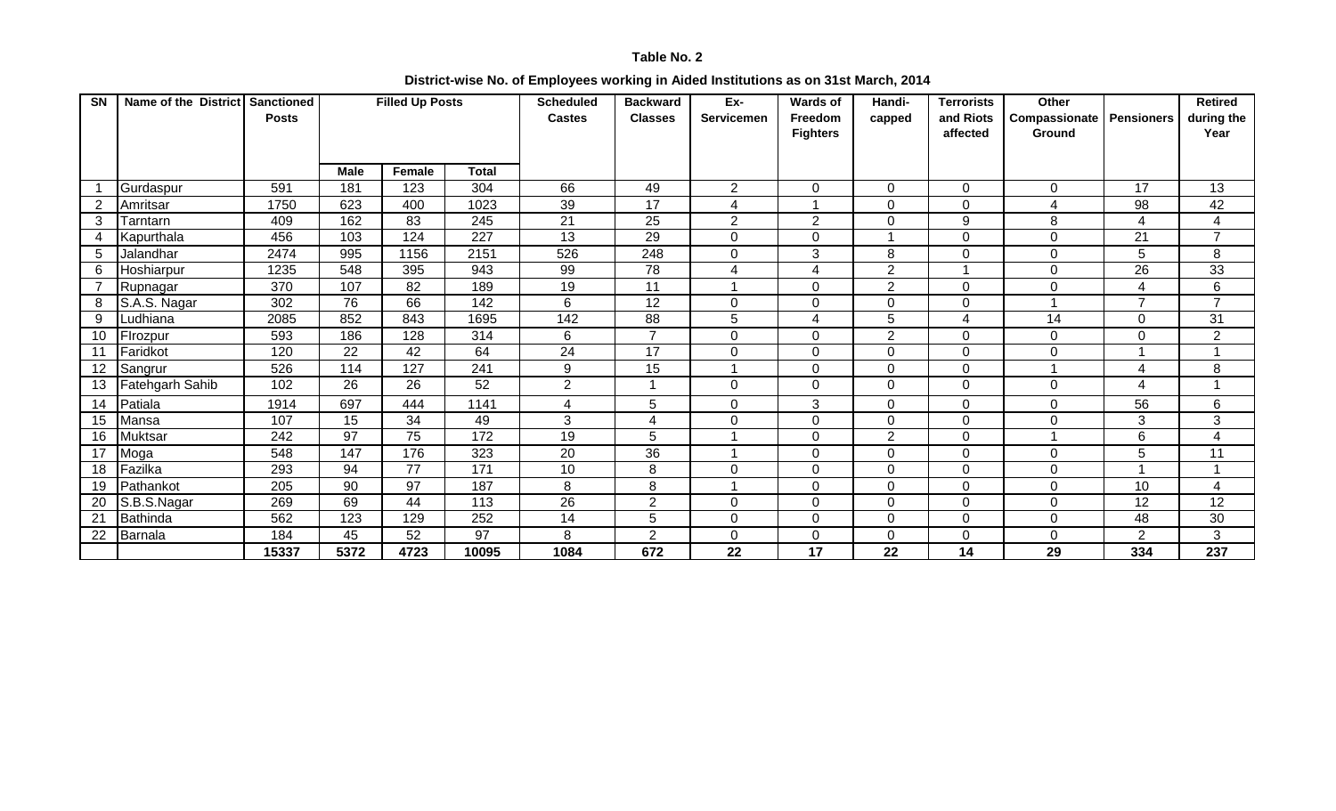**Table No. 2**

**District-wise No. of Employees working in Aided Institutions as on 31st March, 2014**

| SN | Name of the District | Sanctioned Posts | Filled Up Posts | | | Scheduled Castes | Backward Classes | Ex-Servicemen | Wards of Freedom Fighters | Handi-capped | Terrorists and Riots affected | Other Compassionate Ground | Pensioners | Retired during the Year |
|---|---|---|---|---|---|---|---|---|---|---|---|---|---|---|
| | | | Male | Female | Total | | | | | | | | | |
| 1 | Gurdaspur | 591 | 181 | 123 | 304 | 66 | 49 | 2 | 0 | 0 | 0 | 0 | 17 | 13 |
| 2 | Amritsar | 1750 | 623 | 400 | 1023 | 39 | 17 | 4 | 1 | 0 | 0 | 4 | 98 | 42 |
| 3 | Tarntarn | 409 | 162 | 83 | 245 | 21 | 25 | 2 | 2 | 0 | 9 | 8 | 4 | 4 |
| 4 | Kapurthala | 456 | 103 | 124 | 227 | 13 | 29 | 0 | 0 | 1 | 0 | 0 | 21 | 7 |
| 5 | Jalandhar | 2474 | 995 | 1156 | 2151 | 526 | 248 | 0 | 3 | 8 | 0 | 0 | 5 | 8 |
| 6 | Hoshiarpur | 1235 | 548 | 395 | 943 | 99 | 78 | 4 | 4 | 2 | 1 | 0 | 26 | 33 |
| 7 | Rupnagar | 370 | 107 | 82 | 189 | 19 | 11 | 1 | 0 | 2 | 0 | 0 | 4 | 6 |
| 8 | S.A.S. Nagar | 302 | 76 | 66 | 142 | 6 | 12 | 0 | 0 | 0 | 0 | 1 | 7 | 7 |
| 9 | Ludhiana | 2085 | 852 | 843 | 1695 | 142 | 88 | 5 | 4 | 5 | 4 | 14 | 0 | 31 |
| 10 | FIrozpur | 593 | 186 | 128 | 314 | 6 | 7 | 0 | 0 | 2 | 0 | 0 | 0 | 2 |
| 11 | Faridkot | 120 | 22 | 42 | 64 | 24 | 17 | 0 | 0 | 0 | 0 | 0 | 1 | 1 |
| 12 | Sangrur | 526 | 114 | 127 | 241 | 9 | 15 | 1 | 0 | 0 | 0 | 1 | 4 | 8 |
| 13 | Fatehgarh Sahib | 102 | 26 | 26 | 52 | 2 | 1 | 0 | 0 | 0 | 0 | 0 | 4 | 1 |
| 14 | Patiala | 1914 | 697 | 444 | 1141 | 4 | 5 | 0 | 3 | 0 | 0 | 0 | 56 | 6 |
| 15 | Mansa | 107 | 15 | 34 | 49 | 3 | 4 | 0 | 0 | 0 | 0 | 0 | 3 | 3 |
| 16 | Muktsar | 242 | 97 | 75 | 172 | 19 | 5 | 1 | 0 | 2 | 0 | 1 | 6 | 4 |
| 17 | Moga | 548 | 147 | 176 | 323 | 20 | 36 | 1 | 0 | 0 | 0 | 0 | 5 | 11 |
| 18 | Fazilka | 293 | 94 | 77 | 171 | 10 | 8 | 0 | 0 | 0 | 0 | 0 | 1 | 1 |
| 19 | Pathankot | 205 | 90 | 97 | 187 | 8 | 8 | 1 | 0 | 0 | 0 | 0 | 10 | 4 |
| 20 | S.B.S.Nagar | 269 | 69 | 44 | 113 | 26 | 2 | 0 | 0 | 0 | 0 | 0 | 12 | 12 |
| 21 | Bathinda | 562 | 123 | 129 | 252 | 14 | 5 | 0 | 0 | 0 | 0 | 0 | 48 | 30 |
| 22 | Barnala | 184 | 45 | 52 | 97 | 8 | 2 | 0 | 0 | 0 | 0 | 0 | 2 | 3 |
| | | **15337** | **5372** | **4723** | **10095** | **1084** | **672** | **22** | **17** | **22** | **14** | **29** | **334** | **237** |